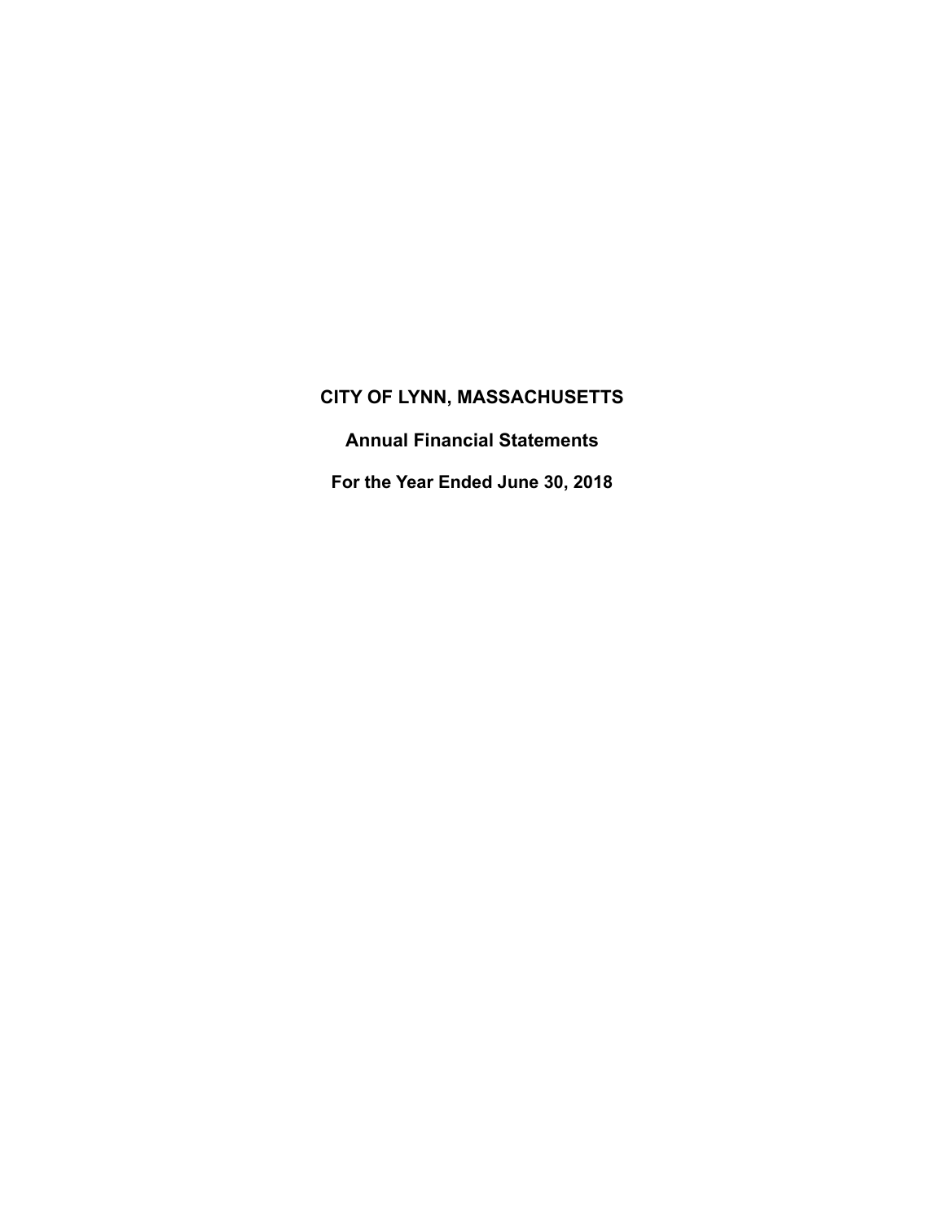# CITY OF LYNN, MASSACHUSETTS

## Annual Financial Statements

## For the Year Ended June 30, 2018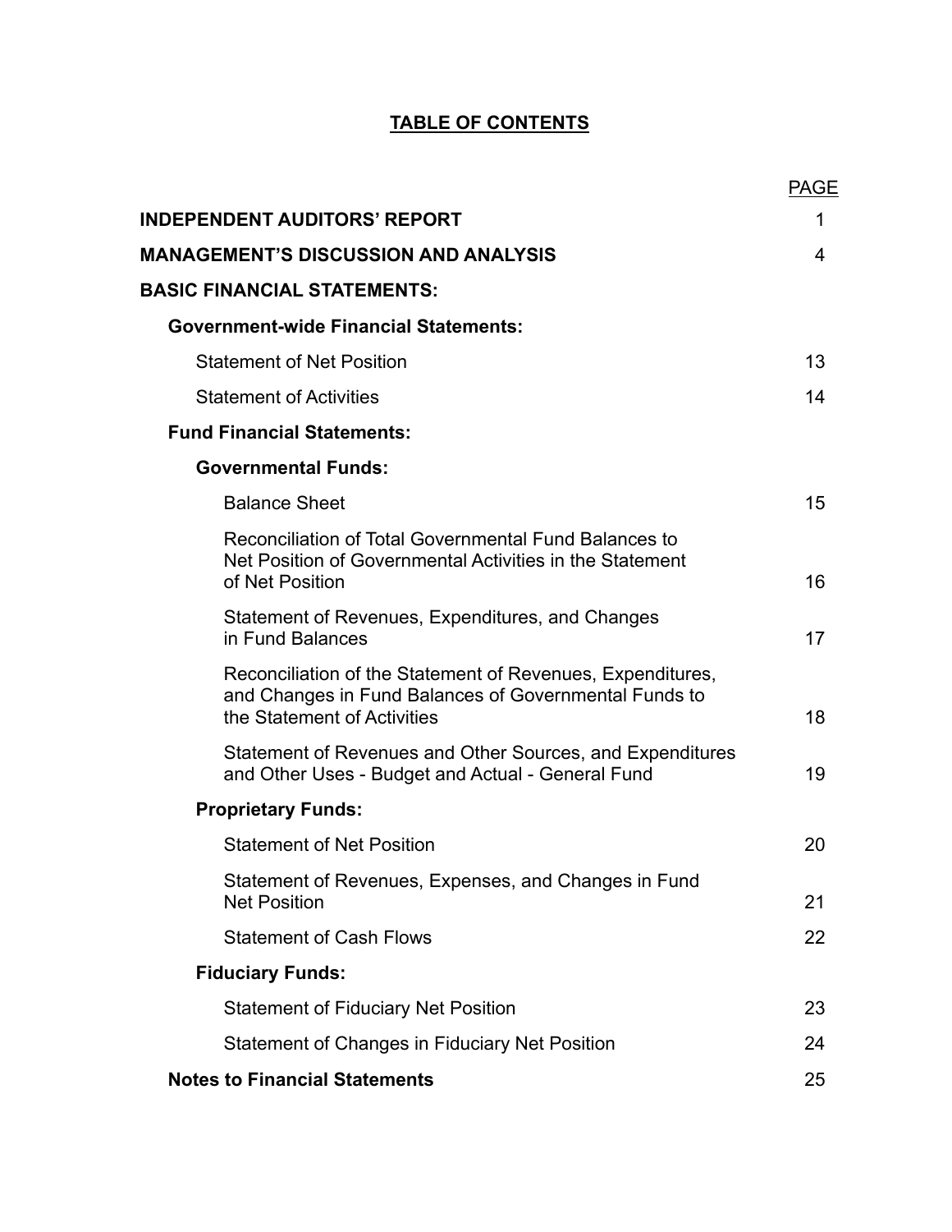# TABLE OF CONTENTS

| | PAGE |
|---|---|
| **INDEPENDENT AUDITORS' REPORT** | 1 |
| **MANAGEMENT'S DISCUSSION AND ANALYSIS** | 4 |
| **BASIC FINANCIAL STATEMENTS:** | |
| **Government-wide Financial Statements:** | |
| Statement of Net Position | 13 |
| Statement of Activities | 14 |
| **Fund Financial Statements:** | |
| **Governmental Funds:** | |
| Balance Sheet | 15 |
| Reconciliation of Total Governmental Fund Balances to Net Position of Governmental Activities in the Statement of Net Position | 16 |
| Statement of Revenues, Expenditures, and Changes in Fund Balances | 17 |
| Reconciliation of the Statement of Revenues, Expenditures, and Changes in Fund Balances of Governmental Funds to the Statement of Activities | 18 |
| Statement of Revenues and Other Sources, and Expenditures and Other Uses - Budget and Actual - General Fund | 19 |
| **Proprietary Funds:** | |
| Statement of Net Position | 20 |
| Statement of Revenues, Expenses, and Changes in Fund Net Position | 21 |
| Statement of Cash Flows | 22 |
| **Fiduciary Funds:** | |
| Statement of Fiduciary Net Position | 23 |
| Statement of Changes in Fiduciary Net Position | 24 |
| **Notes to Financial Statements** | 25 |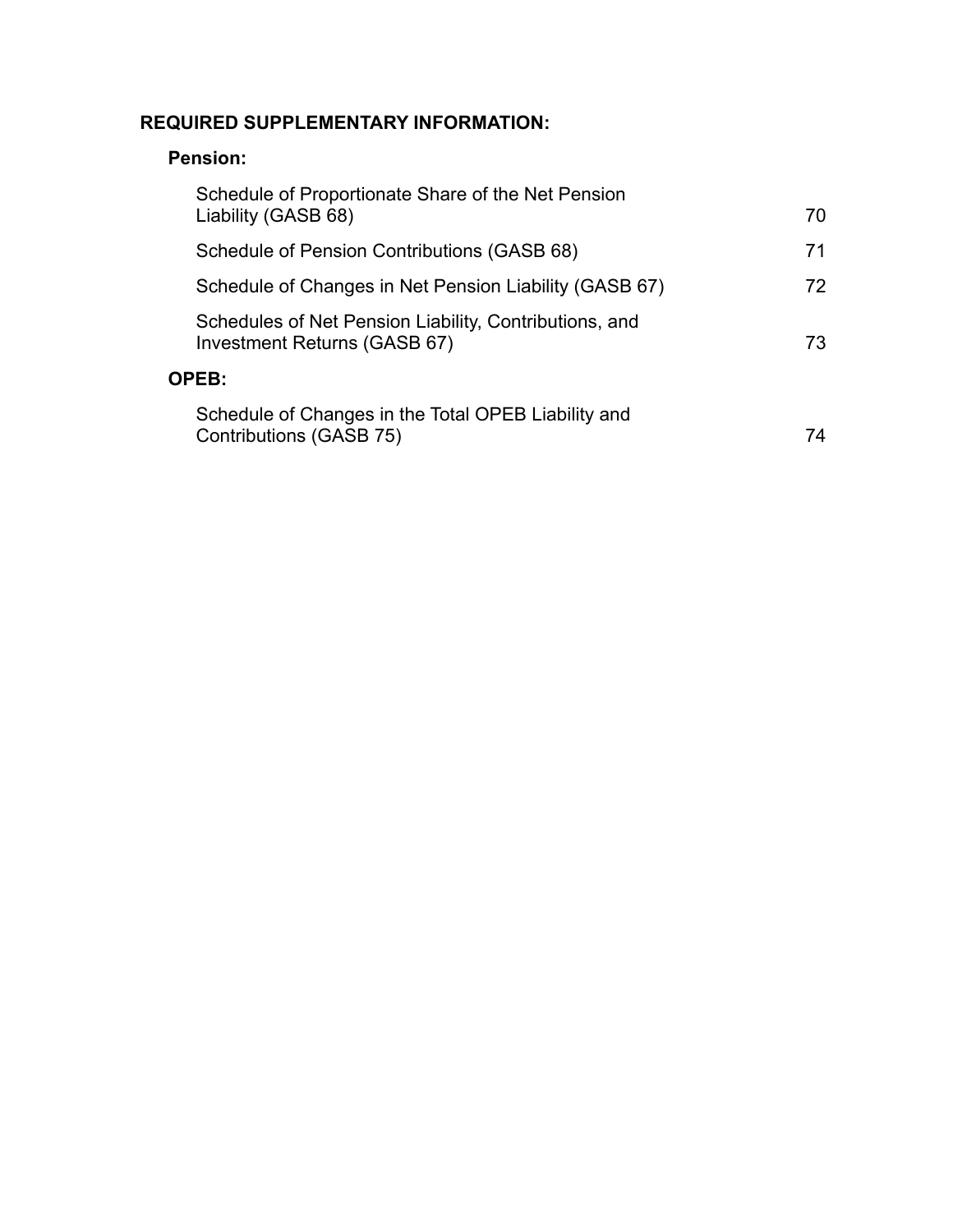**REQUIRED SUPPLEMENTARY INFORMATION:**

**Pension:**

| | |
|---|---|
| Schedule of Proportionate Share of the Net Pension Liability (GASB 68) | 70 |
| Schedule of Pension Contributions (GASB 68) | 71 |
| Schedule of Changes in Net Pension Liability (GASB 67) | 72 |
| Schedules of Net Pension Liability, Contributions, and Investment Returns (GASB 67) | 73 |

**OPEB:**

| | |
|---|---|
| Schedule of Changes in the Total OPEB Liability and Contributions (GASB 75) | 74 |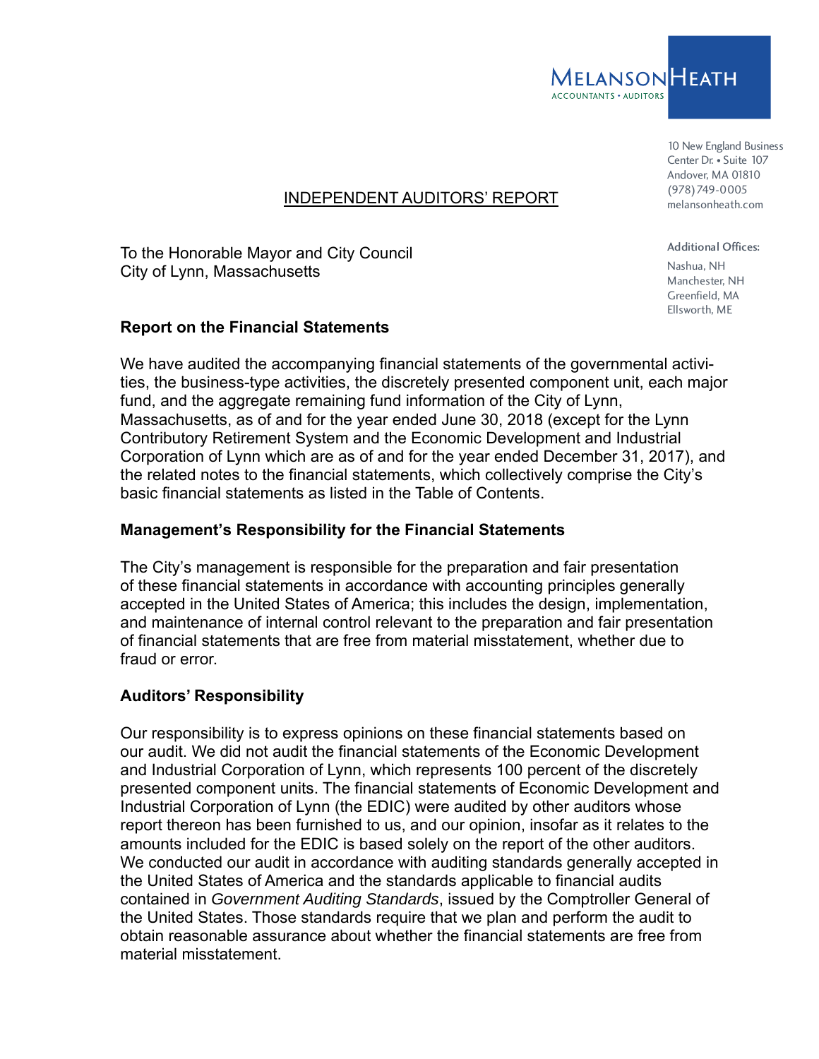MELANSON HEATH
ACCOUNTANTS • AUDITORS

10 New England Business Center Dr. • Suite 107
Andover, MA 01810
(978)749-0005
melansonheath.com

Additional Offices:
Nashua, NH
Manchester, NH
Greenfield, MA
Ellsworth, ME

# INDEPENDENT AUDITORS' REPORT

To the Honorable Mayor and City Council
City of Lynn, Massachusetts

## Report on the Financial Statements

We have audited the accompanying financial statements of the governmental activities, the business-type activities, the discretely presented component unit, each major fund, and the aggregate remaining fund information of the City of Lynn, Massachusetts, as of and for the year ended June 30, 2018 (except for the Lynn Contributory Retirement System and the Economic Development and Industrial Corporation of Lynn which are as of and for the year ended December 31, 2017), and the related notes to the financial statements, which collectively comprise the City's basic financial statements as listed in the Table of Contents.

## Management's Responsibility for the Financial Statements

The City's management is responsible for the preparation and fair presentation of these financial statements in accordance with accounting principles generally accepted in the United States of America; this includes the design, implementation, and maintenance of internal control relevant to the preparation and fair presentation of financial statements that are free from material misstatement, whether due to fraud or error.

## Auditors' Responsibility

Our responsibility is to express opinions on these financial statements based on our audit. We did not audit the financial statements of the Economic Development and Industrial Corporation of Lynn, which represents 100 percent of the discretely presented component units. The financial statements of Economic Development and Industrial Corporation of Lynn (the EDIC) were audited by other auditors whose report thereon has been furnished to us, and our opinion, insofar as it relates to the amounts included for the EDIC is based solely on the report of the other auditors. We conducted our audit in accordance with auditing standards generally accepted in the United States of America and the standards applicable to financial audits contained in *Government Auditing Standards*, issued by the Comptroller General of the United States. Those standards require that we plan and perform the audit to obtain reasonable assurance about whether the financial statements are free from material misstatement.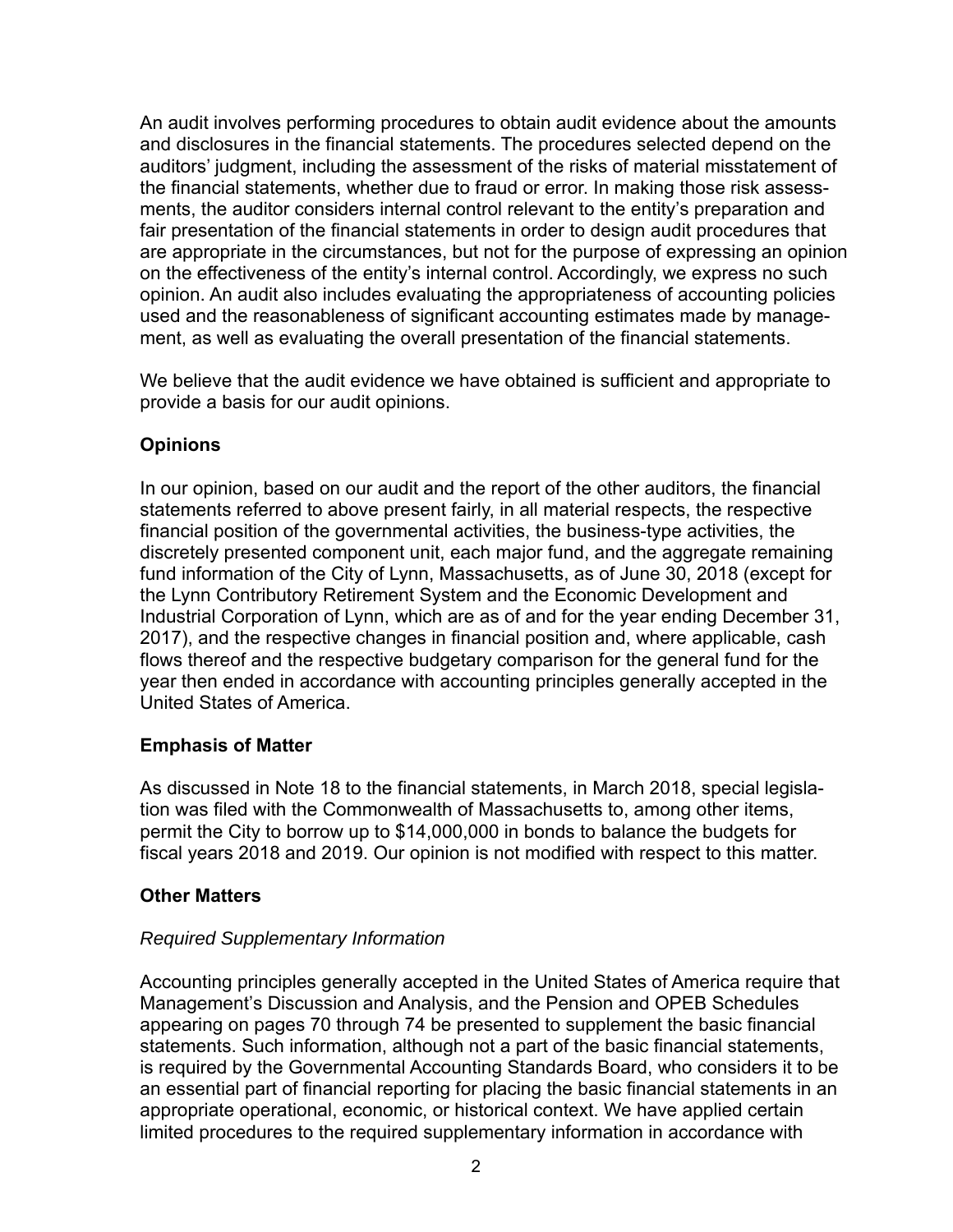An audit involves performing procedures to obtain audit evidence about the amounts and disclosures in the financial statements. The procedures selected depend on the auditors' judgment, including the assessment of the risks of material misstatement of the financial statements, whether due to fraud or error. In making those risk assessments, the auditor considers internal control relevant to the entity's preparation and fair presentation of the financial statements in order to design audit procedures that are appropriate in the circumstances, but not for the purpose of expressing an opinion on the effectiveness of the entity's internal control. Accordingly, we express no such opinion. An audit also includes evaluating the appropriateness of accounting policies used and the reasonableness of significant accounting estimates made by management, as well as evaluating the overall presentation of the financial statements.

We believe that the audit evidence we have obtained is sufficient and appropriate to provide a basis for our audit opinions.

## Opinions

In our opinion, based on our audit and the report of the other auditors, the financial statements referred to above present fairly, in all material respects, the respective financial position of the governmental activities, the business-type activities, the discretely presented component unit, each major fund, and the aggregate remaining fund information of the City of Lynn, Massachusetts, as of June 30, 2018 (except for the Lynn Contributory Retirement System and the Economic Development and Industrial Corporation of Lynn, which are as of and for the year ending December 31, 2017), and the respective changes in financial position and, where applicable, cash flows thereof and the respective budgetary comparison for the general fund for the year then ended in accordance with accounting principles generally accepted in the United States of America.

## Emphasis of Matter

As discussed in Note 18 to the financial statements, in March 2018, special legislation was filed with the Commonwealth of Massachusetts to, among other items, permit the City to borrow up to $14,000,000 in bonds to balance the budgets for fiscal years 2018 and 2019. Our opinion is not modified with respect to this matter.

## Other Matters

### *Required Supplementary Information*

Accounting principles generally accepted in the United States of America require that Management's Discussion and Analysis, and the Pension and OPEB Schedules appearing on pages 70 through 74 be presented to supplement the basic financial statements. Such information, although not a part of the basic financial statements, is required by the Governmental Accounting Standards Board, who considers it to be an essential part of financial reporting for placing the basic financial statements in an appropriate operational, economic, or historical context. We have applied certain limited procedures to the required supplementary information in accordance with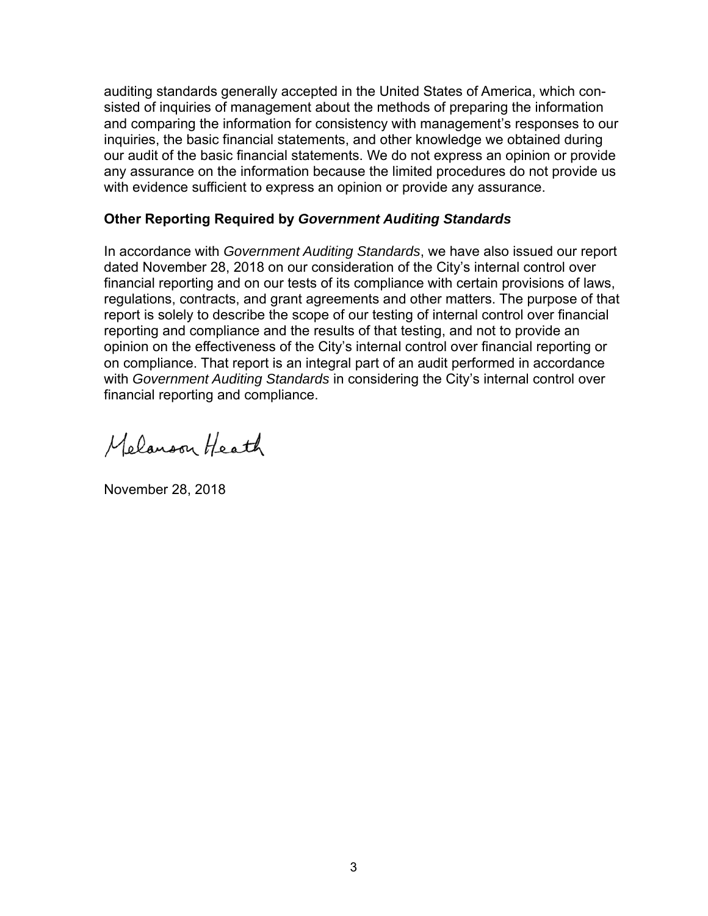auditing standards generally accepted in the United States of America, which consisted of inquiries of management about the methods of preparing the information and comparing the information for consistency with management's responses to our inquiries, the basic financial statements, and other knowledge we obtained during our audit of the basic financial statements. We do not express an opinion or provide any assurance on the information because the limited procedures do not provide us with evidence sufficient to express an opinion or provide any assurance.

### Other Reporting Required by *Government Auditing Standards*

In accordance with *Government Auditing Standards*, we have also issued our report dated November 28, 2018 on our consideration of the City's internal control over financial reporting and on our tests of its compliance with certain provisions of laws, regulations, contracts, and grant agreements and other matters. The purpose of that report is solely to describe the scope of our testing of internal control over financial reporting and compliance and the results of that testing, and not to provide an opinion on the effectiveness of the City's internal control over financial reporting or on compliance. That report is an integral part of an audit performed in accordance with *Government Auditing Standards* in considering the City's internal control over financial reporting and compliance.

Melanson Heath

November 28, 2018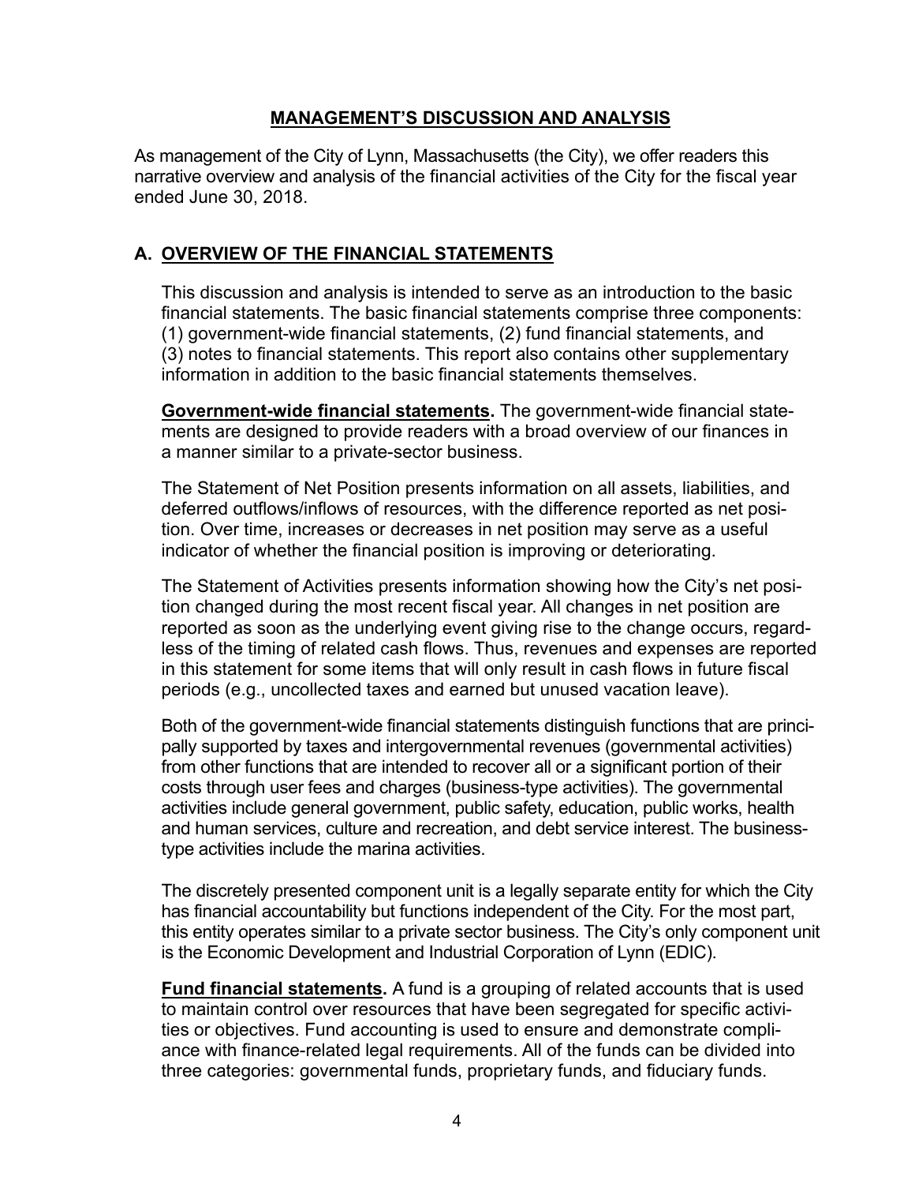## MANAGEMENT'S DISCUSSION AND ANALYSIS

As management of the City of Lynn, Massachusetts (the City), we offer readers this narrative overview and analysis of the financial activities of the City for the fiscal year ended June 30, 2018.

### A. OVERVIEW OF THE FINANCIAL STATEMENTS

This discussion and analysis is intended to serve as an introduction to the basic financial statements. The basic financial statements comprise three components: (1) government-wide financial statements, (2) fund financial statements, and (3) notes to financial statements. This report also contains other supplementary information in addition to the basic financial statements themselves.

**Government-wide financial statements.** The government-wide financial statements are designed to provide readers with a broad overview of our finances in a manner similar to a private-sector business.

The Statement of Net Position presents information on all assets, liabilities, and deferred outflows/inflows of resources, with the difference reported as net position. Over time, increases or decreases in net position may serve as a useful indicator of whether the financial position is improving or deteriorating.

The Statement of Activities presents information showing how the City's net position changed during the most recent fiscal year. All changes in net position are reported as soon as the underlying event giving rise to the change occurs, regardless of the timing of related cash flows. Thus, revenues and expenses are reported in this statement for some items that will only result in cash flows in future fiscal periods (e.g., uncollected taxes and earned but unused vacation leave).

Both of the government-wide financial statements distinguish functions that are principally supported by taxes and intergovernmental revenues (governmental activities) from other functions that are intended to recover all or a significant portion of their costs through user fees and charges (business-type activities). The governmental activities include general government, public safety, education, public works, health and human services, culture and recreation, and debt service interest. The business-type activities include the marina activities.

The discretely presented component unit is a legally separate entity for which the City has financial accountability but functions independent of the City. For the most part, this entity operates similar to a private sector business. The City's only component unit is the Economic Development and Industrial Corporation of Lynn (EDIC).

**Fund financial statements.** A fund is a grouping of related accounts that is used to maintain control over resources that have been segregated for specific activities or objectives. Fund accounting is used to ensure and demonstrate compliance with finance-related legal requirements. All of the funds can be divided into three categories: governmental funds, proprietary funds, and fiduciary funds.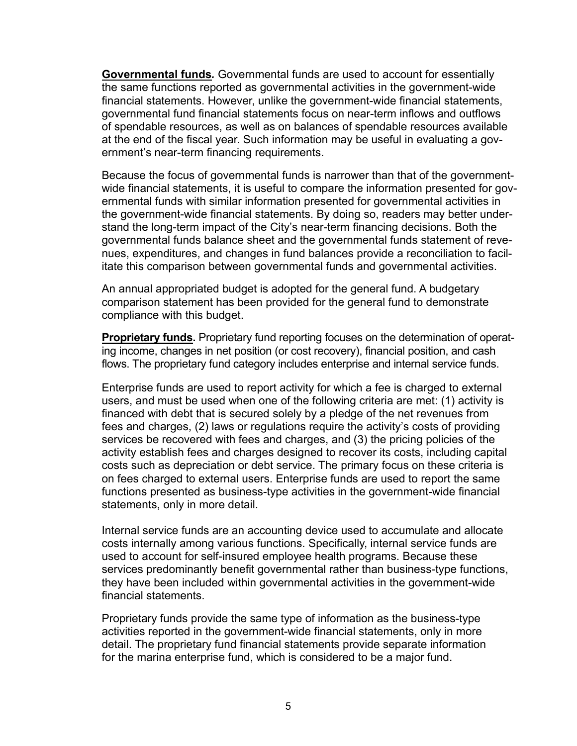**Governmental funds.** Governmental funds are used to account for essentially the same functions reported as governmental activities in the government-wide financial statements. However, unlike the government-wide financial statements, governmental fund financial statements focus on near-term inflows and outflows of spendable resources, as well as on balances of spendable resources available at the end of the fiscal year. Such information may be useful in evaluating a government's near-term financing requirements.

Because the focus of governmental funds is narrower than that of the government-wide financial statements, it is useful to compare the information presented for governmental funds with similar information presented for governmental activities in the government-wide financial statements. By doing so, readers may better understand the long-term impact of the City's near-term financing decisions. Both the governmental funds balance sheet and the governmental funds statement of revenues, expenditures, and changes in fund balances provide a reconciliation to facilitate this comparison between governmental funds and governmental activities.

An annual appropriated budget is adopted for the general fund. A budgetary comparison statement has been provided for the general fund to demonstrate compliance with this budget.

**Proprietary funds.** Proprietary fund reporting focuses on the determination of operating income, changes in net position (or cost recovery), financial position, and cash flows. The proprietary fund category includes enterprise and internal service funds.

Enterprise funds are used to report activity for which a fee is charged to external users, and must be used when one of the following criteria are met: (1) activity is financed with debt that is secured solely by a pledge of the net revenues from fees and charges, (2) laws or regulations require the activity's costs of providing services be recovered with fees and charges, and (3) the pricing policies of the activity establish fees and charges designed to recover its costs, including capital costs such as depreciation or debt service. The primary focus on these criteria is on fees charged to external users. Enterprise funds are used to report the same functions presented as business-type activities in the government-wide financial statements, only in more detail.

Internal service funds are an accounting device used to accumulate and allocate costs internally among various functions. Specifically, internal service funds are used to account for self-insured employee health programs. Because these services predominantly benefit governmental rather than business-type functions, they have been included within governmental activities in the government-wide financial statements.

Proprietary funds provide the same type of information as the business-type activities reported in the government-wide financial statements, only in more detail. The proprietary fund financial statements provide separate information for the marina enterprise fund, which is considered to be a major fund.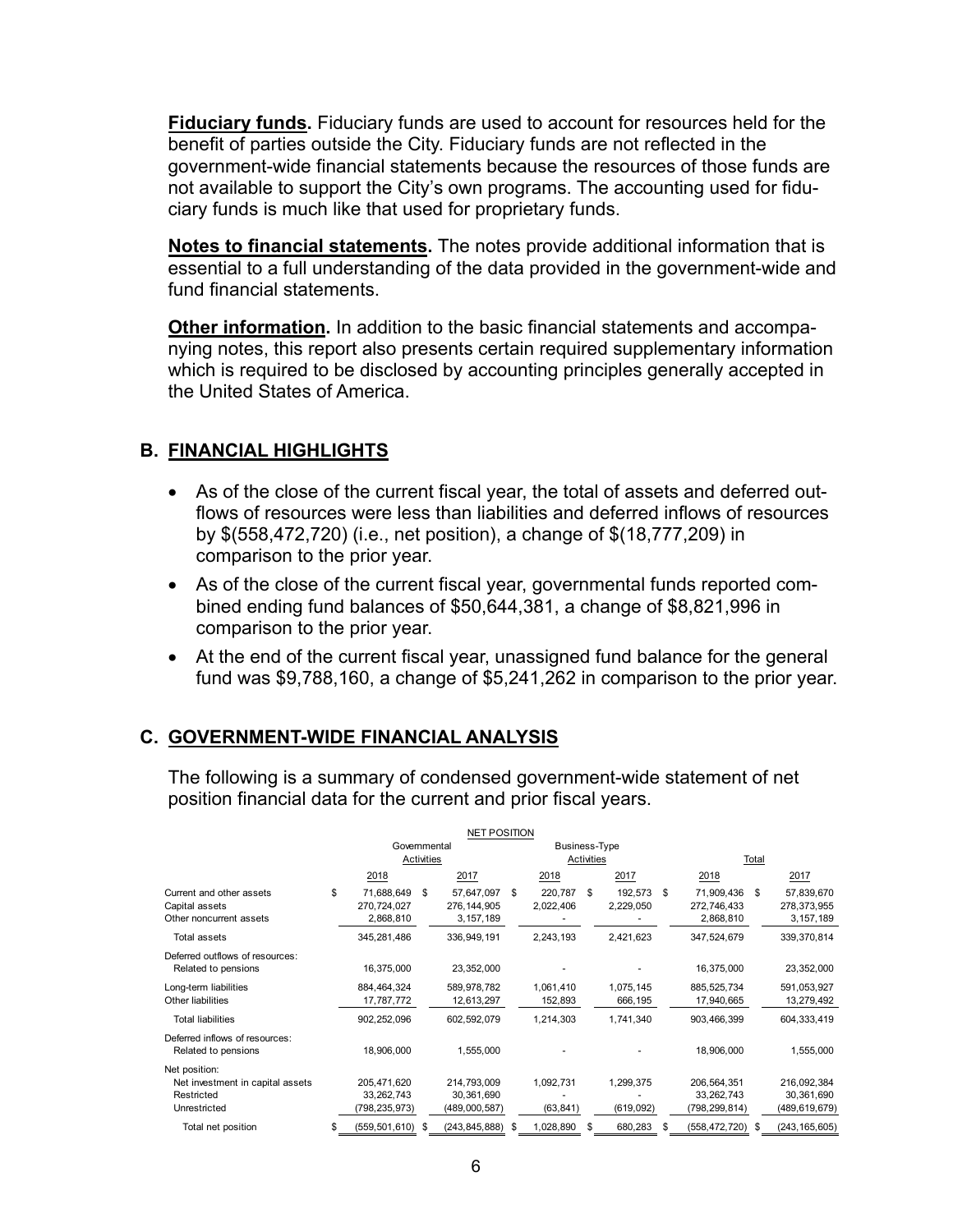**Fiduciary funds.** Fiduciary funds are used to account for resources held for the benefit of parties outside the City. Fiduciary funds are not reflected in the government-wide financial statements because the resources of those funds are not available to support the City's own programs. The accounting used for fiduciary funds is much like that used for proprietary funds.

**Notes to financial statements.** The notes provide additional information that is essential to a full understanding of the data provided in the government-wide and fund financial statements.

**Other information.** In addition to the basic financial statements and accompanying notes, this report also presents certain required supplementary information which is required to be disclosed by accounting principles generally accepted in the United States of America.

## B. FINANCIAL HIGHLIGHTS

- As of the close of the current fiscal year, the total of assets and deferred outflows of resources were less than liabilities and deferred inflows of resources by $(558,472,720) (i.e., net position), a change of $(18,777,209) in comparison to the prior year.
- As of the close of the current fiscal year, governmental funds reported combined ending fund balances of $50,644,381, a change of $8,821,996 in comparison to the prior year.
- At the end of the current fiscal year, unassigned fund balance for the general fund was $9,788,160, a change of $5,241,262 in comparison to the prior year.

## C. GOVERNMENT-WIDE FINANCIAL ANALYSIS

The following is a summary of condensed government-wide statement of net position financial data for the current and prior fiscal years.

NET POSITION

| | Governmental Activities | | Business-Type Activities | | Total | |
|---|---|---|---|---|---|---|
| | 2018 | 2017 | 2018 | 2017 | 2018 | 2017 |
| Current and other assets | $ 71,688,649 | $ 57,647,097 | $ 220,787 | $ 192,573 | $ 71,909,436 | $ 57,839,670 |
| Capital assets | 270,724,027 | 276,144,905 | 2,022,406 | 2,229,050 | 272,746,433 | 278,373,955 |
| Other noncurrent assets | 2,868,810 | 3,157,189 | - | - | 2,868,810 | 3,157,189 |
| Total assets | 345,281,486 | 336,949,191 | 2,243,193 | 2,421,623 | 347,524,679 | 339,370,814 |
| Deferred outflows of resources: | | | | | | |
| Related to pensions | 16,375,000 | 23,352,000 | - | - | 16,375,000 | 23,352,000 |
| Long-term liabilities | 884,464,324 | 589,978,782 | 1,061,410 | 1,075,145 | 885,525,734 | 591,053,927 |
| Other liabilities | 17,787,772 | 12,613,297 | 152,893 | 666,195 | 17,940,665 | 13,279,492 |
| Total liabilities | 902,252,096 | 602,592,079 | 1,214,303 | 1,741,340 | 903,466,399 | 604,333,419 |
| Deferred inflows of resources: | | | | | | |
| Related to pensions | 18,906,000 | 1,555,000 | - | - | 18,906,000 | 1,555,000 |
| Net position: | | | | | | |
| Net investment in capital assets | 205,471,620 | 214,793,009 | 1,092,731 | 1,299,375 | 206,564,351 | 216,092,384 |
| Restricted | 33,262,743 | 30,361,690 | - | - | 33,262,743 | 30,361,690 |
| Unrestricted | (798,235,973) | (489,000,587) | (63,841) | (619,092) | (798,299,814) | (489,619,679) |
| Total net position | $ (559,501,610) | $ (243,845,888) | $ 1,028,890 | $ 680,283 | $ (558,472,720) | $ (243,165,605) |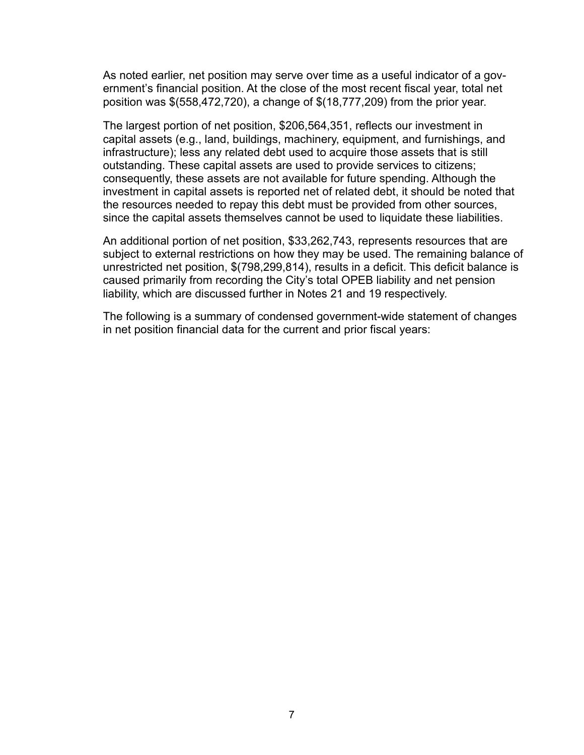As noted earlier, net position may serve over time as a useful indicator of a government's financial position. At the close of the most recent fiscal year, total net position was $(558,472,720), a change of $(18,777,209) from the prior year.

The largest portion of net position, $206,564,351, reflects our investment in capital assets (e.g., land, buildings, machinery, equipment, and furnishings, and infrastructure); less any related debt used to acquire those assets that is still outstanding. These capital assets are used to provide services to citizens; consequently, these assets are not available for future spending. Although the investment in capital assets is reported net of related debt, it should be noted that the resources needed to repay this debt must be provided from other sources, since the capital assets themselves cannot be used to liquidate these liabilities.

An additional portion of net position, $33,262,743, represents resources that are subject to external restrictions on how they may be used. The remaining balance of unrestricted net position, $(798,299,814), results in a deficit. This deficit balance is caused primarily from recording the City's total OPEB liability and net pension liability, which are discussed further in Notes 21 and 19 respectively.

The following is a summary of condensed government-wide statement of changes in net position financial data for the current and prior fiscal years: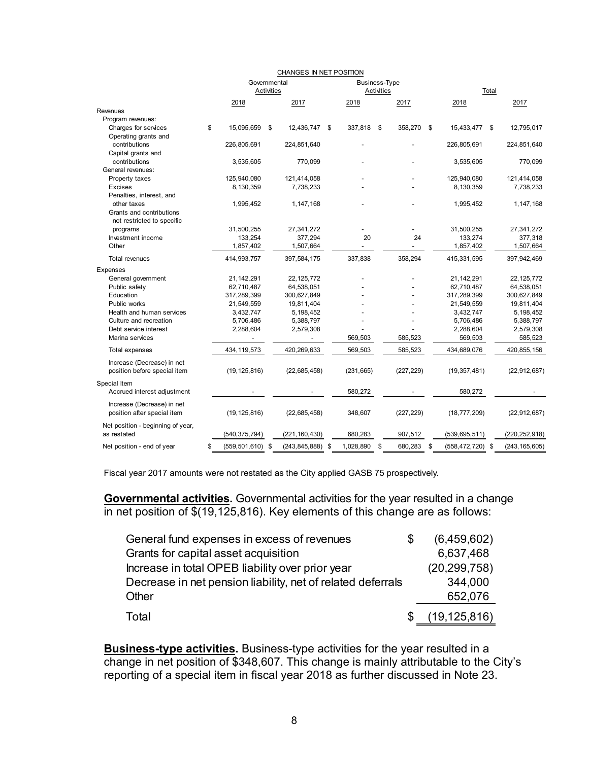CHANGES IN NET POSITION

| | Governmental Activities | | Business-Type Activities | | Total | |
|---|---|---|---|---|---|---|
| | 2018 | 2017 | 2018 | 2017 | 2018 | 2017 |
| Revenues | | | | | | |
| Program revenues: | | | | | | |
| Charges for services | $ 15,095,659 | $ 12,436,747 | $ 337,818 | $ 358,270 | $ 15,433,477 | $ 12,795,017 |
| Operating grants and contributions | 226,805,691 | 224,851,640 | - | - | 226,805,691 | 224,851,640 |
| Capital grants and contributions | 3,535,605 | 770,099 | - | - | 3,535,605 | 770,099 |
| General revenues: | | | | | | |
| Property taxes | 125,940,080 | 121,414,058 | - | - | 125,940,080 | 121,414,058 |
| Excises | 8,130,359 | 7,738,233 | - | - | 8,130,359 | 7,738,233 |
| Penalties, interest, and other taxes | 1,995,452 | 1,147,168 | - | - | 1,995,452 | 1,147,168 |
| Grants and contributions not restricted to specific programs | 31,500,255 | 27,341,272 | - | - | 31,500,255 | 27,341,272 |
| Investment income | 133,254 | 377,294 | 20 | 24 | 133,274 | 377,318 |
| Other | 1,857,402 | 1,507,664 | - | - | 1,857,402 | 1,507,664 |
| Total revenues | 414,993,757 | 397,584,175 | 337,838 | 358,294 | 415,331,595 | 397,942,469 |
| Expenses | | | | | | |
| General government | 21,142,291 | 22,125,772 | - | - | 21,142,291 | 22,125,772 |
| Public safety | 62,710,487 | 64,538,051 | - | - | 62,710,487 | 64,538,051 |
| Education | 317,289,399 | 300,627,849 | - | - | 317,289,399 | 300,627,849 |
| Public works | 21,549,559 | 19,811,404 | - | - | 21,549,559 | 19,811,404 |
| Health and human services | 3,432,747 | 5,198,452 | - | - | 3,432,747 | 5,198,452 |
| Culture and recreation | 5,706,486 | 5,388,797 | - | - | 5,706,486 | 5,388,797 |
| Debt service interest | 2,288,604 | 2,579,308 | - | - | 2,288,604 | 2,579,308 |
| Marina services | - | - | 569,503 | 585,523 | 569,503 | 585,523 |
| Total expenses | 434,119,573 | 420,269,633 | 569,503 | 585,523 | 434,689,076 | 420,855,156 |
| Increase (Decrease) in net position before special item | (19,125,816) | (22,685,458) | (231,665) | (227,229) | (19,357,481) | (22,912,687) |
| Special Item | | | | | | |
| Accrued interest adjustment | - | - | 580,272 | - | 580,272 | - |
| Increase (Decrease) in net position after special item | (19,125,816) | (22,685,458) | 348,607 | (227,229) | (18,777,209) | (22,912,687) |
| Net position - beginning of year, as restated | (540,375,794) | (221,160,430) | 680,283 | 907,512 | (539,695,511) | (220,252,918) |
| Net position - end of year | $ (559,501,610) | $ (243,845,888) | $ 1,028,890 | $ 680,283 | $ (558,472,720) | $ (243,165,605) |

Fiscal year 2017 amounts were not restated as the City applied GASB 75 prospectively.

**Governmental activities.** Governmental activities for the year resulted in a change in net position of $(19,125,816). Key elements of this change are as follows:

| | |
|---|---|
| General fund expenses in excess of revenues | $ (6,459,602) |
| Grants for capital asset acquisition | 6,637,468 |
| Increase in total OPEB liability over prior year | (20,299,758) |
| Decrease in net pension liability, net of related deferrals | 344,000 |
| Other | 652,076 |
| Total | $ (19,125,816) |

**Business-type activities.** Business-type activities for the year resulted in a change in net position of $348,607. This change is mainly attributable to the City's reporting of a special item in fiscal year 2018 as further discussed in Note 23.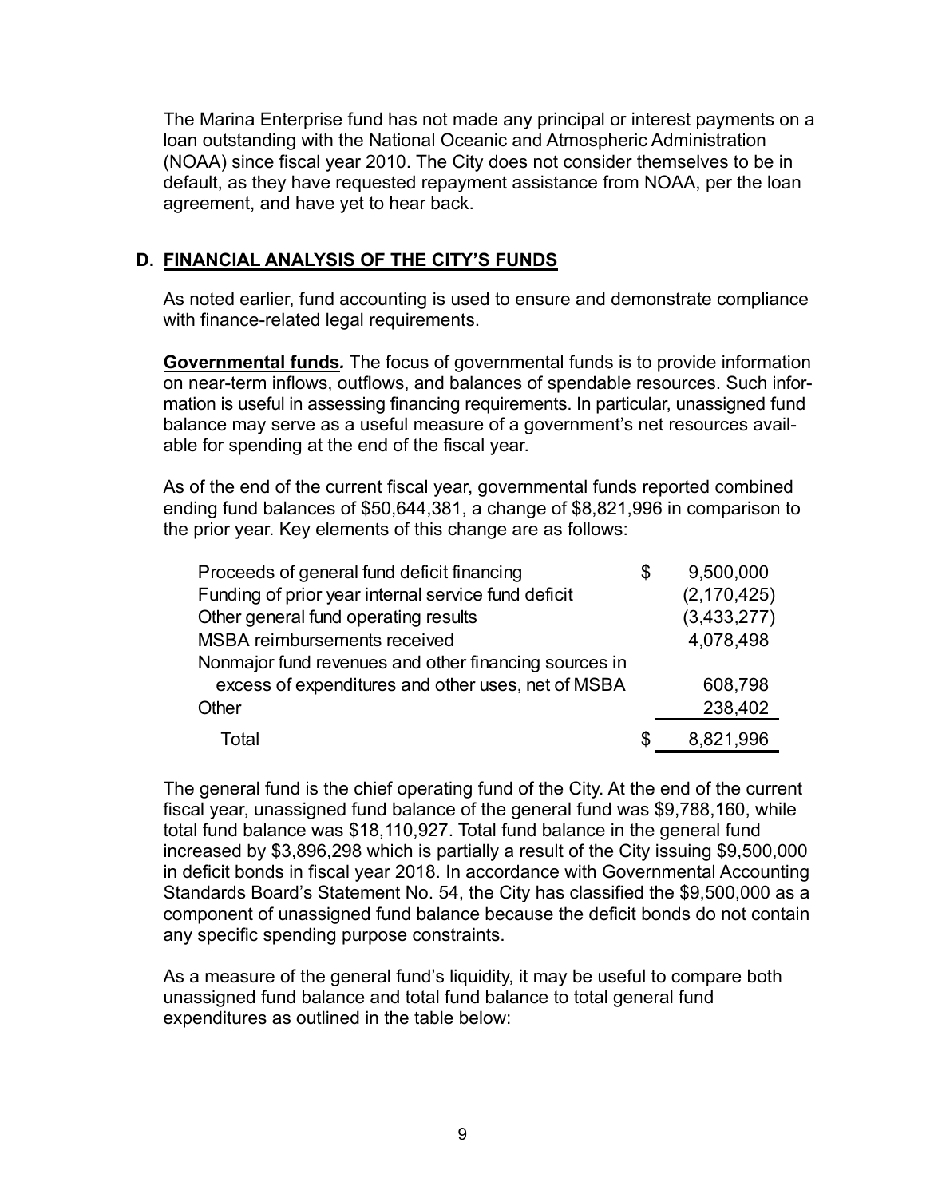The Marina Enterprise fund has not made any principal or interest payments on a loan outstanding with the National Oceanic and Atmospheric Administration (NOAA) since fiscal year 2010. The City does not consider themselves to be in default, as they have requested repayment assistance from NOAA, per the loan agreement, and have yet to hear back.

## D. FINANCIAL ANALYSIS OF THE CITY'S FUNDS

As noted earlier, fund accounting is used to ensure and demonstrate compliance with finance-related legal requirements.

**Governmental funds*.*** The focus of governmental funds is to provide information on near-term inflows, outflows, and balances of spendable resources. Such information is useful in assessing financing requirements. In particular, unassigned fund balance may serve as a useful measure of a government's net resources available for spending at the end of the fiscal year.

As of the end of the current fiscal year, governmental funds reported combined ending fund balances of $50,644,381, a change of $8,821,996 in comparison to the prior year. Key elements of this change are as follows:

| | |
|---|---|
| Proceeds of general fund deficit financing | $ 9,500,000 |
| Funding of prior year internal service fund deficit | (2,170,425) |
| Other general fund operating results | (3,433,277) |
| MSBA reimbursements received | 4,078,498 |
| Nonmajor fund revenues and other financing sources in excess of expenditures and other uses, net of MSBA | 608,798 |
| Other | 238,402 |
| Total | $ 8,821,996 |

The general fund is the chief operating fund of the City. At the end of the current fiscal year, unassigned fund balance of the general fund was $9,788,160, while total fund balance was $18,110,927. Total fund balance in the general fund increased by $3,896,298 which is partially a result of the City issuing $9,500,000 in deficit bonds in fiscal year 2018. In accordance with Governmental Accounting Standards Board's Statement No. 54, the City has classified the $9,500,000 as a component of unassigned fund balance because the deficit bonds do not contain any specific spending purpose constraints.

As a measure of the general fund's liquidity, it may be useful to compare both unassigned fund balance and total fund balance to total general fund expenditures as outlined in the table below: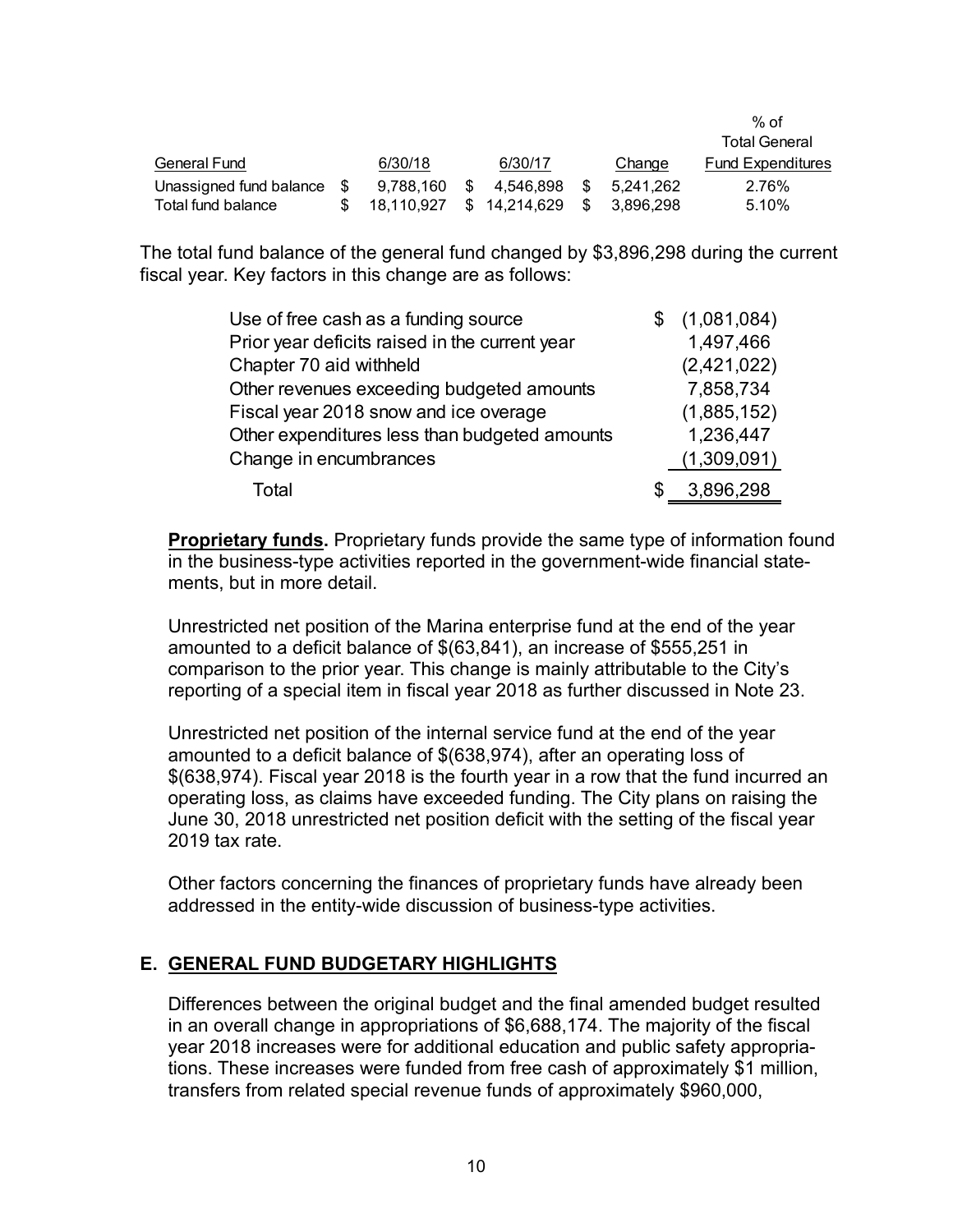| General Fund | 6/30/18 | 6/30/17 | Change | % of Total General Fund Expenditures |
|---|---|---|---|---|
| Unassigned fund balance | $ 9,788,160 | $ 4,546,898 | $ 5,241,262 | 2.76% |
| Total fund balance | $ 18,110,927 | $ 14,214,629 | $ 3,896,298 | 5.10% |

The total fund balance of the general fund changed by $3,896,298 during the current fiscal year. Key factors in this change are as follows:

| | |
|---|---|
| Use of free cash as a funding source | $ (1,081,084) |
| Prior year deficits raised in the current year | 1,497,466 |
| Chapter 70 aid withheld | (2,421,022) |
| Other revenues exceeding budgeted amounts | 7,858,734 |
| Fiscal year 2018 snow and ice overage | (1,885,152) |
| Other expenditures less than budgeted amounts | 1,236,447 |
| Change in encumbrances | (1,309,091) |
| Total | $ 3,896,298 |

**Proprietary funds.** Proprietary funds provide the same type of information found in the business-type activities reported in the government-wide financial statements, but in more detail.

Unrestricted net position of the Marina enterprise fund at the end of the year amounted to a deficit balance of $(63,841), an increase of $555,251 in comparison to the prior year. This change is mainly attributable to the City's reporting of a special item in fiscal year 2018 as further discussed in Note 23.

Unrestricted net position of the internal service fund at the end of the year amounted to a deficit balance of $(638,974), after an operating loss of $(638,974). Fiscal year 2018 is the fourth year in a row that the fund incurred an operating loss, as claims have exceeded funding. The City plans on raising the June 30, 2018 unrestricted net position deficit with the setting of the fiscal year 2019 tax rate.

Other factors concerning the finances of proprietary funds have already been addressed in the entity-wide discussion of business-type activities.

## E. GENERAL FUND BUDGETARY HIGHLIGHTS

Differences between the original budget and the final amended budget resulted in an overall change in appropriations of $6,688,174. The majority of the fiscal year 2018 increases were for additional education and public safety appropriations. These increases were funded from free cash of approximately $1 million, transfers from related special revenue funds of approximately $960,000,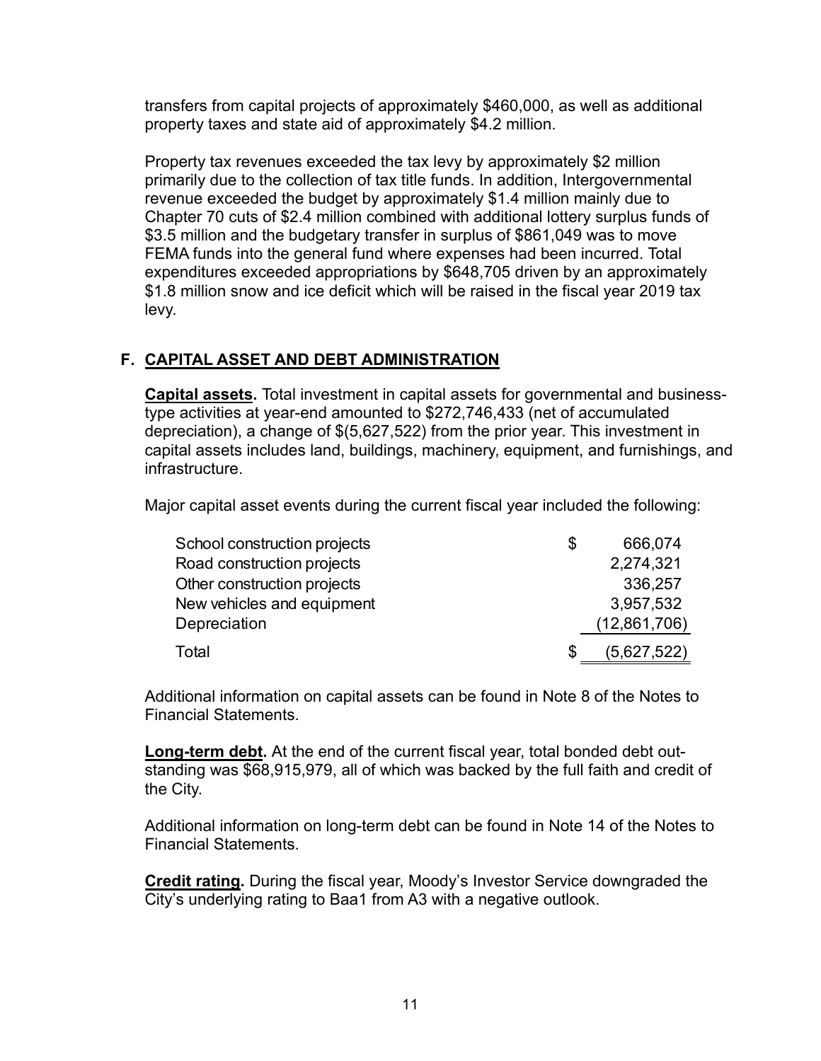transfers from capital projects of approximately $460,000, as well as additional property taxes and state aid of approximately $4.2 million.

Property tax revenues exceeded the tax levy by approximately $2 million primarily due to the collection of tax title funds. In addition, Intergovernmental revenue exceeded the budget by approximately $1.4 million mainly due to Chapter 70 cuts of $2.4 million combined with additional lottery surplus funds of $3.5 million and the budgetary transfer in surplus of $861,049 was to move FEMA funds into the general fund where expenses had been incurred. Total expenditures exceeded appropriations by $648,705 driven by an approximately $1.8 million snow and ice deficit which will be raised in the fiscal year 2019 tax levy.

## F. CAPITAL ASSET AND DEBT ADMINISTRATION

**Capital assets.** Total investment in capital assets for governmental and business-type activities at year-end amounted to $272,746,433 (net of accumulated depreciation), a change of $(5,627,522) from the prior year. This investment in capital assets includes land, buildings, machinery, equipment, and furnishings, and infrastructure.

Major capital asset events during the current fiscal year included the following:

| | |
|---|---|
| School construction projects | $ 666,074 |
| Road construction projects | 2,274,321 |
| Other construction projects | 336,257 |
| New vehicles and equipment | 3,957,532 |
| Depreciation | (12,861,706) |
| Total | $ (5,627,522) |

Additional information on capital assets can be found in Note 8 of the Notes to Financial Statements.

**Long-term debt.** At the end of the current fiscal year, total bonded debt outstanding was $68,915,979, all of which was backed by the full faith and credit of the City.

Additional information on long-term debt can be found in Note 14 of the Notes to Financial Statements.

**Credit rating.** During the fiscal year, Moody's Investor Service downgraded the City's underlying rating to Baa1 from A3 with a negative outlook.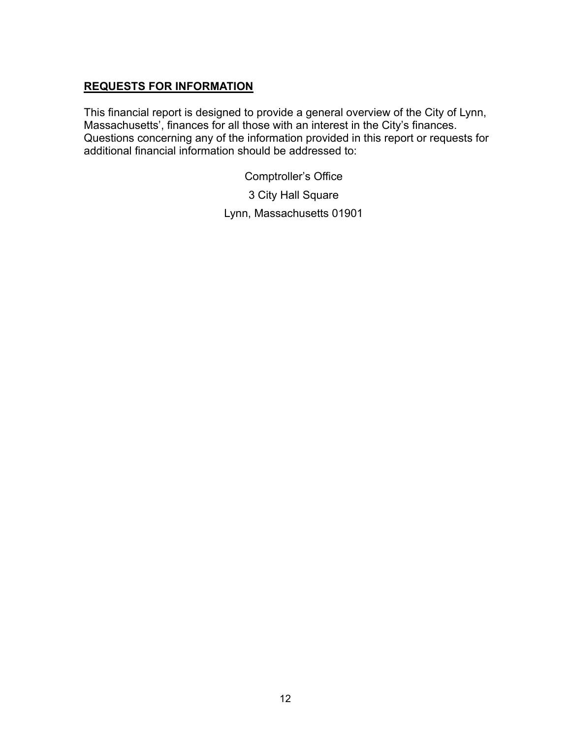## **REQUESTS FOR INFORMATION**

This financial report is designed to provide a general overview of the City of Lynn, Massachusetts', finances for all those with an interest in the City's finances. Questions concerning any of the information provided in this report or requests for additional financial information should be addressed to:

Comptroller's Office
3 City Hall Square
Lynn, Massachusetts 01901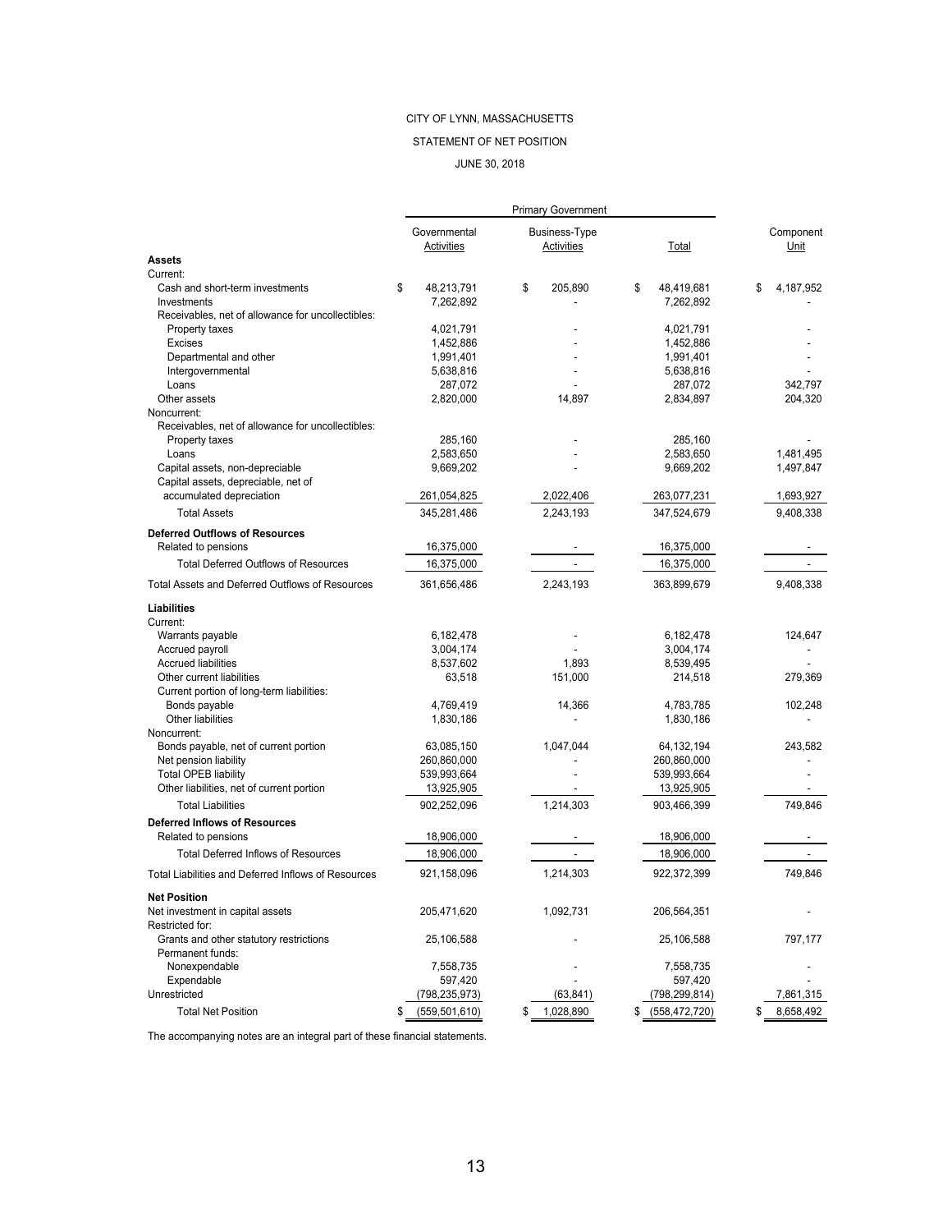CITY OF LYNN, MASSACHUSETTS

STATEMENT OF NET POSITION

JUNE 30, 2018

| | Primary Government | | | |
|---|---|---|---|---|
| | Governmental Activities | Business-Type Activities | Total | Component Unit |
| **Assets** | | | | |
| Current: | | | | |
| Cash and short-term investments | $ 48,213,791 | $ 205,890 | $ 48,419,681 | $ 4,187,952 |
| Investments | 7,262,892 | - | 7,262,892 | - |
| Receivables, net of allowance for uncollectibles: | | | | |
| Property taxes | 4,021,791 | - | 4,021,791 | - |
| Excises | 1,452,886 | - | 1,452,886 | - |
| Departmental and other | 1,991,401 | - | 1,991,401 | - |
| Intergovernmental | 5,638,816 | - | 5,638,816 | - |
| Loans | 287,072 | - | 287,072 | 342,797 |
| Other assets | 2,820,000 | 14,897 | 2,834,897 | 204,320 |
| Noncurrent: | | | | |
| Receivables, net of allowance for uncollectibles: | | | | |
| Property taxes | 285,160 | - | 285,160 | - |
| Loans | 2,583,650 | - | 2,583,650 | 1,481,495 |
| Capital assets, non-depreciable | 9,669,202 | - | 9,669,202 | 1,497,847 |
| Capital assets, depreciable, net of accumulated depreciation | 261,054,825 | 2,022,406 | 263,077,231 | 1,693,927 |
| Total Assets | 345,281,486 | 2,243,193 | 347,524,679 | 9,408,338 |
| **Deferred Outflows of Resources** | | | | |
| Related to pensions | 16,375,000 | - | 16,375,000 | - |
| Total Deferred Outflows of Resources | 16,375,000 | - | 16,375,000 | - |
| Total Assets and Deferred Outflows of Resources | 361,656,486 | 2,243,193 | 363,899,679 | 9,408,338 |
| **Liabilities** | | | | |
| Current: | | | | |
| Warrants payable | 6,182,478 | - | 6,182,478 | 124,647 |
| Accrued payroll | 3,004,174 | - | 3,004,174 | - |
| Accrued liabilities | 8,537,602 | 1,893 | 8,539,495 | - |
| Other current liabilities | 63,518 | 151,000 | 214,518 | 279,369 |
| Current portion of long-term liabilities: | | | | |
| Bonds payable | 4,769,419 | 14,366 | 4,783,785 | 102,248 |
| Other liabilities | 1,830,186 | - | 1,830,186 | - |
| Noncurrent: | | | | |
| Bonds payable, net of current portion | 63,085,150 | 1,047,044 | 64,132,194 | 243,582 |
| Net pension liability | 260,860,000 | - | 260,860,000 | - |
| Total OPEB liability | 539,993,664 | - | 539,993,664 | - |
| Other liabilities, net of current portion | 13,925,905 | - | 13,925,905 | - |
| Total Liabilities | 902,252,096 | 1,214,303 | 903,466,399 | 749,846 |
| **Deferred Inflows of Resources** | | | | |
| Related to pensions | 18,906,000 | - | 18,906,000 | - |
| Total Deferred Inflows of Resources | 18,906,000 | - | 18,906,000 | - |
| Total Liabilities and Deferred Inflows of Resources | 921,158,096 | 1,214,303 | 922,372,399 | 749,846 |
| **Net Position** | | | | |
| Net investment in capital assets | 205,471,620 | 1,092,731 | 206,564,351 | - |
| Restricted for: | | | | |
| Grants and other statutory restrictions | 25,106,588 | - | 25,106,588 | 797,177 |
| Permanent funds: | | | | |
| Nonexpendable | 7,558,735 | - | 7,558,735 | - |
| Expendable | 597,420 | - | 597,420 | - |
| Unrestricted | (798,235,973) | (63,841) | (798,299,814) | 7,861,315 |
| Total Net Position | $ (559,501,610) | $ 1,028,890 | $ (558,472,720) | $ 8,658,492 |

The accompanying notes are an integral part of these financial statements.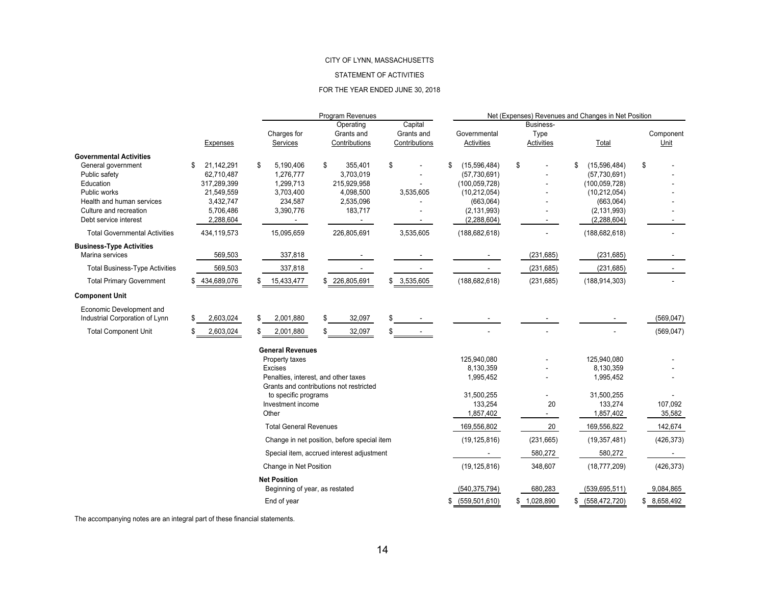CITY OF LYNN, MASSACHUSETTS

STATEMENT OF ACTIVITIES

FOR THE YEAR ENDED JUNE 30, 2018

| | | Program Revenues | | | Net (Expenses) Revenues and Changes in Net Position | | | |
|---|---|---|---|---|---|---|---|---|
| | Expenses | Charges for Services | Operating Grants and Contributions | Capital Grants and Contributions | Governmental Activities | Business-Type Activities | Total | Component Unit |
| **Governmental Activities** | | | | | | | | |
| General government | $ 21,142,291 | $ 5,190,406 | $ 355,401 | $ - | $ (15,596,484) | $ - | $ (15,596,484) | $ - |
| Public safety | 62,710,487 | 1,276,777 | 3,703,019 | - | (57,730,691) | - | (57,730,691) | - |
| Education | 317,289,399 | 1,299,713 | 215,929,958 | - | (100,059,728) | - | (100,059,728) | - |
| Public works | 21,549,559 | 3,703,400 | 4,098,500 | 3,535,605 | (10,212,054) | - | (10,212,054) | - |
| Health and human services | 3,432,747 | 234,587 | 2,535,096 | - | (663,064) | - | (663,064) | - |
| Culture and recreation | 5,706,486 | 3,390,776 | 183,717 | - | (2,131,993) | - | (2,131,993) | - |
| Debt service interest | 2,288,604 | - | - | - | (2,288,604) | - | (2,288,604) | - |
| Total Governmental Activities | 434,119,573 | 15,095,659 | 226,805,691 | 3,535,605 | (188,682,618) | - | (188,682,618) | - |
| **Business-Type Activities** | | | | | | | | |
| Marina services | 569,503 | 337,818 | - | - | - | (231,685) | (231,685) | - |
| Total Business-Type Activities | 569,503 | 337,818 | - | - | - | (231,685) | (231,685) | - |
| Total Primary Government | $ 434,689,076 | $ 15,433,477 | $ 226,805,691 | $ 3,535,605 | (188,682,618) | (231,685) | (188,914,303) | - |
| **Component Unit** | | | | | | | | |
| Economic Development and Industrial Corporation of Lynn | $ 2,603,024 | $ 2,001,880 | $ 32,097 | $ - | - | - | - | (569,047) |
| Total Component Unit | $ 2,603,024 | $ 2,001,880 | $ 32,097 | $ - | - | - | - | (569,047) |
| | | **General Revenues** | | | | | | |
| | | Property taxes | | | 125,940,080 | - | 125,940,080 | - |
| | | Excises | | | 8,130,359 | - | 8,130,359 | - |
| | | Penalties, interest, and other taxes | | | 1,995,452 | - | 1,995,452 | - |
| | | Grants and contributions not restricted to specific programs | | | 31,500,255 | - | 31,500,255 | - |
| | | Investment income | | | 133,254 | 20 | 133,274 | 107,092 |
| | | Other | | | 1,857,402 | - | 1,857,402 | 35,582 |
| | | Total General Revenues | | | 169,556,802 | 20 | 169,556,822 | 142,674 |
| | | Change in net position, before special item | | | (19,125,816) | (231,665) | (19,357,481) | (426,373) |
| | | Special item, accrued interest adjustment | | | - | 580,272 | 580,272 | - |
| | | Change in Net Position | | | (19,125,816) | 348,607 | (18,777,209) | (426,373) |
| | | **Net Position** | | | | | | |
| | | Beginning of year, as restated | | | (540,375,794) | 680,283 | (539,695,511) | 9,084,865 |
| | | End of year | | | $ (559,501,610) | $ 1,028,890 | $ (558,472,720) | $ 8,658,492 |

The accompanying notes are an integral part of these financial statements.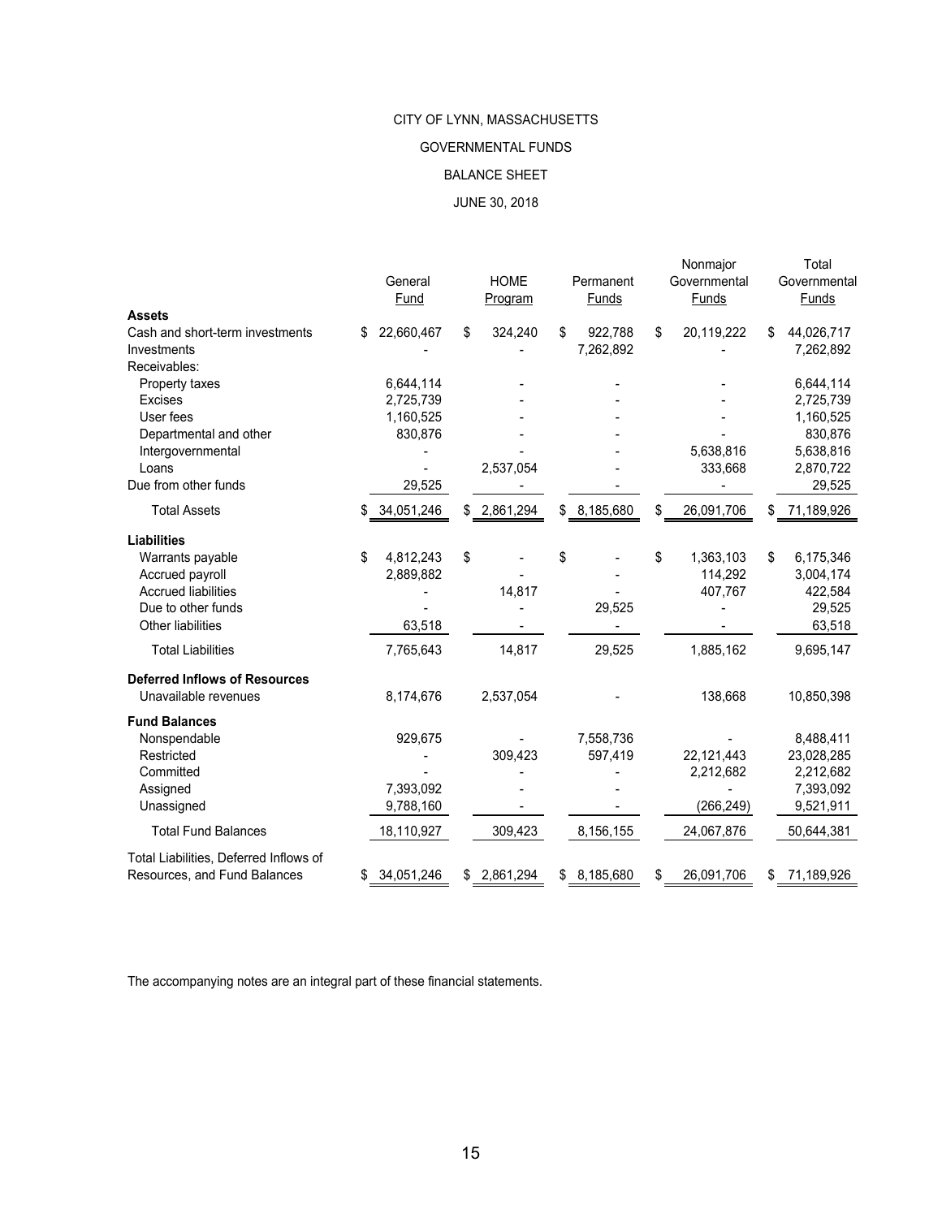CITY OF LYNN, MASSACHUSETTS

GOVERNMENTAL FUNDS

BALANCE SHEET

JUNE 30, 2018

| | General Fund | HOME Program | Permanent Funds | Nonmajor Governmental Funds | Total Governmental Funds |
|---|---|---|---|---|---|
| **Assets** | | | | | |
| Cash and short-term investments | $ 22,660,467 | $ 324,240 | $ 922,788 | $ 20,119,222 | $ 44,026,717 |
| Investments | - | - | 7,262,892 | - | 7,262,892 |
| Receivables: | | | | | |
| Property taxes | 6,644,114 | - | - | - | 6,644,114 |
| Excises | 2,725,739 | - | - | - | 2,725,739 |
| User fees | 1,160,525 | - | - | - | 1,160,525 |
| Departmental and other | 830,876 | - | - | - | 830,876 |
| Intergovernmental | - | - | - | 5,638,816 | 5,638,816 |
| Loans | - | 2,537,054 | - | 333,668 | 2,870,722 |
| Due from other funds | 29,525 | - | - | - | 29,525 |
| Total Assets | $ 34,051,246 | $ 2,861,294 | $ 8,185,680 | $ 26,091,706 | $ 71,189,926 |
| **Liabilities** | | | | | |
| Warrants payable | $ 4,812,243 | $ - | $ - | $ 1,363,103 | $ 6,175,346 |
| Accrued payroll | 2,889,882 | - | - | 114,292 | 3,004,174 |
| Accrued liabilities | - | 14,817 | - | 407,767 | 422,584 |
| Due to other funds | - | - | 29,525 | - | 29,525 |
| Other liabilities | 63,518 | - | - | - | 63,518 |
| Total Liabilities | 7,765,643 | 14,817 | 29,525 | 1,885,162 | 9,695,147 |
| **Deferred Inflows of Resources** | | | | | |
| Unavailable revenues | 8,174,676 | 2,537,054 | - | 138,668 | 10,850,398 |
| **Fund Balances** | | | | | |
| Nonspendable | 929,675 | - | 7,558,736 | - | 8,488,411 |
| Restricted | - | 309,423 | 597,419 | 22,121,443 | 23,028,285 |
| Committed | - | - | - | 2,212,682 | 2,212,682 |
| Assigned | 7,393,092 | - | - | - | 7,393,092 |
| Unassigned | 9,788,160 | - | - | (266,249) | 9,521,911 |
| Total Fund Balances | 18,110,927 | 309,423 | 8,156,155 | 24,067,876 | 50,644,381 |
| Total Liabilities, Deferred Inflows of Resources, and Fund Balances | $ 34,051,246 | $ 2,861,294 | $ 8,185,680 | $ 26,091,706 | $ 71,189,926 |

The accompanying notes are an integral part of these financial statements.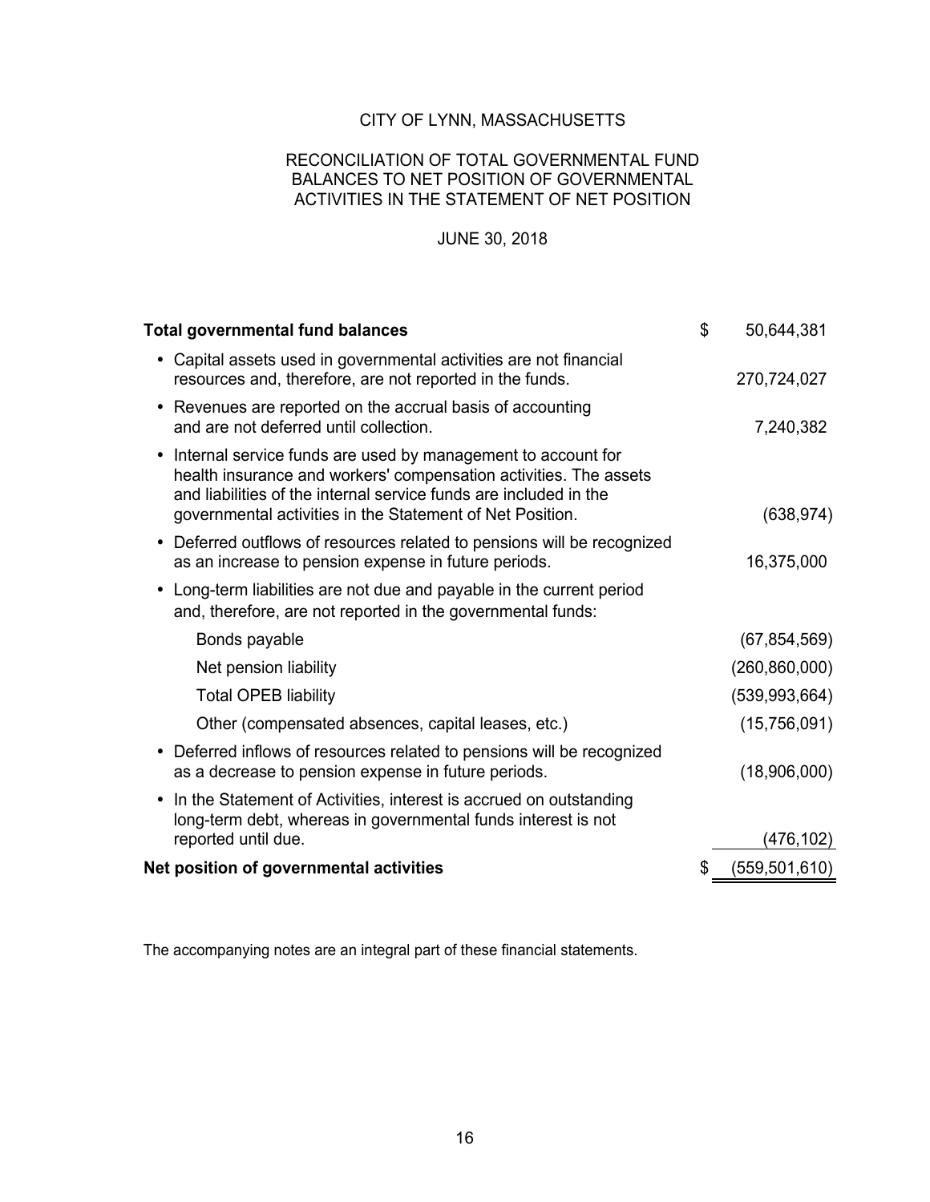# CITY OF LYNN, MASSACHUSETTS

## RECONCILIATION OF TOTAL GOVERNMENTAL FUND BALANCES TO NET POSITION OF GOVERNMENTAL ACTIVITIES IN THE STATEMENT OF NET POSITION

JUNE 30, 2018

| | | |
|---|---|---|
| **Total governmental fund balances** | $ | 50,644,381 |
| • Capital assets used in governmental activities are not financial resources and, therefore, are not reported in the funds. | | 270,724,027 |
| • Revenues are reported on the accrual basis of accounting and are not deferred until collection. | | 7,240,382 |
| • Internal service funds are used by management to account for health insurance and workers' compensation activities. The assets and liabilities of the internal service funds are included in the governmental activities in the Statement of Net Position. | | (638,974) |
| • Deferred outflows of resources related to pensions will be recognized as an increase to pension expense in future periods. | | 16,375,000 |
| • Long-term liabilities are not due and payable in the current period and, therefore, are not reported in the governmental funds: | | |
| Bonds payable | | (67,854,569) |
| Net pension liability | | (260,860,000) |
| Total OPEB liability | | (539,993,664) |
| Other (compensated absences, capital leases, etc.) | | (15,756,091) |
| • Deferred inflows of resources related to pensions will be recognized as a decrease to pension expense in future periods. | | (18,906,000) |
| • In the Statement of Activities, interest is accrued on outstanding long-term debt, whereas in governmental funds interest is not reported until due. | | (476,102) |
| **Net position of governmental activities** | $ | (559,501,610) |

The accompanying notes are an integral part of these financial statements.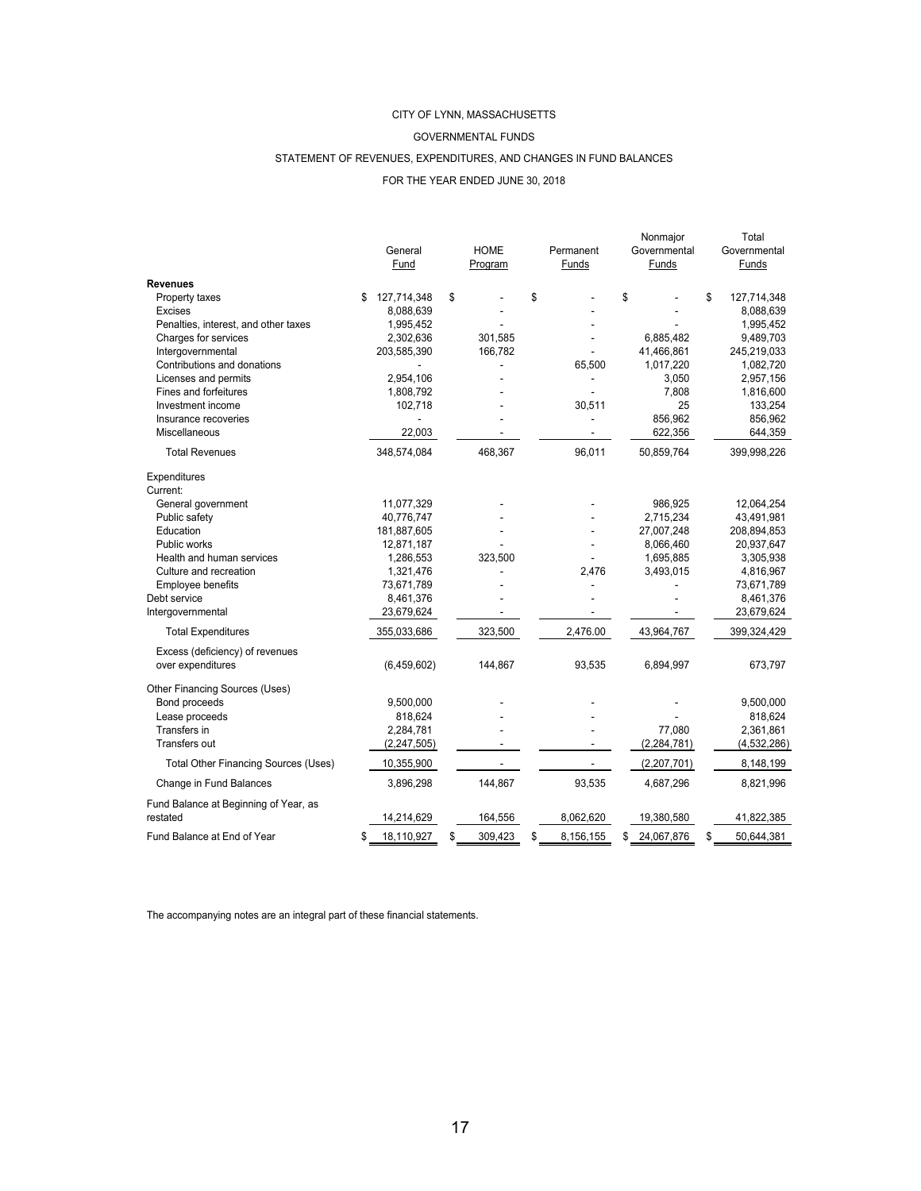CITY OF LYNN, MASSACHUSETTS

GOVERNMENTAL FUNDS

STATEMENT OF REVENUES, EXPENDITURES, AND CHANGES IN FUND BALANCES

FOR THE YEAR ENDED JUNE 30, 2018

| | General Fund | HOME Program | Permanent Funds | Nonmajor Governmental Funds | Total Governmental Funds |
|---|---|---|---|---|---|
| **Revenues** | | | | | |
| Property taxes | $ 127,714,348 | $ - | $ - | $ - | $ 127,714,348 |
| Excises | 8,088,639 | - | - | - | 8,088,639 |
| Penalties, interest, and other taxes | 1,995,452 | - | - | - | 1,995,452 |
| Charges for services | 2,302,636 | 301,585 | - | 6,885,482 | 9,489,703 |
| Intergovernmental | 203,585,390 | 166,782 | - | 41,466,861 | 245,219,033 |
| Contributions and donations | - | - | 65,500 | 1,017,220 | 1,082,720 |
| Licenses and permits | 2,954,106 | - | - | 3,050 | 2,957,156 |
| Fines and forfeitures | 1,808,792 | - | - | 7,808 | 1,816,600 |
| Investment income | 102,718 | - | 30,511 | 25 | 133,254 |
| Insurance recoveries | - | - | - | 856,962 | 856,962 |
| Miscellaneous | 22,003 | - | - | 622,356 | 644,359 |
| Total Revenues | 348,574,084 | 468,367 | 96,011 | 50,859,764 | 399,998,226 |
| Expenditures | | | | | |
| Current: | | | | | |
| General government | 11,077,329 | - | - | 986,925 | 12,064,254 |
| Public safety | 40,776,747 | - | - | 2,715,234 | 43,491,981 |
| Education | 181,887,605 | - | - | 27,007,248 | 208,894,853 |
| Public works | 12,871,187 | - | - | 8,066,460 | 20,937,647 |
| Health and human services | 1,286,553 | 323,500 | - | 1,695,885 | 3,305,938 |
| Culture and recreation | 1,321,476 | - | 2,476 | 3,493,015 | 4,816,967 |
| Employee benefits | 73,671,789 | - | - | - | 73,671,789 |
| Debt service | 8,461,376 | - | - | - | 8,461,376 |
| Intergovernmental | 23,679,624 | - | - | - | 23,679,624 |
| Total Expenditures | 355,033,686 | 323,500 | 2,476.00 | 43,964,767 | 399,324,429 |
| Excess (deficiency) of revenues over expenditures | (6,459,602) | 144,867 | 93,535 | 6,894,997 | 673,797 |
| Other Financing Sources (Uses) | | | | | |
| Bond proceeds | 9,500,000 | - | - | - | 9,500,000 |
| Lease proceeds | 818,624 | - | - | - | 818,624 |
| Transfers in | 2,284,781 | - | - | 77,080 | 2,361,861 |
| Transfers out | (2,247,505) | - | - | (2,284,781) | (4,532,286) |
| Total Other Financing Sources (Uses) | 10,355,900 | - | - | (2,207,701) | 8,148,199 |
| Change in Fund Balances | 3,896,298 | 144,867 | 93,535 | 4,687,296 | 8,821,996 |
| Fund Balance at Beginning of Year, as restated | 14,214,629 | 164,556 | 8,062,620 | 19,380,580 | 41,822,385 |
| Fund Balance at End of Year | $ 18,110,927 | $ 309,423 | $ 8,156,155 | $ 24,067,876 | $ 50,644,381 |

The accompanying notes are an integral part of these financial statements.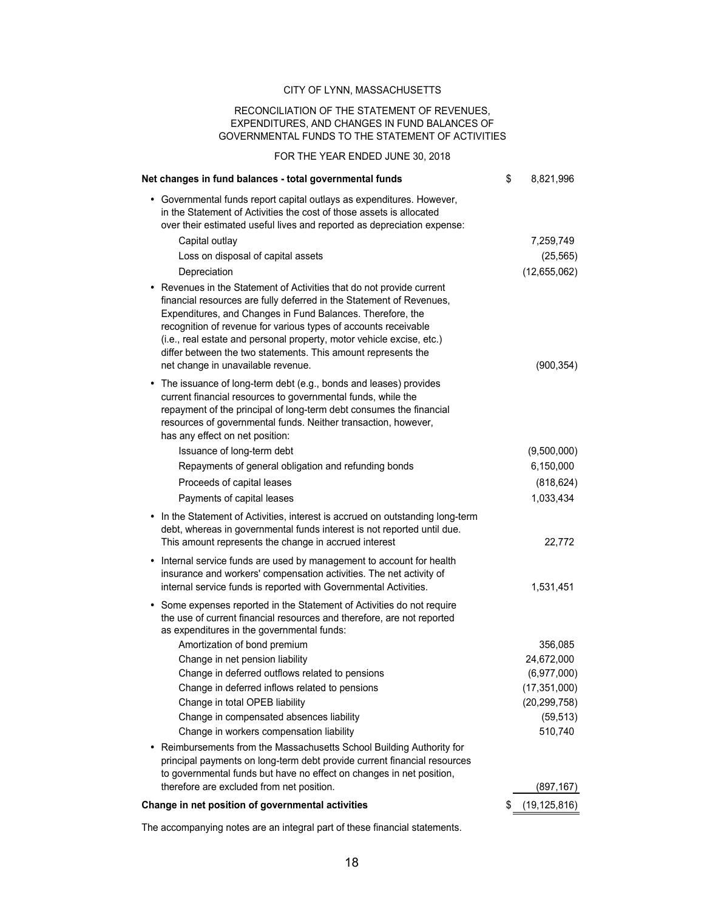CITY OF LYNN, MASSACHUSETTS

RECONCILIATION OF THE STATEMENT OF REVENUES, EXPENDITURES, AND CHANGES IN FUND BALANCES OF GOVERNMENTAL FUNDS TO THE STATEMENT OF ACTIVITIES

FOR THE YEAR ENDED JUNE 30, 2018

| | |
|---|---|
| **Net changes in fund balances - total governmental funds** | $ 8,821,996 |
| • Governmental funds report capital outlays as expenditures. However, in the Statement of Activities the cost of those assets is allocated over their estimated useful lives and reported as depreciation expense: | |
| Capital outlay | 7,259,749 |
| Loss on disposal of capital assets | (25,565) |
| Depreciation | (12,655,062) |
| • Revenues in the Statement of Activities that do not provide current financial resources are fully deferred in the Statement of Revenues, Expenditures, and Changes in Fund Balances. Therefore, the recognition of revenue for various types of accounts receivable (i.e., real estate and personal property, motor vehicle excise, etc.) differ between the two statements. This amount represents the net change in unavailable revenue. | (900,354) |
| • The issuance of long-term debt (e.g., bonds and leases) provides current financial resources to governmental funds, while the repayment of the principal of long-term debt consumes the financial resources of governmental funds. Neither transaction, however, has any effect on net position: | |
| Issuance of long-term debt | (9,500,000) |
| Repayments of general obligation and refunding bonds | 6,150,000 |
| Proceeds of capital leases | (818,624) |
| Payments of capital leases | 1,033,434 |
| • In the Statement of Activities, interest is accrued on outstanding long-term debt, whereas in governmental funds interest is not reported until due. This amount represents the change in accrued interest | 22,772 |
| • Internal service funds are used by management to account for health insurance and workers' compensation activities. The net activity of internal service funds is reported with Governmental Activities. | 1,531,451 |
| • Some expenses reported in the Statement of Activities do not require the use of current financial resources and therefore, are not reported as expenditures in the governmental funds: | |
| Amortization of bond premium | 356,085 |
| Change in net pension liability | 24,672,000 |
| Change in deferred outflows related to pensions | (6,977,000) |
| Change in deferred inflows related to pensions | (17,351,000) |
| Change in total OPEB liability | (20,299,758) |
| Change in compensated absences liability | (59,513) |
| Change in workers compensation liability | 510,740 |
| • Reimbursements from the Massachusetts School Building Authority for principal payments on long-term debt provide current financial resources to governmental funds but have no effect on changes in net position, therefore are excluded from net position. | (897,167) |
| **Change in net position of governmental activities** | $ (19,125,816) |

The accompanying notes are an integral part of these financial statements.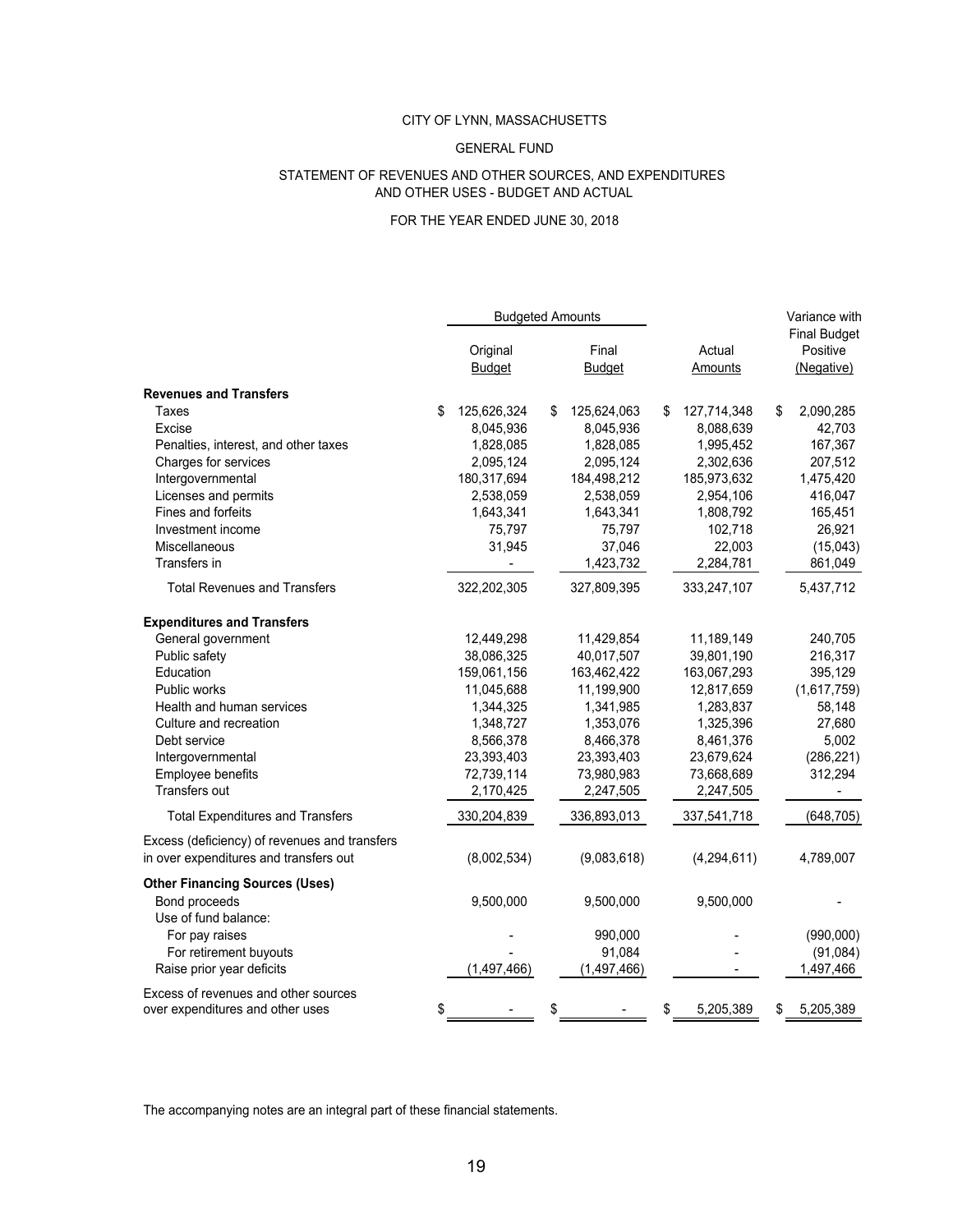CITY OF LYNN, MASSACHUSETTS

GENERAL FUND

STATEMENT OF REVENUES AND OTHER SOURCES, AND EXPENDITURES AND OTHER USES - BUDGET AND ACTUAL

FOR THE YEAR ENDED JUNE 30, 2018

| | Budgeted Amounts | | | Variance with Final Budget |
|---|---|---|---|---|
| | Original Budget | Final Budget | Actual Amounts | Positive (Negative) |
| **Revenues and Transfers** | | | | |
| Taxes | $ 125,626,324 | $ 125,624,063 | $ 127,714,348 | $ 2,090,285 |
| Excise | 8,045,936 | 8,045,936 | 8,088,639 | 42,703 |
| Penalties, interest, and other taxes | 1,828,085 | 1,828,085 | 1,995,452 | 167,367 |
| Charges for services | 2,095,124 | 2,095,124 | 2,302,636 | 207,512 |
| Intergovernmental | 180,317,694 | 184,498,212 | 185,973,632 | 1,475,420 |
| Licenses and permits | 2,538,059 | 2,538,059 | 2,954,106 | 416,047 |
| Fines and forfeits | 1,643,341 | 1,643,341 | 1,808,792 | 165,451 |
| Investment income | 75,797 | 75,797 | 102,718 | 26,921 |
| Miscellaneous | 31,945 | 37,046 | 22,003 | (15,043) |
| Transfers in | - | 1,423,732 | 2,284,781 | 861,049 |
| Total Revenues and Transfers | 322,202,305 | 327,809,395 | 333,247,107 | 5,437,712 |
| **Expenditures and Transfers** | | | | |
| General government | 12,449,298 | 11,429,854 | 11,189,149 | 240,705 |
| Public safety | 38,086,325 | 40,017,507 | 39,801,190 | 216,317 |
| Education | 159,061,156 | 163,462,422 | 163,067,293 | 395,129 |
| Public works | 11,045,688 | 11,199,900 | 12,817,659 | (1,617,759) |
| Health and human services | 1,344,325 | 1,341,985 | 1,283,837 | 58,148 |
| Culture and recreation | 1,348,727 | 1,353,076 | 1,325,396 | 27,680 |
| Debt service | 8,566,378 | 8,466,378 | 8,461,376 | 5,002 |
| Intergovernmental | 23,393,403 | 23,393,403 | 23,679,624 | (286,221) |
| Employee benefits | 72,739,114 | 73,980,983 | 73,668,689 | 312,294 |
| Transfers out | 2,170,425 | 2,247,505 | 2,247,505 | - |
| Total Expenditures and Transfers | 330,204,839 | 336,893,013 | 337,541,718 | (648,705) |
| Excess (deficiency) of revenues and transfers in over expenditures and transfers out | (8,002,534) | (9,083,618) | (4,294,611) | 4,789,007 |
| **Other Financing Sources (Uses)** | | | | |
| Bond proceeds | 9,500,000 | 9,500,000 | 9,500,000 | - |
| Use of fund balance: | | | | |
| For pay raises | - | 990,000 | - | (990,000) |
| For retirement buyouts | - | 91,084 | - | (91,084) |
| Raise prior year deficits | (1,497,466) | (1,497,466) | - | 1,497,466 |
| Excess of revenues and other sources over expenditures and other uses | $ - | $ - | $ 5,205,389 | $ 5,205,389 |

The accompanying notes are an integral part of these financial statements.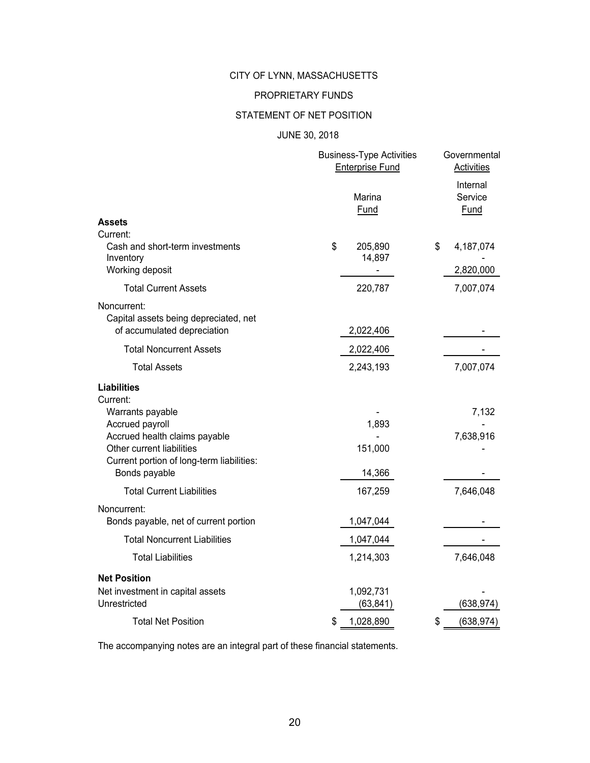# CITY OF LYNN, MASSACHUSETTS

## PROPRIETARY FUNDS

## STATEMENT OF NET POSITION

### JUNE 30, 2018

| | Business-Type Activities Enterprise Fund | Governmental Activities |
|---|---|---|
| | Marina Fund | Internal Service Fund |
| **Assets** | | |
| Current: | | |
| Cash and short-term investments | $ 205,890 | $ 4,187,074 |
| Inventory | 14,897 | - |
| Working deposit | - | 2,820,000 |
| Total Current Assets | 220,787 | 7,007,074 |
| Noncurrent: | | |
| Capital assets being depreciated, net of accumulated depreciation | 2,022,406 | - |
| Total Noncurrent Assets | 2,022,406 | - |
| Total Assets | 2,243,193 | 7,007,074 |
| **Liabilities** | | |
| Current: | | |
| Warrants payable | - | 7,132 |
| Accrued payroll | 1,893 | - |
| Accrued health claims payable | - | 7,638,916 |
| Other current liabilities | 151,000 | - |
| Current portion of long-term liabilities: | | |
| Bonds payable | 14,366 | - |
| Total Current Liabilities | 167,259 | 7,646,048 |
| Noncurrent: | | |
| Bonds payable, net of current portion | 1,047,044 | - |
| Total Noncurrent Liabilities | 1,047,044 | - |
| Total Liabilities | 1,214,303 | 7,646,048 |
| **Net Position** | | |
| Net investment in capital assets | 1,092,731 | - |
| Unrestricted | (63,841) | (638,974) |
| Total Net Position | $ 1,028,890 | $ (638,974) |

The accompanying notes are an integral part of these financial statements.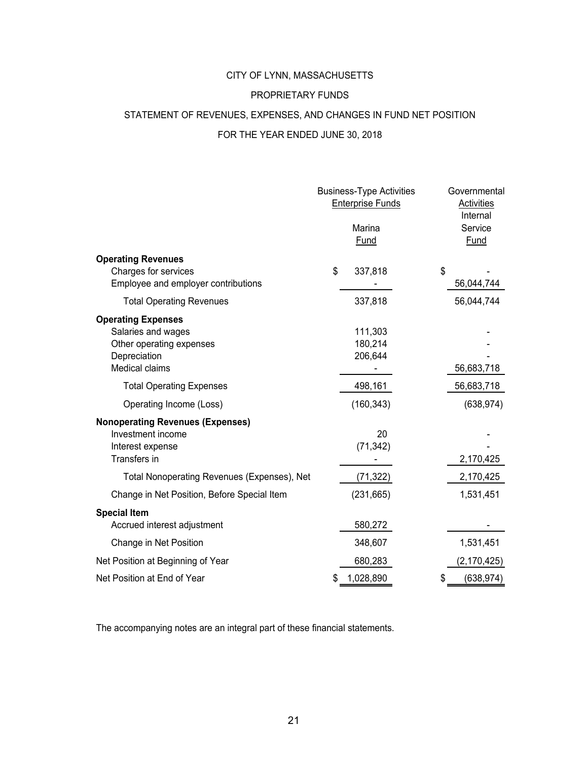# CITY OF LYNN, MASSACHUSETTS

## PROPRIETARY FUNDS

## STATEMENT OF REVENUES, EXPENSES, AND CHANGES IN FUND NET POSITION

## FOR THE YEAR ENDED JUNE 30, 2018

| | Business-Type Activities Enterprise Funds | Governmental Activities |
|---|---|---|
| | Marina Fund | Internal Service Fund |
| **Operating Revenues** | | |
| Charges for services | $ 337,818 | $ - |
| Employee and employer contributions | - | 56,044,744 |
| Total Operating Revenues | 337,818 | 56,044,744 |
| **Operating Expenses** | | |
| Salaries and wages | 111,303 | - |
| Other operating expenses | 180,214 | - |
| Depreciation | 206,644 | - |
| Medical claims | - | 56,683,718 |
| Total Operating Expenses | 498,161 | 56,683,718 |
| Operating Income (Loss) | (160,343) | (638,974) |
| **Nonoperating Revenues (Expenses)** | | |
| Investment income | 20 | - |
| Interest expense | (71,342) | - |
| Transfers in | - | 2,170,425 |
| Total Nonoperating Revenues (Expenses), Net | (71,322) | 2,170,425 |
| Change in Net Position, Before Special Item | (231,665) | 1,531,451 |
| **Special Item** | | |
| Accrued interest adjustment | 580,272 | - |
| Change in Net Position | 348,607 | 1,531,451 |
| Net Position at Beginning of Year | 680,283 | (2,170,425) |
| Net Position at End of Year | $ 1,028,890 | $ (638,974) |

The accompanying notes are an integral part of these financial statements.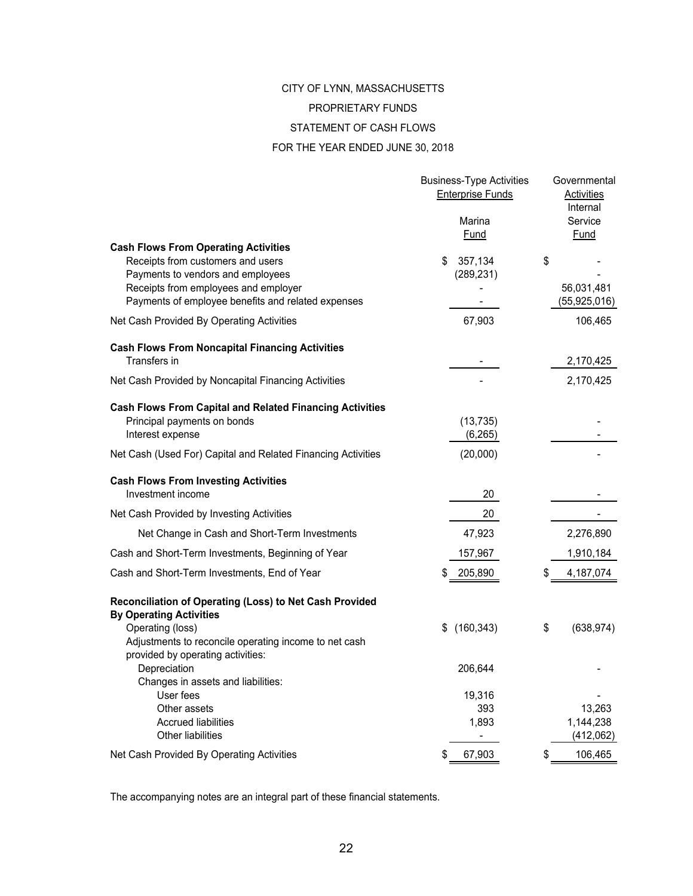# CITY OF LYNN, MASSACHUSETTS

## PROPRIETARY FUNDS

## STATEMENT OF CASH FLOWS

## FOR THE YEAR ENDED JUNE 30, 2018

| | Business-Type Activities Enterprise Funds | Governmental Activities |
|---|---|---|
| | Marina Fund | Internal Service Fund |
| **Cash Flows From Operating Activities** | | |
| Receipts from customers and users | $ 357,134 | $ - |
| Payments to vendors and employees | (289,231) | - |
| Receipts from employees and employer | - | 56,031,481 |
| Payments of employee benefits and related expenses | - | (55,925,016) |
| Net Cash Provided By Operating Activities | 67,903 | 106,465 |
| **Cash Flows From Noncapital Financing Activities** | | |
| Transfers in | - | 2,170,425 |
| Net Cash Provided by Noncapital Financing Activities | - | 2,170,425 |
| **Cash Flows From Capital and Related Financing Activities** | | |
| Principal payments on bonds | (13,735) | - |
| Interest expense | (6,265) | - |
| Net Cash (Used For) Capital and Related Financing Activities | (20,000) | - |
| **Cash Flows From Investing Activities** | | |
| Investment income | 20 | - |
| Net Cash Provided by Investing Activities | 20 | - |
| Net Change in Cash and Short-Term Investments | 47,923 | 2,276,890 |
| Cash and Short-Term Investments, Beginning of Year | 157,967 | 1,910,184 |
| Cash and Short-Term Investments, End of Year | $ 205,890 | $ 4,187,074 |
| **Reconciliation of Operating (Loss) to Net Cash Provided By Operating Activities** | | |
| Operating (loss) | $ (160,343) | $ (638,974) |
| Adjustments to reconcile operating income to net cash provided by operating activities: | | |
| Depreciation | 206,644 | - |
| Changes in assets and liabilities: | | |
| User fees | 19,316 | - |
| Other assets | 393 | 13,263 |
| Accrued liabilities | 1,893 | 1,144,238 |
| Other liabilities | - | (412,062) |
| Net Cash Provided By Operating Activities | $ 67,903 | $ 106,465 |

The accompanying notes are an integral part of these financial statements.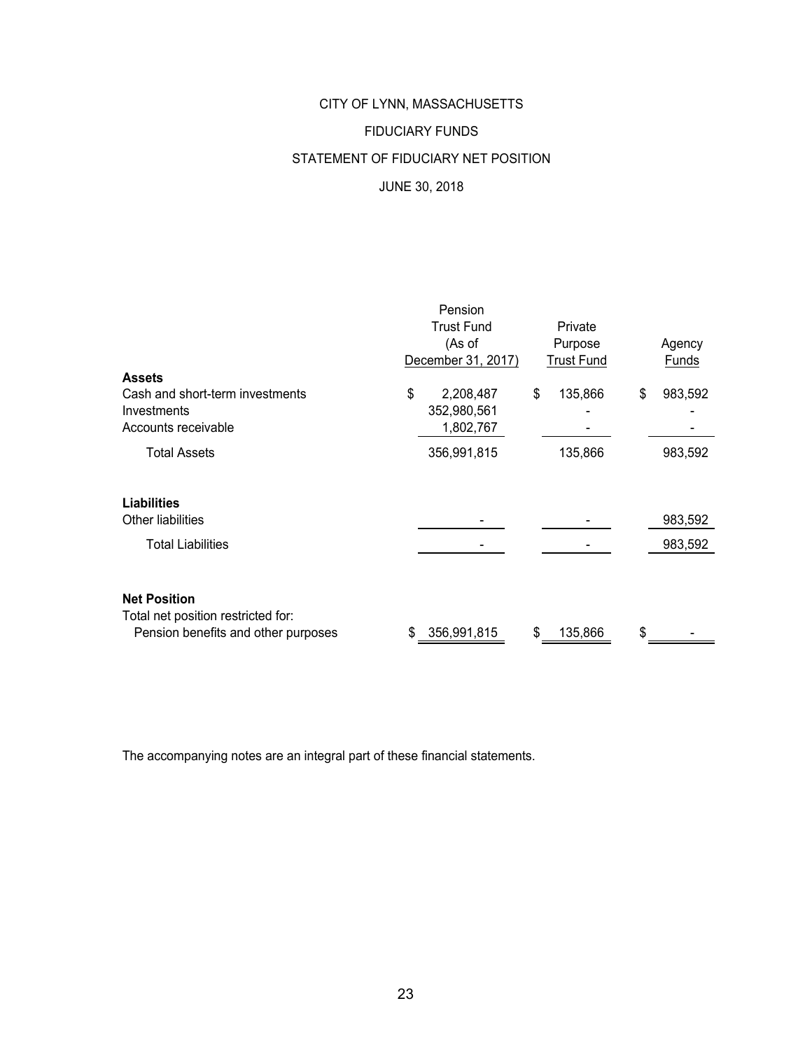# CITY OF LYNN, MASSACHUSETTS

## FIDUCIARY FUNDS

## STATEMENT OF FIDUCIARY NET POSITION

## JUNE 30, 2018

| | Pension Trust Fund (As of December 31, 2017) | Private Purpose Trust Fund | Agency Funds |
|---|---|---|---|
| **Assets** | | | |
| Cash and short-term investments | $ 2,208,487 | $ 135,866 | $ 983,592 |
| Investments | 352,980,561 | - | - |
| Accounts receivable | 1,802,767 | - | - |
| Total Assets | 356,991,815 | 135,866 | 983,592 |
| **Liabilities** | | | |
| Other liabilities | - | - | 983,592 |
| Total Liabilities | - | - | 983,592 |
| **Net Position** | | | |
| Total net position restricted for: | | | |
| Pension benefits and other purposes | $ 356,991,815 | $ 135,866 | $ - |

The accompanying notes are an integral part of these financial statements.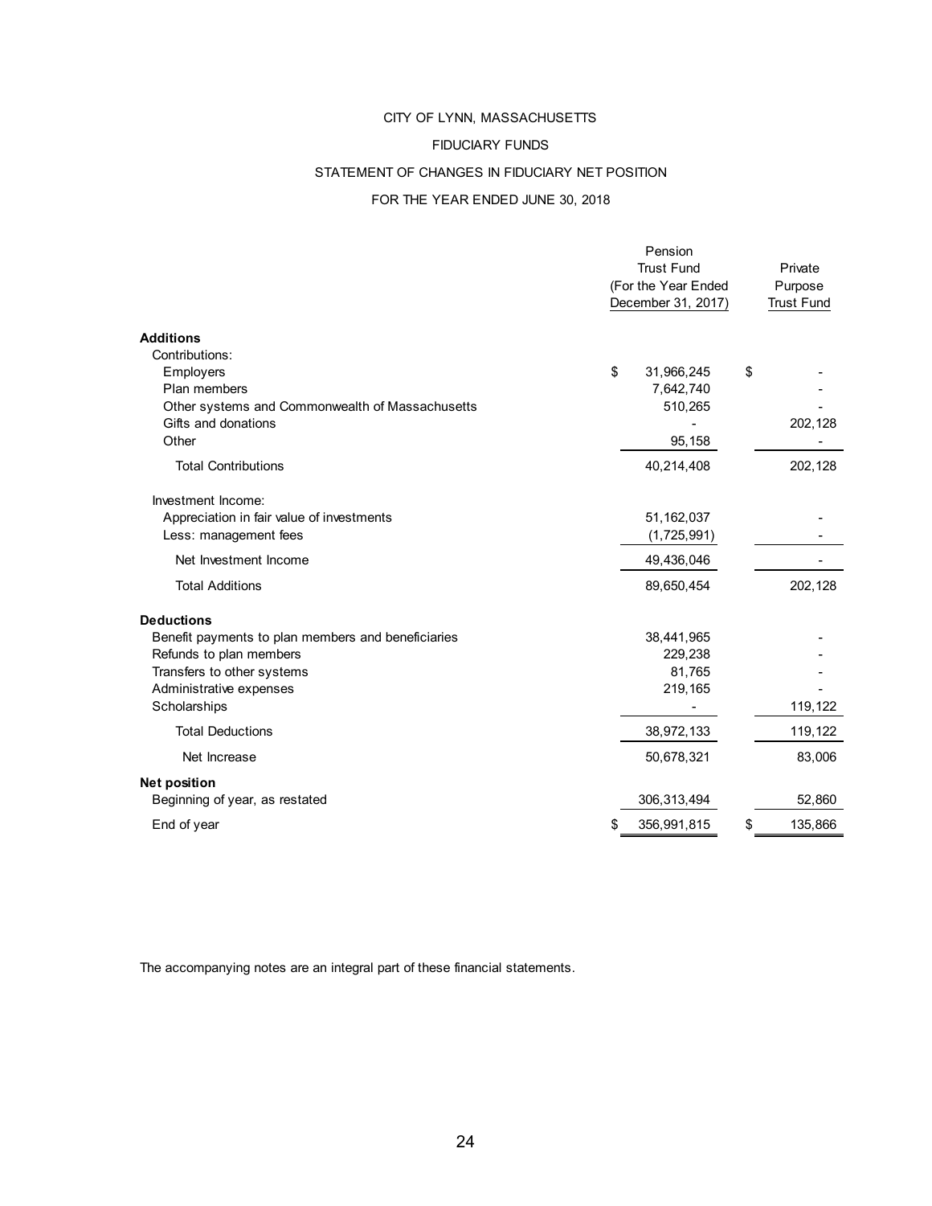# CITY OF LYNN, MASSACHUSETTS

## FIDUCIARY FUNDS

## STATEMENT OF CHANGES IN FIDUCIARY NET POSITION

### FOR THE YEAR ENDED JUNE 30, 2018

| | Pension Trust Fund (For the Year Ended December 31, 2017) | Private Purpose Trust Fund |
|---|---|---|
| **Additions** | | |
| Contributions: | | |
| Employers | $ 31,966,245 | $ - |
| Plan members | 7,642,740 | - |
| Other systems and Commonwealth of Massachusetts | 510,265 | - |
| Gifts and donations | - | 202,128 |
| Other | 95,158 | - |
| Total Contributions | 40,214,408 | 202,128 |
| Investment Income: | | |
| Appreciation in fair value of investments | 51,162,037 | - |
| Less: management fees | (1,725,991) | - |
| Net Investment Income | 49,436,046 | - |
| Total Additions | 89,650,454 | 202,128 |
| **Deductions** | | |
| Benefit payments to plan members and beneficiaries | 38,441,965 | - |
| Refunds to plan members | 229,238 | - |
| Transfers to other systems | 81,765 | - |
| Administrative expenses | 219,165 | - |
| Scholarships | - | 119,122 |
| Total Deductions | 38,972,133 | 119,122 |
| Net Increase | 50,678,321 | 83,006 |
| **Net position** | | |
| Beginning of year, as restated | 306,313,494 | 52,860 |
| End of year | $ 356,991,815 | $ 135,866 |

The accompanying notes are an integral part of these financial statements.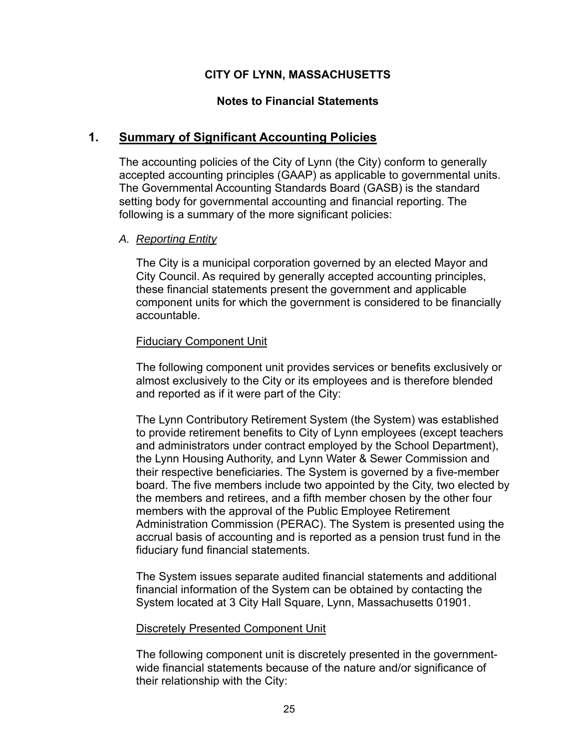**CITY OF LYNN, MASSACHUSETTS**

**Notes to Financial Statements**

## 1. Summary of Significant Accounting Policies

The accounting policies of the City of Lynn (the City) conform to generally accepted accounting principles (GAAP) as applicable to governmental units. The Governmental Accounting Standards Board (GASB) is the standard setting body for governmental accounting and financial reporting. The following is a summary of the more significant policies:

### *A. Reporting Entity*

The City is a municipal corporation governed by an elected Mayor and City Council. As required by generally accepted accounting principles, these financial statements present the government and applicable component units for which the government is considered to be financially accountable.

Fiduciary Component Unit

The following component unit provides services or benefits exclusively or almost exclusively to the City or its employees and is therefore blended and reported as if it were part of the City:

The Lynn Contributory Retirement System (the System) was established to provide retirement benefits to City of Lynn employees (except teachers and administrators under contract employed by the School Department), the Lynn Housing Authority, and Lynn Water & Sewer Commission and their respective beneficiaries. The System is governed by a five-member board. The five members include two appointed by the City, two elected by the members and retirees, and a fifth member chosen by the other four members with the approval of the Public Employee Retirement Administration Commission (PERAC). The System is presented using the accrual basis of accounting and is reported as a pension trust fund in the fiduciary fund financial statements.

The System issues separate audited financial statements and additional financial information of the System can be obtained by contacting the System located at 3 City Hall Square, Lynn, Massachusetts 01901.

Discretely Presented Component Unit

The following component unit is discretely presented in the government-wide financial statements because of the nature and/or significance of their relationship with the City: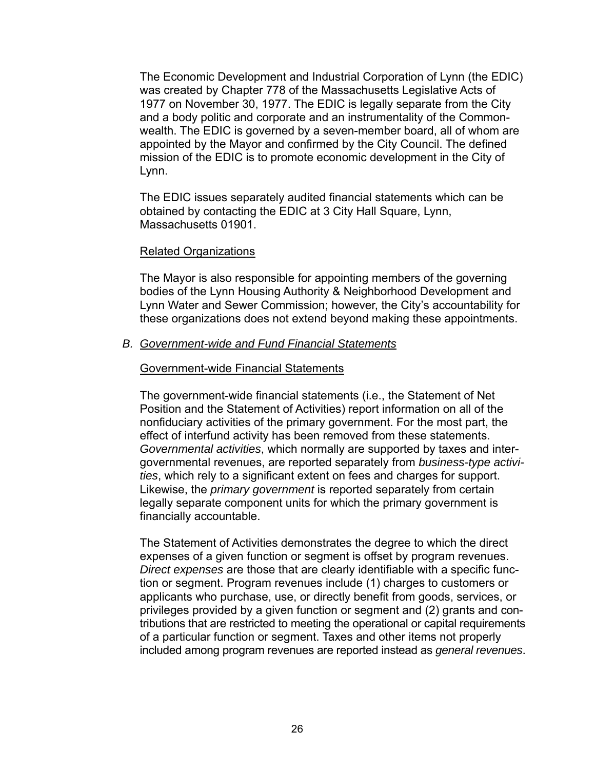The Economic Development and Industrial Corporation of Lynn (the EDIC) was created by Chapter 778 of the Massachusetts Legislative Acts of 1977 on November 30, 1977. The EDIC is legally separate from the City and a body politic and corporate and an instrumentality of the Commonwealth. The EDIC is governed by a seven-member board, all of whom are appointed by the Mayor and confirmed by the City Council. The defined mission of the EDIC is to promote economic development in the City of Lynn.

The EDIC issues separately audited financial statements which can be obtained by contacting the EDIC at 3 City Hall Square, Lynn, Massachusetts 01901.

Related Organizations

The Mayor is also responsible for appointing members of the governing bodies of the Lynn Housing Authority & Neighborhood Development and Lynn Water and Sewer Commission; however, the City's accountability for these organizations does not extend beyond making these appointments.

### B. *Government-wide and Fund Financial Statements*

Government-wide Financial Statements

The government-wide financial statements (i.e., the Statement of Net Position and the Statement of Activities) report information on all of the nonfiduciary activities of the primary government. For the most part, the effect of interfund activity has been removed from these statements. *Governmental activities*, which normally are supported by taxes and intergovernmental revenues, are reported separately from *business-type activities*, which rely to a significant extent on fees and charges for support. Likewise, the *primary government* is reported separately from certain legally separate component units for which the primary government is financially accountable.

The Statement of Activities demonstrates the degree to which the direct expenses of a given function or segment is offset by program revenues. *Direct expenses* are those that are clearly identifiable with a specific function or segment. Program revenues include (1) charges to customers or applicants who purchase, use, or directly benefit from goods, services, or privileges provided by a given function or segment and (2) grants and contributions that are restricted to meeting the operational or capital requirements of a particular function or segment. Taxes and other items not properly included among program revenues are reported instead as *general revenues*.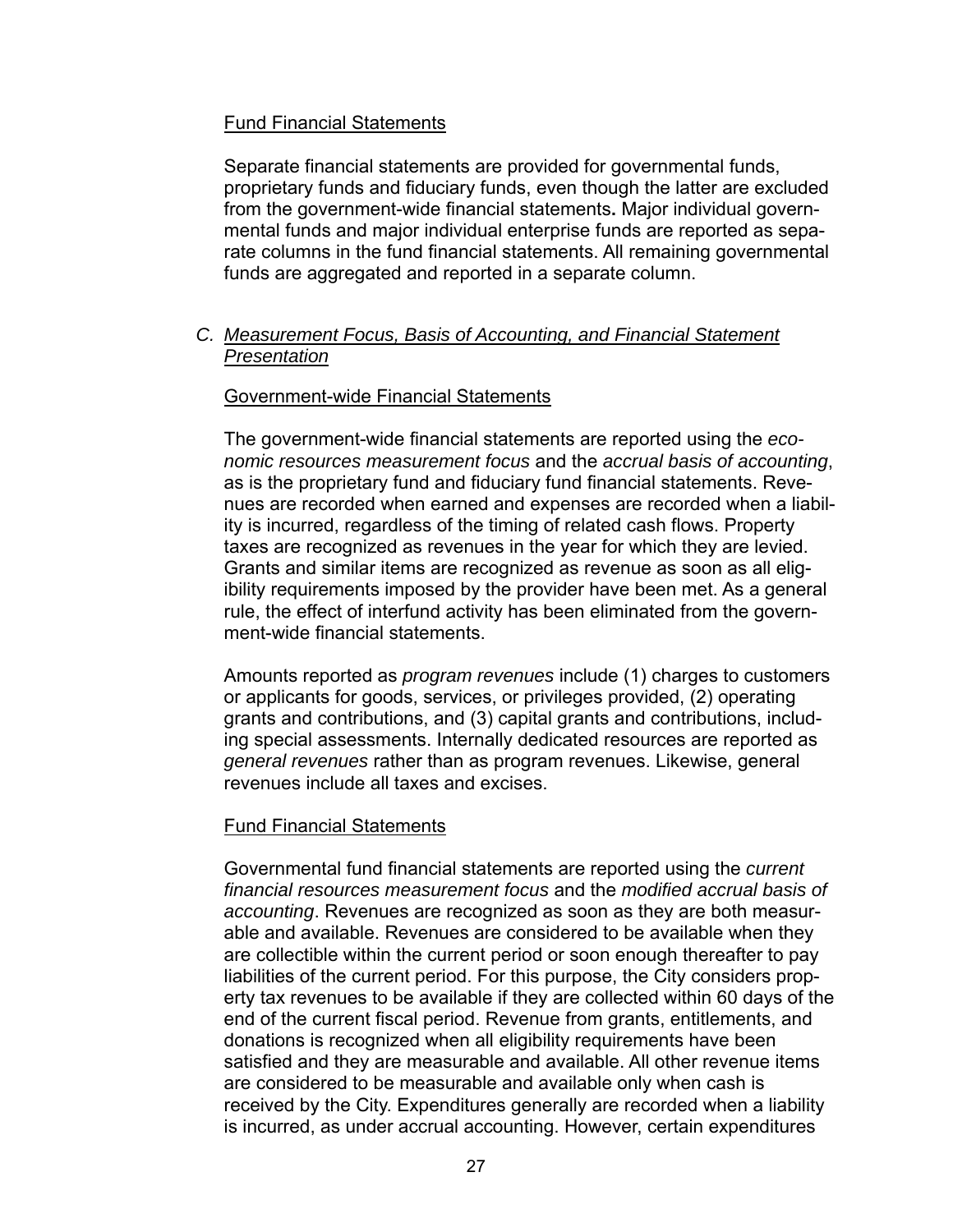Fund Financial Statements

Separate financial statements are provided for governmental funds, proprietary funds and fiduciary funds, even though the latter are excluded from the government-wide financial statements**.** Major individual governmental funds and major individual enterprise funds are reported as separate columns in the fund financial statements. All remaining governmental funds are aggregated and reported in a separate column.

### C. *Measurement Focus, Basis of Accounting, and Financial Statement Presentation*

Government-wide Financial Statements

The government-wide financial statements are reported using the *economic resources measurement focus* and the *accrual basis of accounting*, as is the proprietary fund and fiduciary fund financial statements. Revenues are recorded when earned and expenses are recorded when a liability is incurred, regardless of the timing of related cash flows. Property taxes are recognized as revenues in the year for which they are levied. Grants and similar items are recognized as revenue as soon as all eligibility requirements imposed by the provider have been met. As a general rule, the effect of interfund activity has been eliminated from the government-wide financial statements.

Amounts reported as *program revenues* include (1) charges to customers or applicants for goods, services, or privileges provided, (2) operating grants and contributions, and (3) capital grants and contributions, including special assessments. Internally dedicated resources are reported as *general revenues* rather than as program revenues. Likewise, general revenues include all taxes and excises.

Fund Financial Statements

Governmental fund financial statements are reported using the *current financial resources measurement focus* and the *modified accrual basis of accounting*. Revenues are recognized as soon as they are both measurable and available. Revenues are considered to be available when they are collectible within the current period or soon enough thereafter to pay liabilities of the current period. For this purpose, the City considers property tax revenues to be available if they are collected within 60 days of the end of the current fiscal period. Revenue from grants, entitlements, and donations is recognized when all eligibility requirements have been satisfied and they are measurable and available. All other revenue items are considered to be measurable and available only when cash is received by the City. Expenditures generally are recorded when a liability is incurred, as under accrual accounting. However, certain expenditures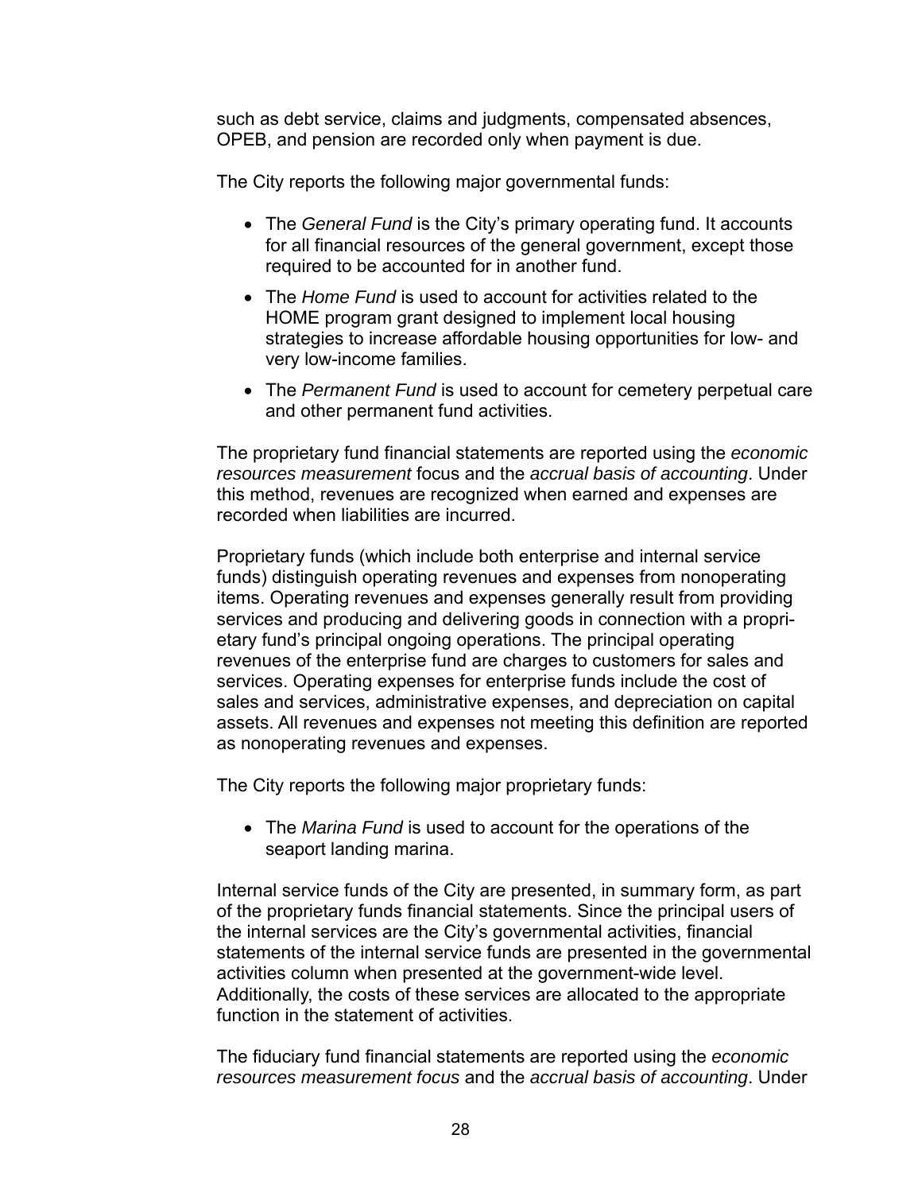such as debt service, claims and judgments, compensated absences, OPEB, and pension are recorded only when payment is due.

The City reports the following major governmental funds:

- The *General Fund* is the City's primary operating fund. It accounts for all financial resources of the general government, except those required to be accounted for in another fund.
- The *Home Fund* is used to account for activities related to the HOME program grant designed to implement local housing strategies to increase affordable housing opportunities for low- and very low-income families.
- The *Permanent Fund* is used to account for cemetery perpetual care and other permanent fund activities.

The proprietary fund financial statements are reported using the *economic resources measurement* focus and the *accrual basis of accounting*. Under this method, revenues are recognized when earned and expenses are recorded when liabilities are incurred.

Proprietary funds (which include both enterprise and internal service funds) distinguish operating revenues and expenses from nonoperating items. Operating revenues and expenses generally result from providing services and producing and delivering goods in connection with a proprietary fund's principal ongoing operations. The principal operating revenues of the enterprise fund are charges to customers for sales and services. Operating expenses for enterprise funds include the cost of sales and services, administrative expenses, and depreciation on capital assets. All revenues and expenses not meeting this definition are reported as nonoperating revenues and expenses.

The City reports the following major proprietary funds:

- The *Marina Fund* is used to account for the operations of the seaport landing marina.

Internal service funds of the City are presented, in summary form, as part of the proprietary funds financial statements. Since the principal users of the internal services are the City's governmental activities, financial statements of the internal service funds are presented in the governmental activities column when presented at the government-wide level. Additionally, the costs of these services are allocated to the appropriate function in the statement of activities.

The fiduciary fund financial statements are reported using the *economic resources measurement focus* and the *accrual basis of accounting*. Under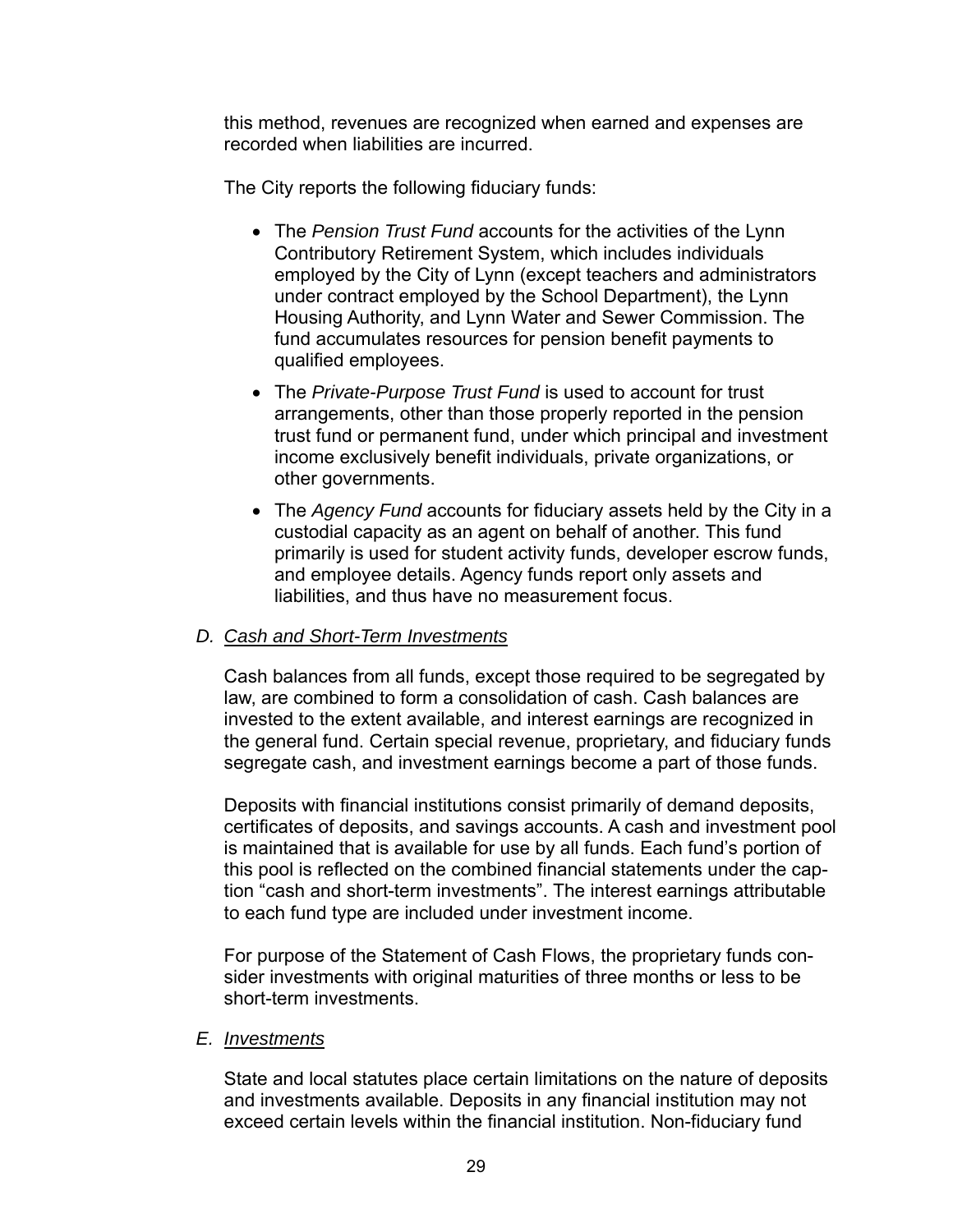this method, revenues are recognized when earned and expenses are recorded when liabilities are incurred.

The City reports the following fiduciary funds:

- The *Pension Trust Fund* accounts for the activities of the Lynn Contributory Retirement System, which includes individuals employed by the City of Lynn (except teachers and administrators under contract employed by the School Department), the Lynn Housing Authority, and Lynn Water and Sewer Commission. The fund accumulates resources for pension benefit payments to qualified employees.
- The *Private-Purpose Trust Fund* is used to account for trust arrangements, other than those properly reported in the pension trust fund or permanent fund, under which principal and investment income exclusively benefit individuals, private organizations, or other governments.
- The *Agency Fund* accounts for fiduciary assets held by the City in a custodial capacity as an agent on behalf of another. This fund primarily is used for student activity funds, developer escrow funds, and employee details. Agency funds report only assets and liabilities, and thus have no measurement focus.

*D. Cash and Short-Term Investments*

Cash balances from all funds, except those required to be segregated by law, are combined to form a consolidation of cash. Cash balances are invested to the extent available, and interest earnings are recognized in the general fund. Certain special revenue, proprietary, and fiduciary funds segregate cash, and investment earnings become a part of those funds.

Deposits with financial institutions consist primarily of demand deposits, certificates of deposits, and savings accounts. A cash and investment pool is maintained that is available for use by all funds. Each fund's portion of this pool is reflected on the combined financial statements under the caption "cash and short-term investments". The interest earnings attributable to each fund type are included under investment income.

For purpose of the Statement of Cash Flows, the proprietary funds consider investments with original maturities of three months or less to be short-term investments.

*E. Investments*

State and local statutes place certain limitations on the nature of deposits and investments available. Deposits in any financial institution may not exceed certain levels within the financial institution. Non-fiduciary fund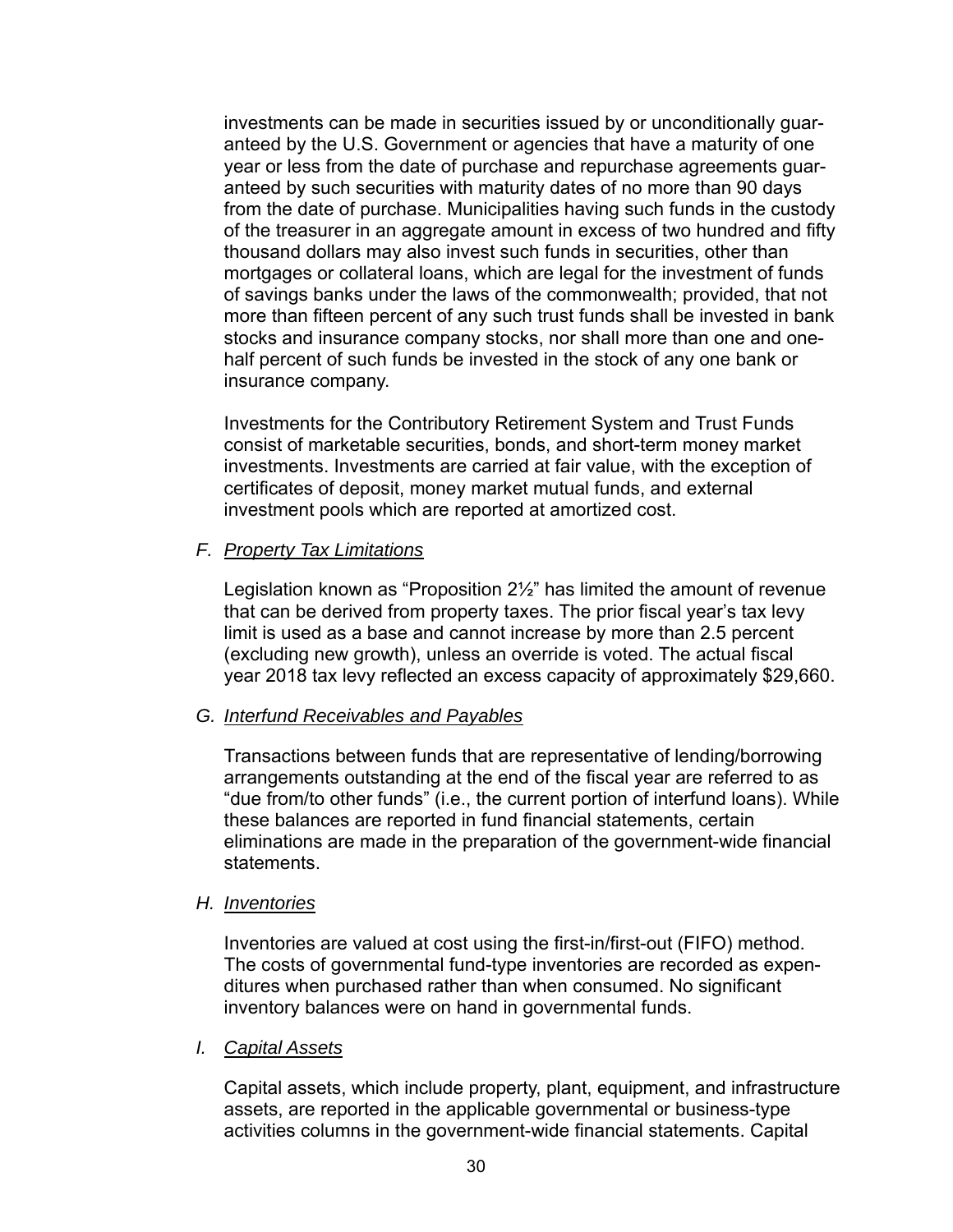investments can be made in securities issued by or unconditionally guaranteed by the U.S. Government or agencies that have a maturity of one year or less from the date of purchase and repurchase agreements guaranteed by such securities with maturity dates of no more than 90 days from the date of purchase. Municipalities having such funds in the custody of the treasurer in an aggregate amount in excess of two hundred and fifty thousand dollars may also invest such funds in securities, other than mortgages or collateral loans, which are legal for the investment of funds of savings banks under the laws of the commonwealth; provided, that not more than fifteen percent of any such trust funds shall be invested in bank stocks and insurance company stocks, nor shall more than one and one-half percent of such funds be invested in the stock of any one bank or insurance company.

Investments for the Contributory Retirement System and Trust Funds consist of marketable securities, bonds, and short-term money market investments. Investments are carried at fair value, with the exception of certificates of deposit, money market mutual funds, and external investment pools which are reported at amortized cost.

F. *Property Tax Limitations*

Legislation known as "Proposition 2½" has limited the amount of revenue that can be derived from property taxes. The prior fiscal year's tax levy limit is used as a base and cannot increase by more than 2.5 percent (excluding new growth), unless an override is voted. The actual fiscal year 2018 tax levy reflected an excess capacity of approximately $29,660.

G. *Interfund Receivables and Payables*

Transactions between funds that are representative of lending/borrowing arrangements outstanding at the end of the fiscal year are referred to as "due from/to other funds" (i.e., the current portion of interfund loans). While these balances are reported in fund financial statements, certain eliminations are made in the preparation of the government-wide financial statements.

H. *Inventories*

Inventories are valued at cost using the first-in/first-out (FIFO) method. The costs of governmental fund-type inventories are recorded as expenditures when purchased rather than when consumed. No significant inventory balances were on hand in governmental funds.

I. *Capital Assets*

Capital assets, which include property, plant, equipment, and infrastructure assets, are reported in the applicable governmental or business-type activities columns in the government-wide financial statements. Capital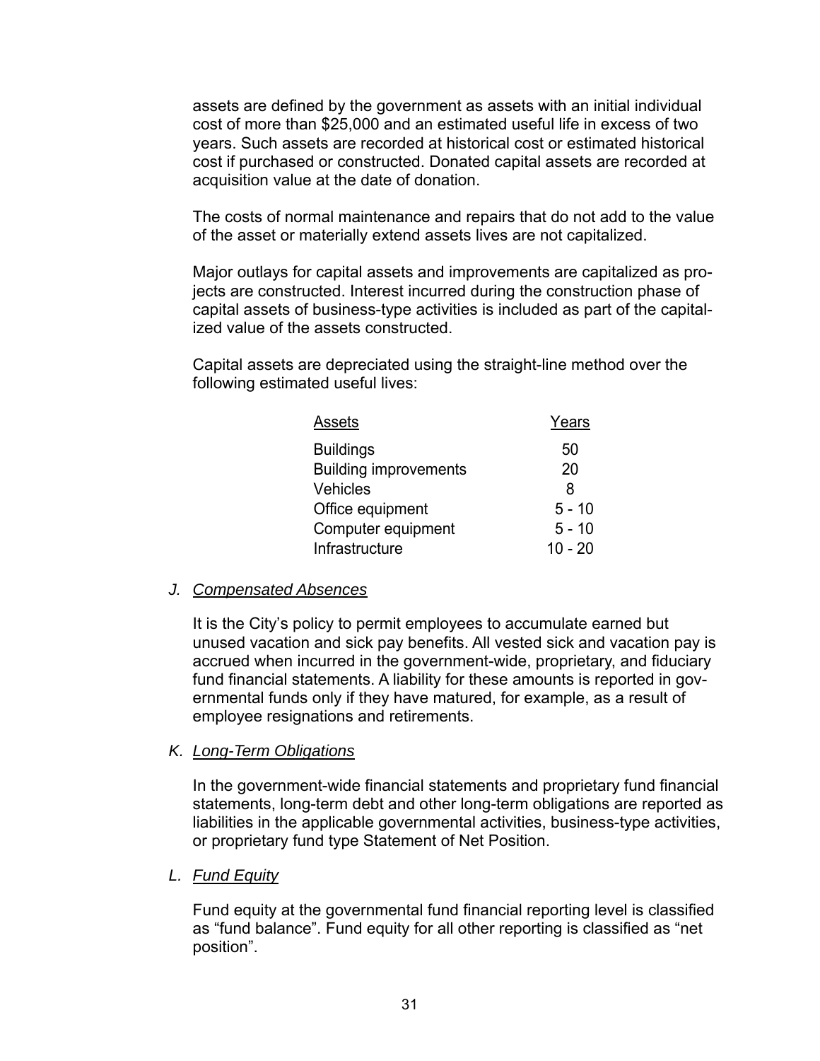assets are defined by the government as assets with an initial individual cost of more than $25,000 and an estimated useful life in excess of two years. Such assets are recorded at historical cost or estimated historical cost if purchased or constructed. Donated capital assets are recorded at acquisition value at the date of donation.

The costs of normal maintenance and repairs that do not add to the value of the asset or materially extend assets lives are not capitalized.

Major outlays for capital assets and improvements are capitalized as projects are constructed. Interest incurred during the construction phase of capital assets of business-type activities is included as part of the capitalized value of the assets constructed.

Capital assets are depreciated using the straight-line method over the following estimated useful lives:

| Assets | Years |
|---|---|
| Buildings | 50 |
| Building improvements | 20 |
| Vehicles | 8 |
| Office equipment | 5 - 10 |
| Computer equipment | 5 - 10 |
| Infrastructure | 10 - 20 |

## J. *Compensated Absences*

It is the City's policy to permit employees to accumulate earned but unused vacation and sick pay benefits. All vested sick and vacation pay is accrued when incurred in the government-wide, proprietary, and fiduciary fund financial statements. A liability for these amounts is reported in governmental funds only if they have matured, for example, as a result of employee resignations and retirements.

## K. *Long-Term Obligations*

In the government-wide financial statements and proprietary fund financial statements, long-term debt and other long-term obligations are reported as liabilities in the applicable governmental activities, business-type activities, or proprietary fund type Statement of Net Position.

## L. *Fund Equity*

Fund equity at the governmental fund financial reporting level is classified as "fund balance". Fund equity for all other reporting is classified as "net position".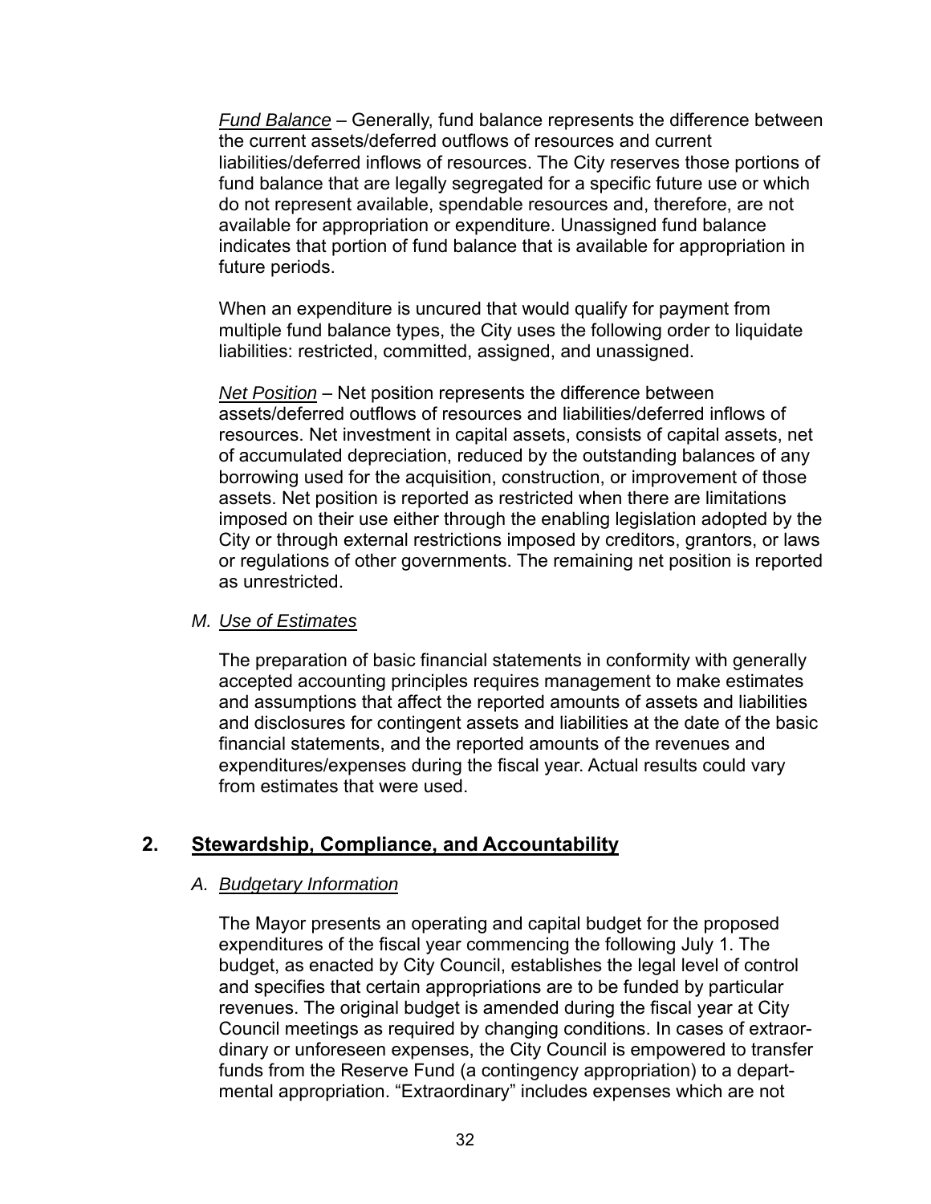*Fund Balance* – Generally, fund balance represents the difference between the current assets/deferred outflows of resources and current liabilities/deferred inflows of resources. The City reserves those portions of fund balance that are legally segregated for a specific future use or which do not represent available, spendable resources and, therefore, are not available for appropriation or expenditure. Unassigned fund balance indicates that portion of fund balance that is available for appropriation in future periods.

When an expenditure is uncured that would qualify for payment from multiple fund balance types, the City uses the following order to liquidate liabilities: restricted, committed, assigned, and unassigned.

*Net Position* – Net position represents the difference between assets/deferred outflows of resources and liabilities/deferred inflows of resources. Net investment in capital assets, consists of capital assets, net of accumulated depreciation, reduced by the outstanding balances of any borrowing used for the acquisition, construction, or improvement of those assets. Net position is reported as restricted when there are limitations imposed on their use either through the enabling legislation adopted by the City or through external restrictions imposed by creditors, grantors, or laws or regulations of other governments. The remaining net position is reported as unrestricted.

*M. Use of Estimates*

The preparation of basic financial statements in conformity with generally accepted accounting principles requires management to make estimates and assumptions that affect the reported amounts of assets and liabilities and disclosures for contingent assets and liabilities at the date of the basic financial statements, and the reported amounts of the revenues and expenditures/expenses during the fiscal year. Actual results could vary from estimates that were used.

## 2. Stewardship, Compliance, and Accountability

*A. Budgetary Information*

The Mayor presents an operating and capital budget for the proposed expenditures of the fiscal year commencing the following July 1. The budget, as enacted by City Council, establishes the legal level of control and specifies that certain appropriations are to be funded by particular revenues. The original budget is amended during the fiscal year at City Council meetings as required by changing conditions. In cases of extraordinary or unforeseen expenses, the City Council is empowered to transfer funds from the Reserve Fund (a contingency appropriation) to a departmental appropriation. "Extraordinary" includes expenses which are not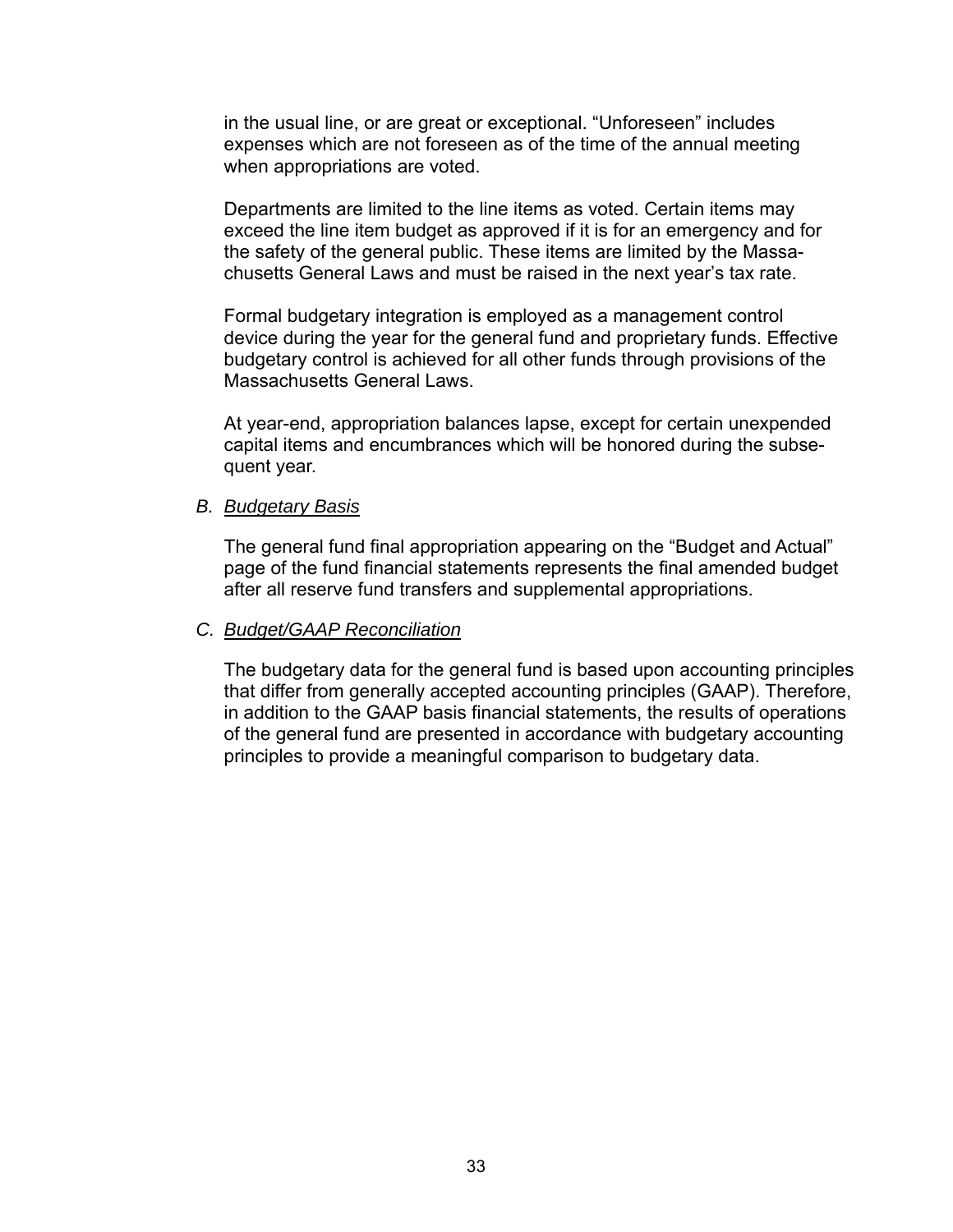in the usual line, or are great or exceptional. "Unforeseen" includes expenses which are not foreseen as of the time of the annual meeting when appropriations are voted.

Departments are limited to the line items as voted. Certain items may exceed the line item budget as approved if it is for an emergency and for the safety of the general public. These items are limited by the Massachusetts General Laws and must be raised in the next year's tax rate.

Formal budgetary integration is employed as a management control device during the year for the general fund and proprietary funds. Effective budgetary control is achieved for all other funds through provisions of the Massachusetts General Laws.

At year-end, appropriation balances lapse, except for certain unexpended capital items and encumbrances which will be honored during the subsequent year.

*B. Budgetary Basis*

The general fund final appropriation appearing on the "Budget and Actual" page of the fund financial statements represents the final amended budget after all reserve fund transfers and supplemental appropriations.

*C. Budget/GAAP Reconciliation*

The budgetary data for the general fund is based upon accounting principles that differ from generally accepted accounting principles (GAAP). Therefore, in addition to the GAAP basis financial statements, the results of operations of the general fund are presented in accordance with budgetary accounting principles to provide a meaningful comparison to budgetary data.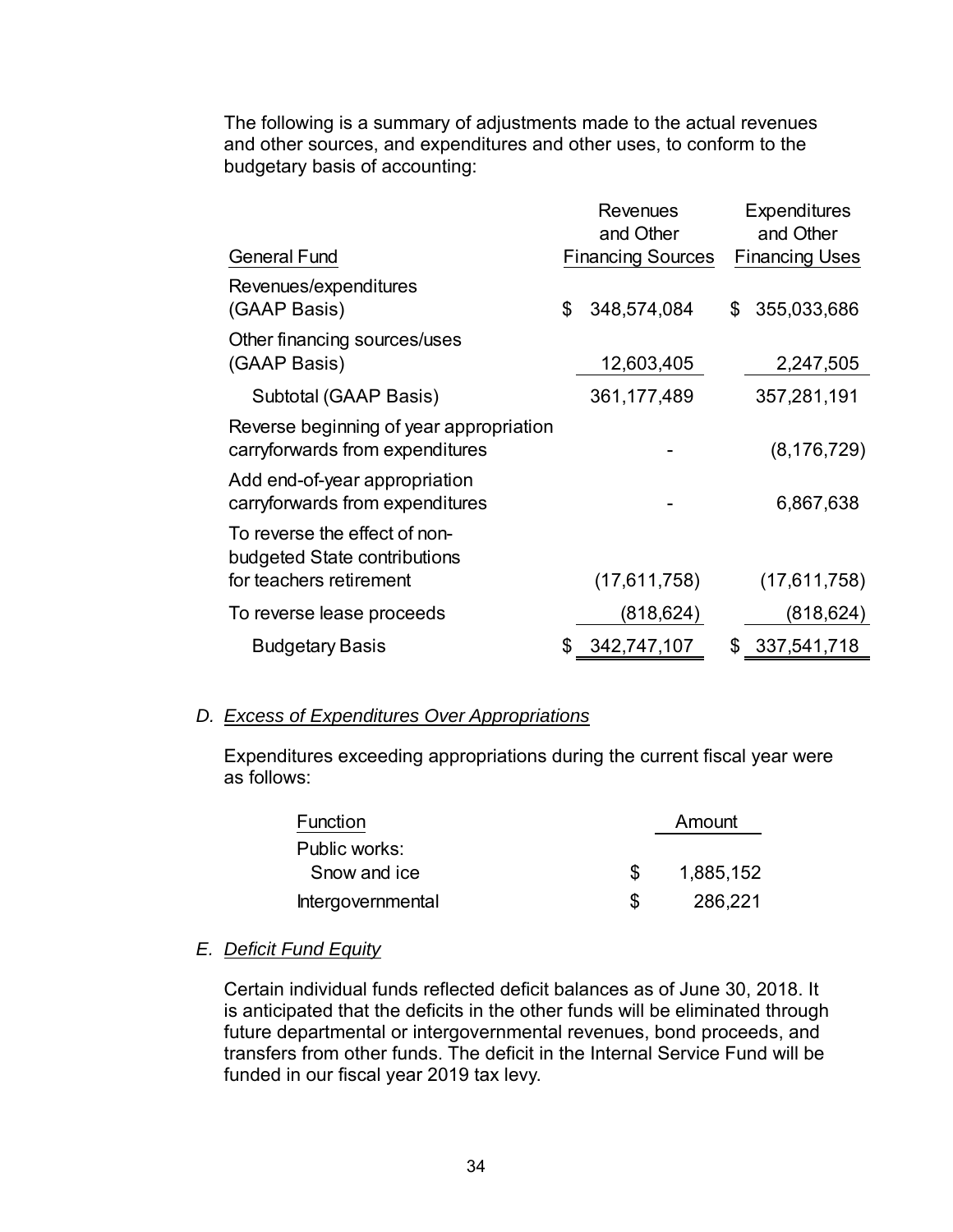The following is a summary of adjustments made to the actual revenues and other sources, and expenditures and other uses, to conform to the budgetary basis of accounting:

| General Fund | Revenues and Other Financing Sources | Expenditures and Other Financing Uses |
|---|---|---|
| Revenues/expenditures (GAAP Basis) | $ 348,574,084 | $ 355,033,686 |
| Other financing sources/uses (GAAP Basis) | 12,603,405 | 2,247,505 |
| Subtotal (GAAP Basis) | 361,177,489 | 357,281,191 |
| Reverse beginning of year appropriation carryforwards from expenditures | - | (8,176,729) |
| Add end-of-year appropriation carryforwards from expenditures | - | 6,867,638 |
| To reverse the effect of non-budgeted State contributions for teachers retirement | (17,611,758) | (17,611,758) |
| To reverse lease proceeds | (818,624) | (818,624) |
| Budgetary Basis | $ 342,747,107 | $ 337,541,718 |

### D. *Excess of Expenditures Over Appropriations*

Expenditures exceeding appropriations during the current fiscal year were as follows:

| Function | Amount |
|---|---|
| Public works: | |
| Snow and ice | $ 1,885,152 |
| Intergovernmental | $ 286,221 |

### E. *Deficit Fund Equity*

Certain individual funds reflected deficit balances as of June 30, 2018. It is anticipated that the deficits in the other funds will be eliminated through future departmental or intergovernmental revenues, bond proceeds, and transfers from other funds. The deficit in the Internal Service Fund will be funded in our fiscal year 2019 tax levy.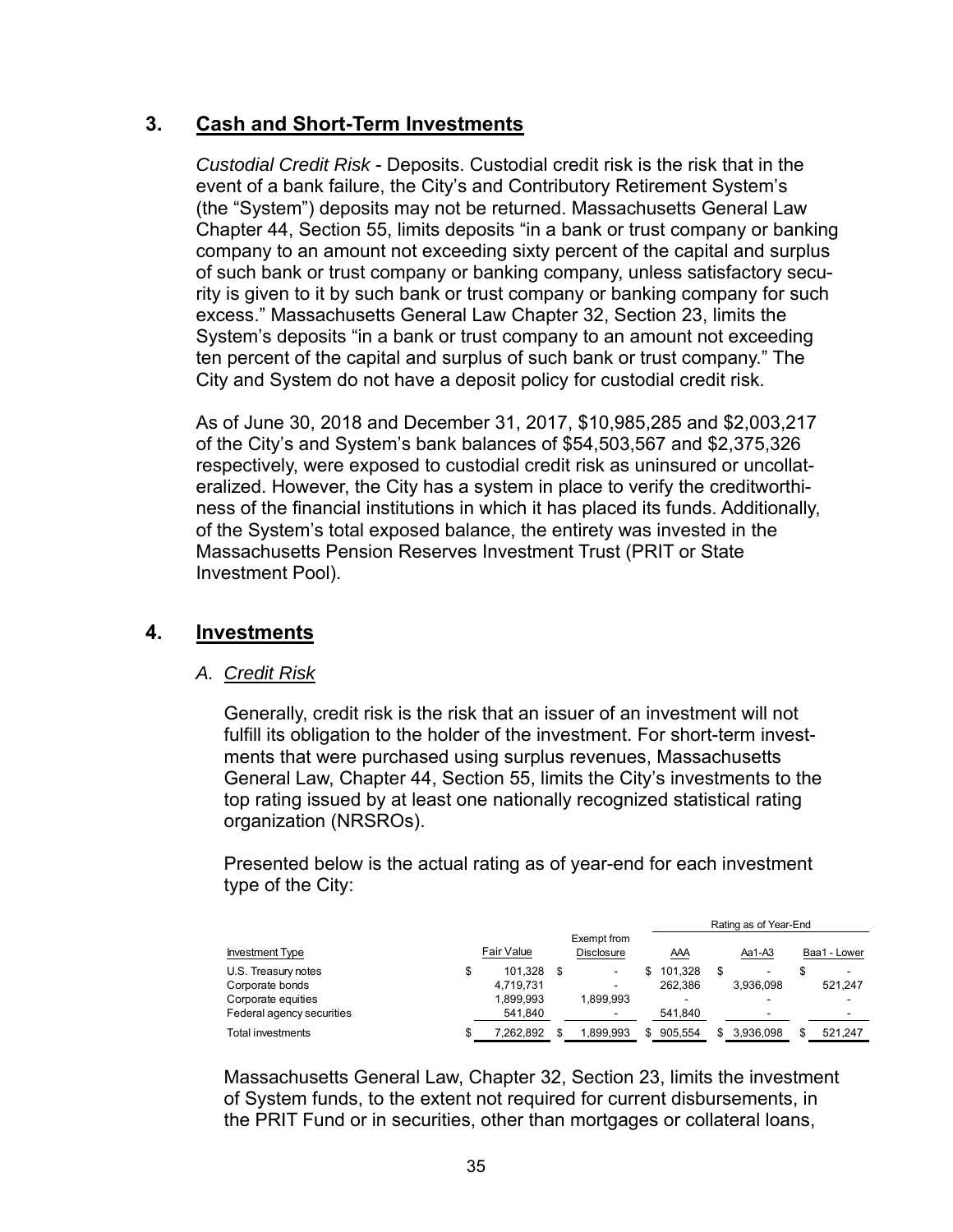## 3. Cash and Short-Term Investments

*Custodial Credit Risk* - Deposits. Custodial credit risk is the risk that in the event of a bank failure, the City's and Contributory Retirement System's (the "System") deposits may not be returned. Massachusetts General Law Chapter 44, Section 55, limits deposits "in a bank or trust company or banking company to an amount not exceeding sixty percent of the capital and surplus of such bank or trust company or banking company, unless satisfactory security is given to it by such bank or trust company or banking company for such excess." Massachusetts General Law Chapter 32, Section 23, limits the System's deposits "in a bank or trust company to an amount not exceeding ten percent of the capital and surplus of such bank or trust company." The City and System do not have a deposit policy for custodial credit risk.

As of June 30, 2018 and December 31, 2017, $10,985,285 and $2,003,217 of the City's and System's bank balances of $54,503,567 and $2,375,326 respectively, were exposed to custodial credit risk as uninsured or uncollateralized. However, the City has a system in place to verify the creditworthiness of the financial institutions in which it has placed its funds. Additionally, of the System's total exposed balance, the entirety was invested in the Massachusetts Pension Reserves Investment Trust (PRIT or State Investment Pool).

## 4. Investments

### A. *Credit Risk*

Generally, credit risk is the risk that an issuer of an investment will not fulfill its obligation to the holder of the investment. For short-term investments that were purchased using surplus revenues, Massachusetts General Law, Chapter 44, Section 55, limits the City's investments to the top rating issued by at least one nationally recognized statistical rating organization (NRSROs).

Presented below is the actual rating as of year-end for each investment type of the City:

| | | | Rating as of Year-End | | |
|---|---|---|---|---|---|
| Investment Type | Fair Value | Exempt from Disclosure | AAA | Aa1-A3 | Baa1 - Lower |
| U.S. Treasury notes | $ 101,328 | $ - | $ 101,328 | $ - | $ - |
| Corporate bonds | 4,719,731 | - | 262,386 | 3,936,098 | 521,247 |
| Corporate equities | 1,899,993 | 1,899,993 | - | - | - |
| Federal agency securities | 541,840 | - | 541,840 | - | - |
| Total investments | $ 7,262,892 | $ 1,899,993 | $ 905,554 | $ 3,936,098 | $ 521,247 |

Massachusetts General Law, Chapter 32, Section 23, limits the investment of System funds, to the extent not required for current disbursements, in the PRIT Fund or in securities, other than mortgages or collateral loans,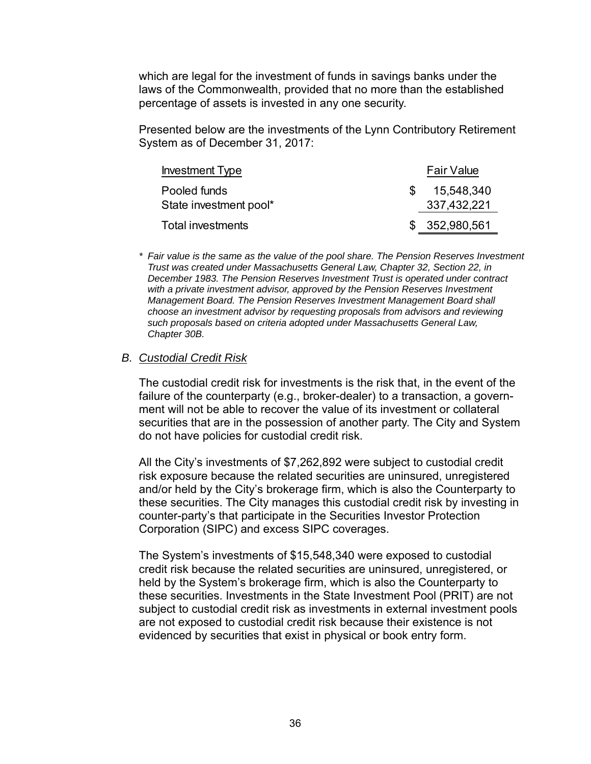which are legal for the investment of funds in savings banks under the laws of the Commonwealth, provided that no more than the established percentage of assets is invested in any one security.

Presented below are the investments of the Lynn Contributory Retirement System as of December 31, 2017:

| Investment Type | Fair Value |
|---|---|
| Pooled funds | $ 15,548,340 |
| State investment pool* | 337,432,221 |
| Total investments | $ 352,980,561 |

\* *Fair value is the same as the value of the pool share. The Pension Reserves Investment Trust was created under Massachusetts General Law, Chapter 32, Section 22, in December 1983. The Pension Reserves Investment Trust is operated under contract with a private investment advisor, approved by the Pension Reserves Investment Management Board. The Pension Reserves Investment Management Board shall choose an investment advisor by requesting proposals from advisors and reviewing such proposals based on criteria adopted under Massachusetts General Law, Chapter 30B.*

### B. *Custodial Credit Risk*

The custodial credit risk for investments is the risk that, in the event of the failure of the counterparty (e.g., broker-dealer) to a transaction, a government will not be able to recover the value of its investment or collateral securities that are in the possession of another party. The City and System do not have policies for custodial credit risk.

All the City's investments of $7,262,892 were subject to custodial credit risk exposure because the related securities are uninsured, unregistered and/or held by the City's brokerage firm, which is also the Counterparty to these securities. The City manages this custodial credit risk by investing in counter-party's that participate in the Securities Investor Protection Corporation (SIPC) and excess SIPC coverages.

The System's investments of $15,548,340 were exposed to custodial credit risk because the related securities are uninsured, unregistered, or held by the System's brokerage firm, which is also the Counterparty to these securities. Investments in the State Investment Pool (PRIT) are not subject to custodial credit risk as investments in external investment pools are not exposed to custodial credit risk because their existence is not evidenced by securities that exist in physical or book entry form.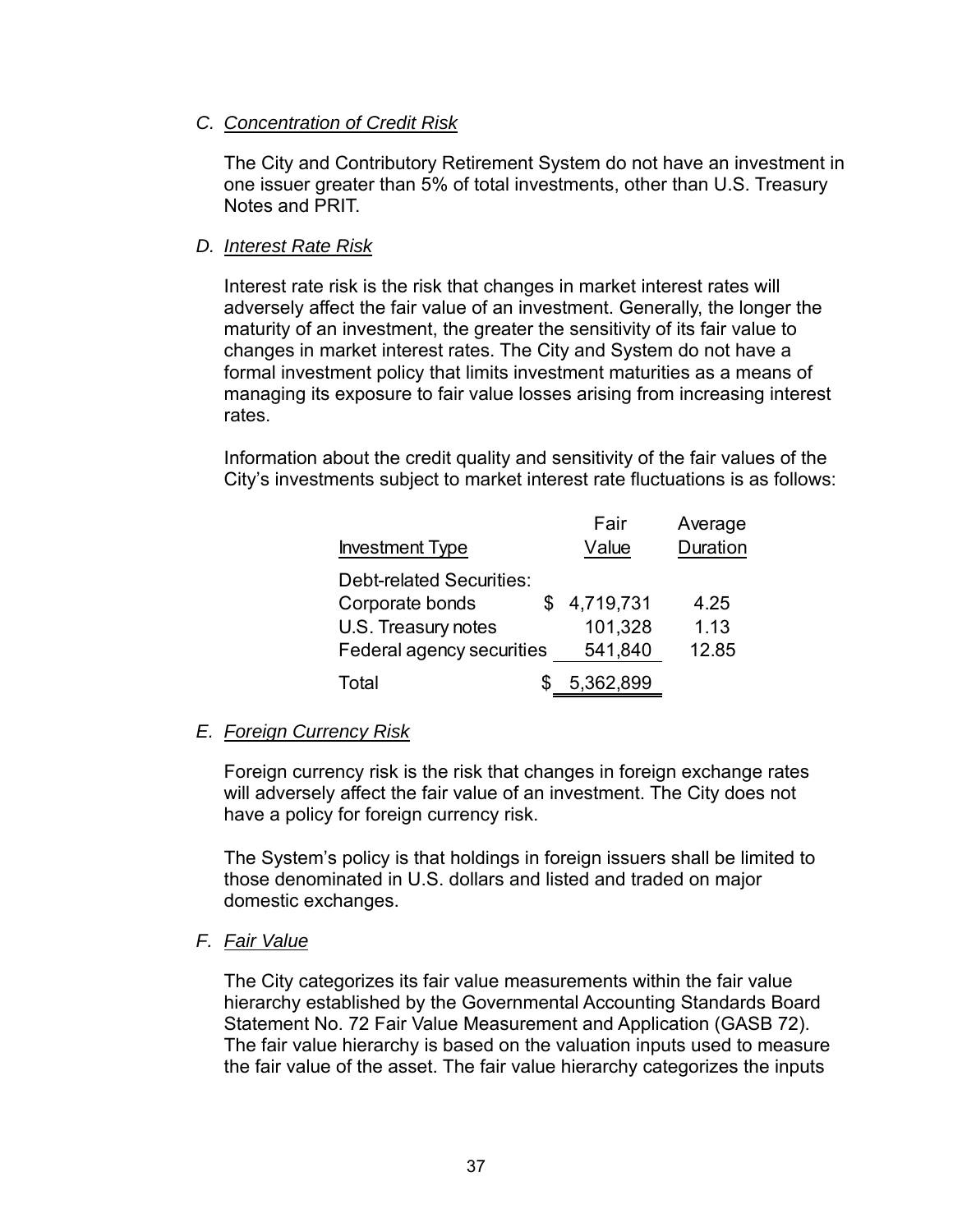*C. Concentration of Credit Risk*

The City and Contributory Retirement System do not have an investment in one issuer greater than 5% of total investments, other than U.S. Treasury Notes and PRIT.

*D. Interest Rate Risk*

Interest rate risk is the risk that changes in market interest rates will adversely affect the fair value of an investment. Generally, the longer the maturity of an investment, the greater the sensitivity of its fair value to changes in market interest rates. The City and System do not have a formal investment policy that limits investment maturities as a means of managing its exposure to fair value losses arising from increasing interest rates.

Information about the credit quality and sensitivity of the fair values of the City's investments subject to market interest rate fluctuations is as follows:

| Investment Type | Fair Value | Average Duration |
|---|---|---|
| Debt-related Securities: | | |
| Corporate bonds | $ 4,719,731 | 4.25 |
| U.S. Treasury notes | 101,328 | 1.13 |
| Federal agency securities | 541,840 | 12.85 |
| Total | $ 5,362,899 | |

*E. Foreign Currency Risk*

Foreign currency risk is the risk that changes in foreign exchange rates will adversely affect the fair value of an investment. The City does not have a policy for foreign currency risk.

The System's policy is that holdings in foreign issuers shall be limited to those denominated in U.S. dollars and listed and traded on major domestic exchanges.

*F. Fair Value*

The City categorizes its fair value measurements within the fair value hierarchy established by the Governmental Accounting Standards Board Statement No. 72 Fair Value Measurement and Application (GASB 72). The fair value hierarchy is based on the valuation inputs used to measure the fair value of the asset. The fair value hierarchy categorizes the inputs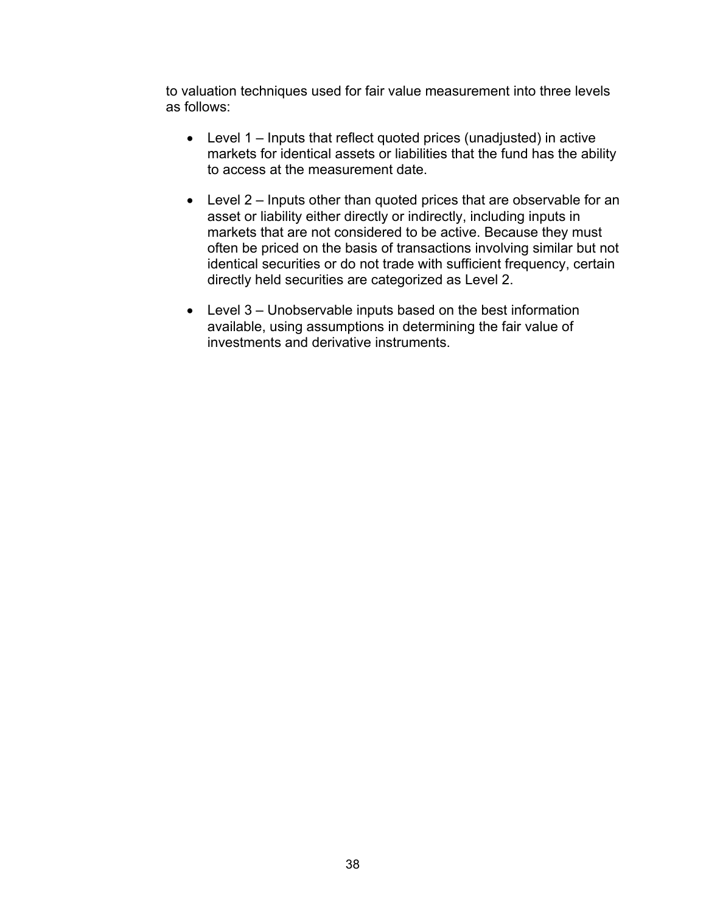to valuation techniques used for fair value measurement into three levels as follows:

- Level 1 – Inputs that reflect quoted prices (unadjusted) in active markets for identical assets or liabilities that the fund has the ability to access at the measurement date.

- Level 2 – Inputs other than quoted prices that are observable for an asset or liability either directly or indirectly, including inputs in markets that are not considered to be active. Because they must often be priced on the basis of transactions involving similar but not identical securities or do not trade with sufficient frequency, certain directly held securities are categorized as Level 2.

- Level 3 – Unobservable inputs based on the best information available, using assumptions in determining the fair value of investments and derivative instruments.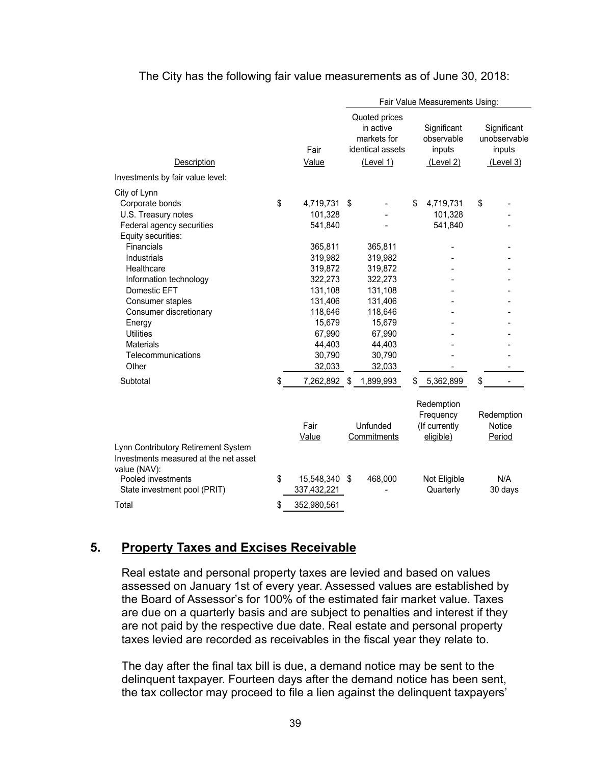The City has the following fair value measurements as of June 30, 2018:

| | | Fair Value Measurements Using: | | |
|---|---|---|---|---|
| Description | Fair Value | Quoted prices in active markets for identical assets (Level 1) | Significant observable inputs (Level 2) | Significant unobservable inputs (Level 3) |
| Investments by fair value level: | | | | |
| City of Lynn | | | | |
| Corporate bonds | $ 4,719,731 | $ - | $ 4,719,731 | $ - |
| U.S. Treasury notes | 101,328 | - | 101,328 | - |
| Federal agency securities | 541,840 | - | 541,840 | - |
| Equity securities: | | | | |
| Financials | 365,811 | 365,811 | - | - |
| Industrials | 319,982 | 319,982 | - | - |
| Healthcare | 319,872 | 319,872 | - | - |
| Information technology | 322,273 | 322,273 | - | - |
| Domestic EFT | 131,108 | 131,108 | - | - |
| Consumer staples | 131,406 | 131,406 | - | - |
| Consumer discretionary | 118,646 | 118,646 | - | - |
| Energy | 15,679 | 15,679 | - | - |
| Utilities | 67,990 | 67,990 | - | - |
| Materials | 44,403 | 44,403 | - | - |
| Telecommunications | 30,790 | 30,790 | - | - |
| Other | 32,033 | 32,033 | - | - |
| Subtotal | $ 7,262,892 | $ 1,899,993 | $ 5,362,899 | $ - |

| | Fair Value | Unfunded Commitments | Redemption Frequency (If currently eligible) | Redemption Notice Period |
|---|---|---|---|---|
| Lynn Contributory Retirement System | | | | |
| Investments measured at the net asset value (NAV): | | | | |
| Pooled investments | $ 15,548,340 | $ 468,000 | Not Eligible | N/A |
| State investment pool (PRIT) | 337,432,221 | - | Quarterly | 30 days |
| Total | $ 352,980,561 | | | |

## 5. Property Taxes and Excises Receivable

Real estate and personal property taxes are levied and based on values assessed on January 1st of every year. Assessed values are established by the Board of Assessor's for 100% of the estimated fair market value. Taxes are due on a quarterly basis and are subject to penalties and interest if they are not paid by the respective due date. Real estate and personal property taxes levied are recorded as receivables in the fiscal year they relate to.

The day after the final tax bill is due, a demand notice may be sent to the delinquent taxpayer. Fourteen days after the demand notice has been sent, the tax collector may proceed to file a lien against the delinquent taxpayers'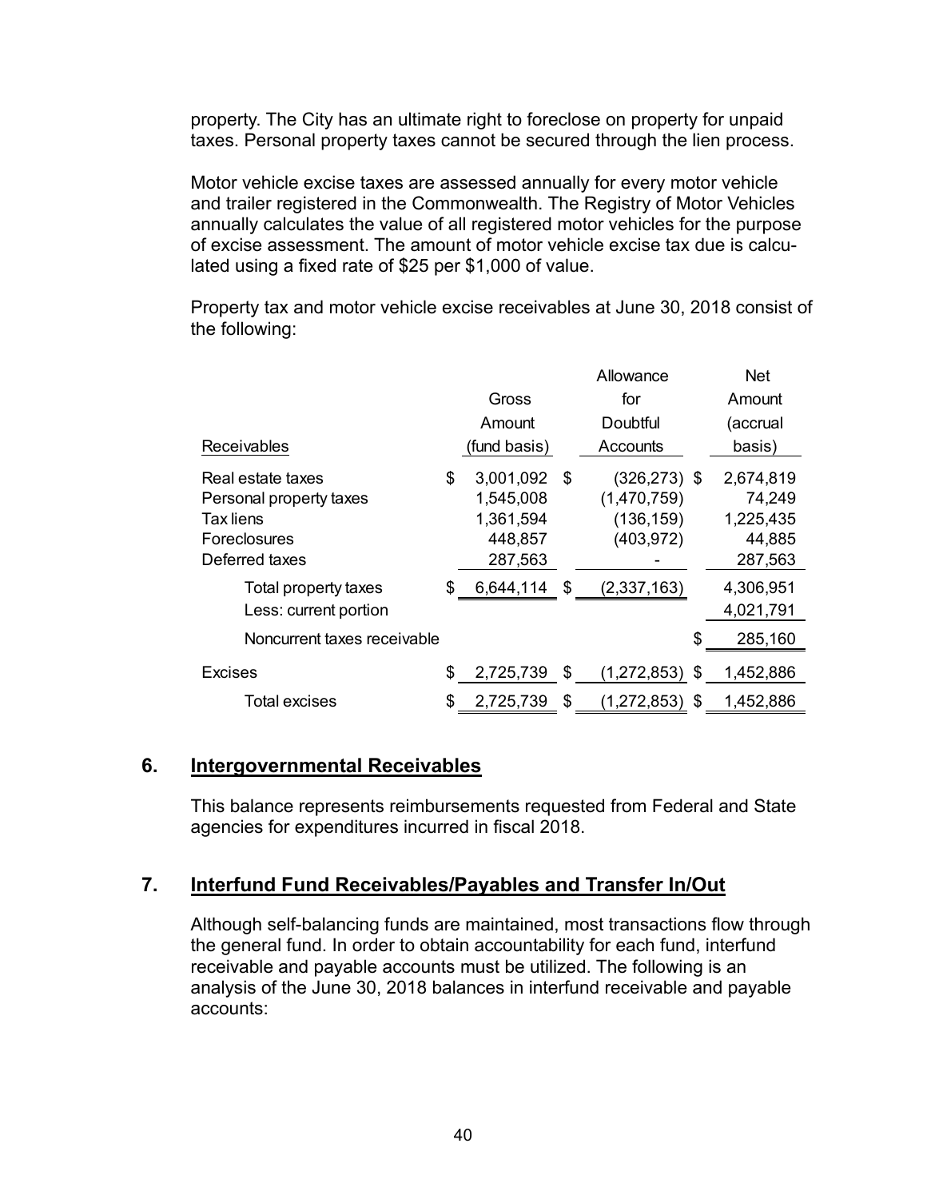property. The City has an ultimate right to foreclose on property for unpaid taxes. Personal property taxes cannot be secured through the lien process.

Motor vehicle excise taxes are assessed annually for every motor vehicle and trailer registered in the Commonwealth. The Registry of Motor Vehicles annually calculates the value of all registered motor vehicles for the purpose of excise assessment. The amount of motor vehicle excise tax due is calculated using a fixed rate of $25 per $1,000 of value.

Property tax and motor vehicle excise receivables at June 30, 2018 consist of the following:

| Receivables | Gross Amount (fund basis) | Allowance for Doubtful Accounts | Net Amount (accrual basis) |
|---|---|---|---|
| Real estate taxes | $ 3,001,092 | $ (326,273) | $ 2,674,819 |
| Personal property taxes | 1,545,008 | (1,470,759) | 74,249 |
| Tax liens | 1,361,594 | (136,159) | 1,225,435 |
| Foreclosures | 448,857 | (403,972) | 44,885 |
| Deferred taxes | 287,563 | - | 287,563 |
| Total property taxes | $ 6,644,114 | $ (2,337,163) | 4,306,951 |
| Less: current portion | | | 4,021,791 |
| Noncurrent taxes receivable | | | $ 285,160 |
| Excises | $ 2,725,739 | $ (1,272,853) | $ 1,452,886 |
| Total excises | $ 2,725,739 | $ (1,272,853) | $ 1,452,886 |

## 6. Intergovernmental Receivables

This balance represents reimbursements requested from Federal and State agencies for expenditures incurred in fiscal 2018.

## 7. Interfund Fund Receivables/Payables and Transfer In/Out

Although self-balancing funds are maintained, most transactions flow through the general fund. In order to obtain accountability for each fund, interfund receivable and payable accounts must be utilized. The following is an analysis of the June 30, 2018 balances in interfund receivable and payable accounts: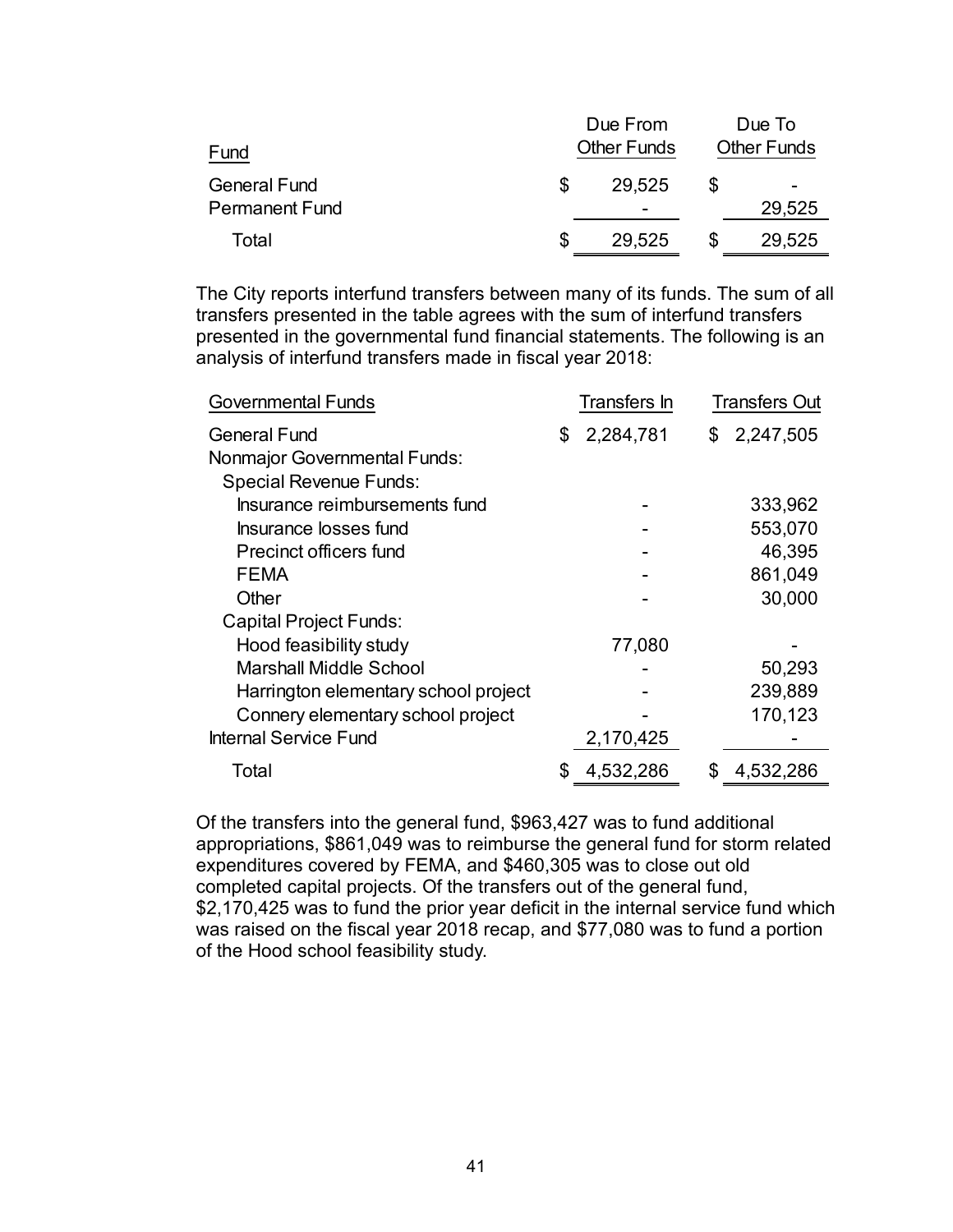| Fund | Due From Other Funds | Due To Other Funds |
|---|---|---|
| General Fund | $ 29,525 | $ - |
| Permanent Fund | - | 29,525 |
| Total | $ 29,525 | $ 29,525 |

The City reports interfund transfers between many of its funds. The sum of all transfers presented in the table agrees with the sum of interfund transfers presented in the governmental fund financial statements. The following is an analysis of interfund transfers made in fiscal year 2018:

| Governmental Funds | Transfers In | Transfers Out |
|---|---|---|
| General Fund | $ 2,284,781 | $ 2,247,505 |
| Nonmajor Governmental Funds: | | |
| Special Revenue Funds: | | |
| Insurance reimbursements fund | - | 333,962 |
| Insurance losses fund | - | 553,070 |
| Precinct officers fund | - | 46,395 |
| FEMA | - | 861,049 |
| Other | - | 30,000 |
| Capital Project Funds: | | |
| Hood feasibility study | 77,080 | - |
| Marshall Middle School | - | 50,293 |
| Harrington elementary school project | - | 239,889 |
| Connery elementary school project | - | 170,123 |
| Internal Service Fund | 2,170,425 | - |
| Total | $ 4,532,286 | $ 4,532,286 |

Of the transfers into the general fund, $963,427 was to fund additional appropriations, $861,049 was to reimburse the general fund for storm related expenditures covered by FEMA, and $460,305 was to close out old completed capital projects. Of the transfers out of the general fund, $2,170,425 was to fund the prior year deficit in the internal service fund which was raised on the fiscal year 2018 recap, and $77,080 was to fund a portion of the Hood school feasibility study.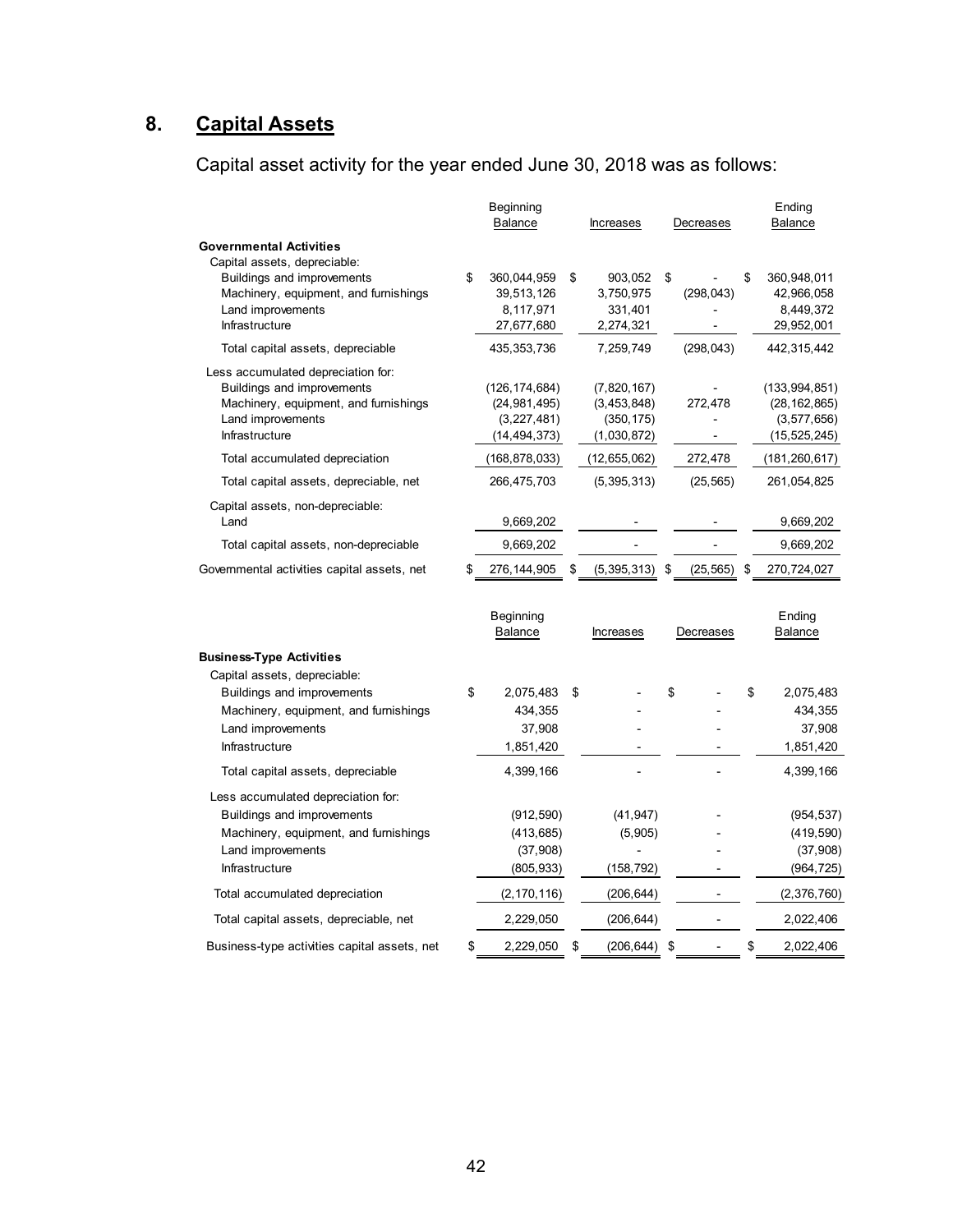## 8. Capital Assets

Capital asset activity for the year ended June 30, 2018 was as follows:

| | Beginning Balance | Increases | Decreases | Ending Balance |
|---|---|---|---|---|
| **Governmental Activities** | | | | |
| Capital assets, depreciable: | | | | |
| Buildings and improvements | $ 360,044,959 | $ 903,052 | $ - | $ 360,948,011 |
| Machinery, equipment, and furnishings | 39,513,126 | 3,750,975 | (298,043) | 42,966,058 |
| Land improvements | 8,117,971 | 331,401 | - | 8,449,372 |
| Infrastructure | 27,677,680 | 2,274,321 | - | 29,952,001 |
| Total capital assets, depreciable | 435,353,736 | 7,259,749 | (298,043) | 442,315,442 |
| Less accumulated depreciation for: | | | | |
| Buildings and improvements | (126,174,684) | (7,820,167) | - | (133,994,851) |
| Machinery, equipment, and furnishings | (24,981,495) | (3,453,848) | 272,478 | (28,162,865) |
| Land improvements | (3,227,481) | (350,175) | - | (3,577,656) |
| Infrastructure | (14,494,373) | (1,030,872) | - | (15,525,245) |
| Total accumulated depreciation | (168,878,033) | (12,655,062) | 272,478 | (181,260,617) |
| Total capital assets, depreciable, net | 266,475,703 | (5,395,313) | (25,565) | 261,054,825 |
| Capital assets, non-depreciable: | | | | |
| Land | 9,669,202 | - | - | 9,669,202 |
| Total capital assets, non-depreciable | 9,669,202 | - | - | 9,669,202 |
| Governmental activities capital assets, net | $ 276,144,905 | $ (5,395,313) | $ (25,565) | $ 270,724,027 |

| | Beginning Balance | Increases | Decreases | Ending Balance |
|---|---|---|---|---|
| **Business-Type Activities** | | | | |
| Capital assets, depreciable: | | | | |
| Buildings and improvements | $ 2,075,483 | $ - | $ - | $ 2,075,483 |
| Machinery, equipment, and furnishings | 434,355 | - | - | 434,355 |
| Land improvements | 37,908 | - | - | 37,908 |
| Infrastructure | 1,851,420 | - | - | 1,851,420 |
| Total capital assets, depreciable | 4,399,166 | - | - | 4,399,166 |
| Less accumulated depreciation for: | | | | |
| Buildings and improvements | (912,590) | (41,947) | - | (954,537) |
| Machinery, equipment, and furnishings | (413,685) | (5,905) | - | (419,590) |
| Land improvements | (37,908) | - | - | (37,908) |
| Infrastructure | (805,933) | (158,792) | - | (964,725) |
| Total accumulated depreciation | (2,170,116) | (206,644) | - | (2,376,760) |
| Total capital assets, depreciable, net | 2,229,050 | (206,644) | - | 2,022,406 |
| Business-type activities capital assets, net | $ 2,229,050 | $ (206,644) | $ - | $ 2,022,406 |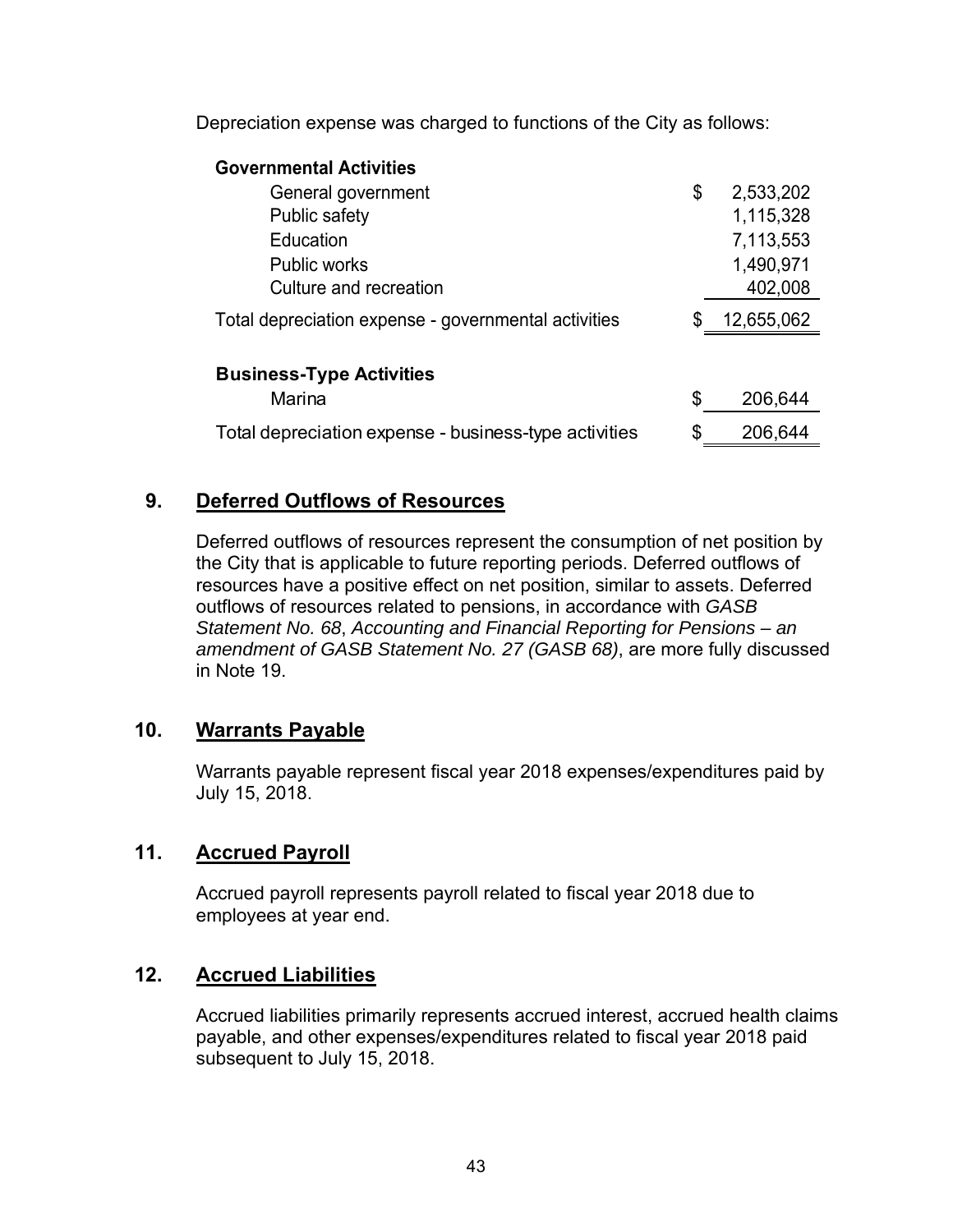Depreciation expense was charged to functions of the City as follows:

| | |
|---|---|
| **Governmental Activities** | |
| General government | $ 2,533,202 |
| Public safety | 1,115,328 |
| Education | 7,113,553 |
| Public works | 1,490,971 |
| Culture and recreation | 402,008 |
| Total depreciation expense - governmental activities | $ 12,655,062 |
| | |
| **Business-Type Activities** | |
| Marina | $ 206,644 |
| Total depreciation expense - business-type activities | $ 206,644 |

## 9. Deferred Outflows of Resources

Deferred outflows of resources represent the consumption of net position by the City that is applicable to future reporting periods. Deferred outflows of resources have a positive effect on net position, similar to assets. Deferred outflows of resources related to pensions, in accordance with *GASB Statement No. 68*, *Accounting and Financial Reporting for Pensions – an amendment of GASB Statement No. 27 (GASB 68)*, are more fully discussed in Note 19.

## 10. Warrants Payable

Warrants payable represent fiscal year 2018 expenses/expenditures paid by July 15, 2018.

## 11. Accrued Payroll

Accrued payroll represents payroll related to fiscal year 2018 due to employees at year end.

## 12. Accrued Liabilities

Accrued liabilities primarily represents accrued interest, accrued health claims payable, and other expenses/expenditures related to fiscal year 2018 paid subsequent to July 15, 2018.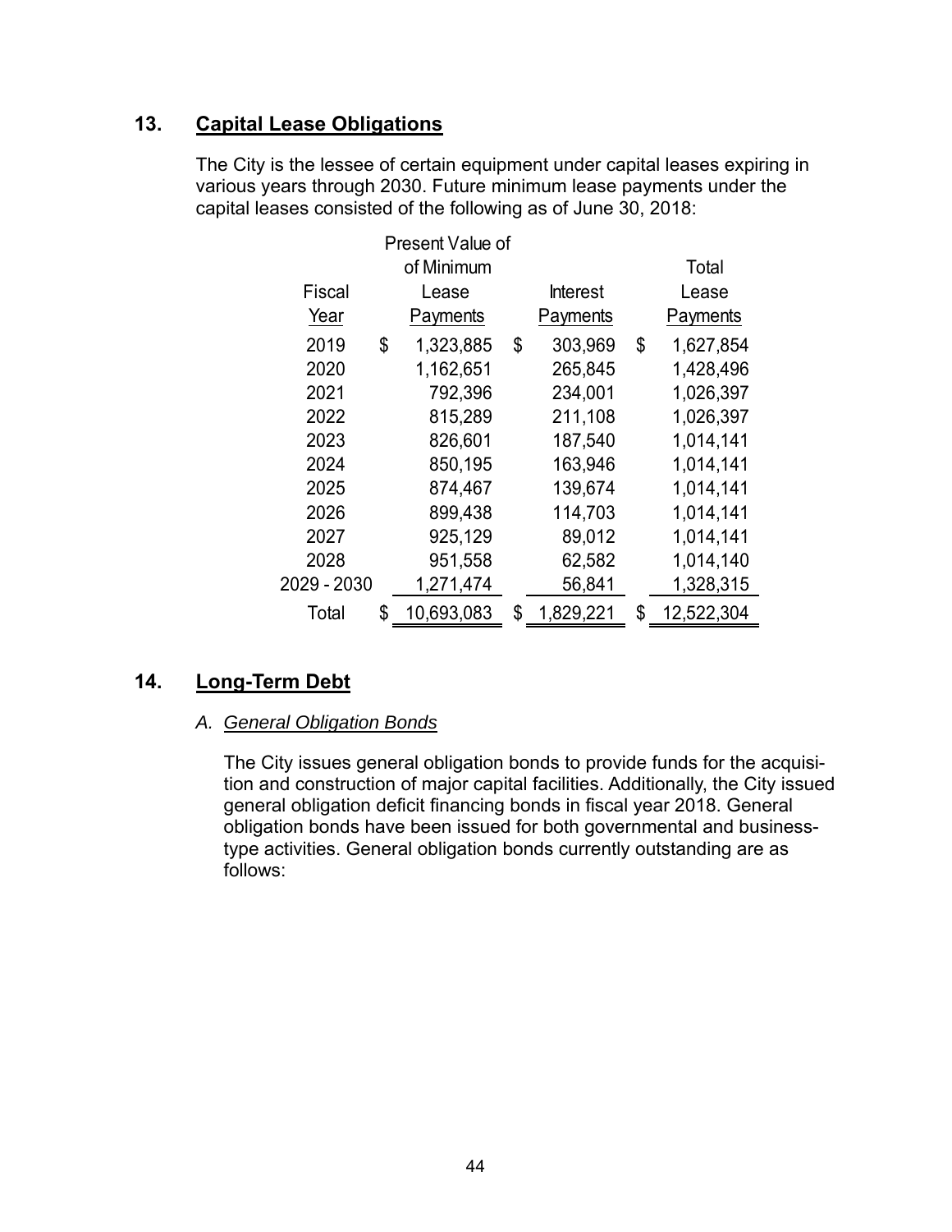## 13. Capital Lease Obligations

The City is the lessee of certain equipment under capital leases expiring in various years through 2030. Future minimum lease payments under the capital leases consisted of the following as of June 30, 2018:

| Fiscal Year | Present Value of of Minimum Lease Payments | Interest Payments | Total Lease Payments |
|---|---|---|---|
| 2019 | $ 1,323,885 | $ 303,969 | $ 1,627,854 |
| 2020 | 1,162,651 | 265,845 | 1,428,496 |
| 2021 | 792,396 | 234,001 | 1,026,397 |
| 2022 | 815,289 | 211,108 | 1,026,397 |
| 2023 | 826,601 | 187,540 | 1,014,141 |
| 2024 | 850,195 | 163,946 | 1,014,141 |
| 2025 | 874,467 | 139,674 | 1,014,141 |
| 2026 | 899,438 | 114,703 | 1,014,141 |
| 2027 | 925,129 | 89,012 | 1,014,141 |
| 2028 | 951,558 | 62,582 | 1,014,140 |
| 2029 - 2030 | 1,271,474 | 56,841 | 1,328,315 |
| Total | $ 10,693,083 | $ 1,829,221 | $ 12,522,304 |

## 14. Long-Term Debt

### *A. General Obligation Bonds*

The City issues general obligation bonds to provide funds for the acquisition and construction of major capital facilities. Additionally, the City issued general obligation deficit financing bonds in fiscal year 2018. General obligation bonds have been issued for both governmental and business-type activities. General obligation bonds currently outstanding are as follows: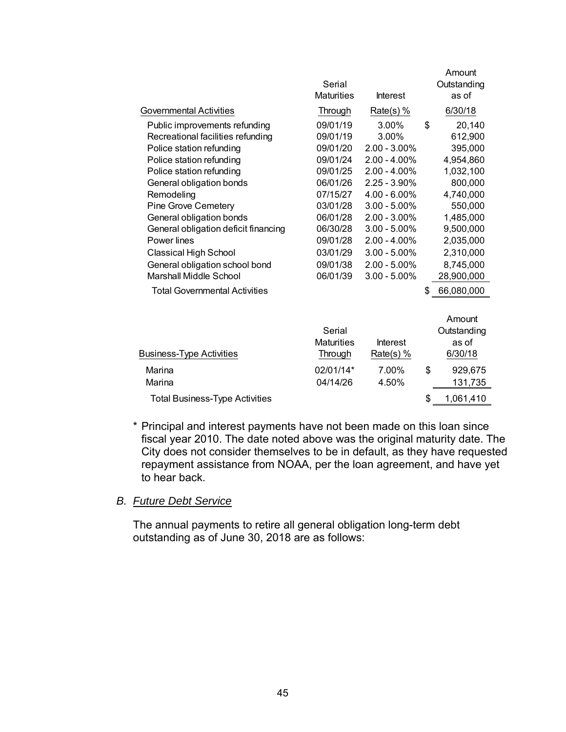| Governmental Activities | Serial Maturities Through | Interest Rate(s) % | Amount Outstanding as of 6/30/18 |
|---|---|---|---|
| Public improvements refunding | 09/01/19 | 3.00% | $ 20,140 |
| Recreational facilities refunding | 09/01/19 | 3.00% | 612,900 |
| Police station refunding | 09/01/20 | 2.00 - 3.00% | 395,000 |
| Police station refunding | 09/01/24 | 2.00 - 4.00% | 4,954,860 |
| Police station refunding | 09/01/25 | 2.00 - 4.00% | 1,032,100 |
| General obligation bonds | 06/01/26 | 2.25 - 3.90% | 800,000 |
| Remodeling | 07/15/27 | 4.00 - 6.00% | 4,740,000 |
| Pine Grove Cemetery | 03/01/28 | 3.00 - 5.00% | 550,000 |
| General obligation bonds | 06/01/28 | 2.00 - 3.00% | 1,485,000 |
| General obligation deficit financing | 06/30/28 | 3.00 - 5.00% | 9,500,000 |
| Power lines | 09/01/28 | 2.00 - 4.00% | 2,035,000 |
| Classical High School | 03/01/29 | 3.00 - 5.00% | 2,310,000 |
| General obligation school bond | 09/01/38 | 2.00 - 5.00% | 8,745,000 |
| Marshall Middle School | 06/01/39 | 3.00 - 5.00% | 28,900,000 |
| Total Governmental Activities | | | $ 66,080,000 |

| Business-Type Activities | Serial Maturities Through | Interest Rate(s) % | Amount Outstanding as of 6/30/18 |
|---|---|---|---|
| Marina | 02/01/14* | 7.00% | $ 929,675 |
| Marina | 04/14/26 | 4.50% | 131,735 |
| Total Business-Type Activities | | | $ 1,061,410 |

\* Principal and interest payments have not been made on this loan since fiscal year 2010. The date noted above was the original maturity date. The City does not consider themselves to be in default, as they have requested repayment assistance from NOAA, per the loan agreement, and have yet to hear back.

## B. *Future Debt Service*

The annual payments to retire all general obligation long-term debt outstanding as of June 30, 2018 are as follows: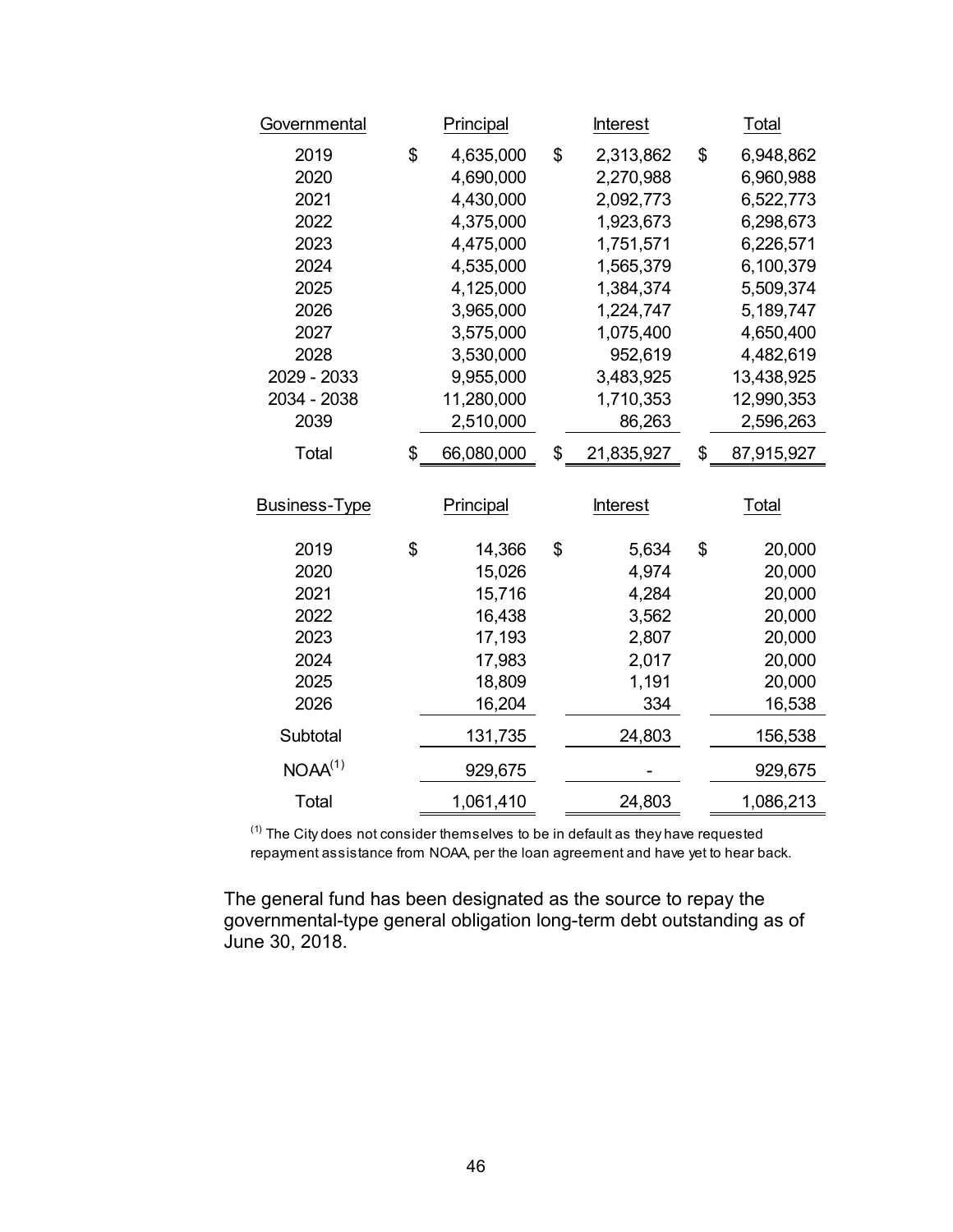| Governmental | Principal | Interest | Total |
|---|---|---|---|
| 2019 | $ 4,635,000 | $ 2,313,862 | $ 6,948,862 |
| 2020 | 4,690,000 | 2,270,988 | 6,960,988 |
| 2021 | 4,430,000 | 2,092,773 | 6,522,773 |
| 2022 | 4,375,000 | 1,923,673 | 6,298,673 |
| 2023 | 4,475,000 | 1,751,571 | 6,226,571 |
| 2024 | 4,535,000 | 1,565,379 | 6,100,379 |
| 2025 | 4,125,000 | 1,384,374 | 5,509,374 |
| 2026 | 3,965,000 | 1,224,747 | 5,189,747 |
| 2027 | 3,575,000 | 1,075,400 | 4,650,400 |
| 2028 | 3,530,000 | 952,619 | 4,482,619 |
| 2029 - 2033 | 9,955,000 | 3,483,925 | 13,438,925 |
| 2034 - 2038 | 11,280,000 | 1,710,353 | 12,990,353 |
| 2039 | 2,510,000 | 86,263 | 2,596,263 |
| Total | $ 66,080,000 | $ 21,835,927 | $ 87,915,927 |

| Business-Type | Principal | Interest | Total |
|---|---|---|---|
| 2019 | $ 14,366 | $ 5,634 | $ 20,000 |
| 2020 | 15,026 | 4,974 | 20,000 |
| 2021 | 15,716 | 4,284 | 20,000 |
| 2022 | 16,438 | 3,562 | 20,000 |
| 2023 | 17,193 | 2,807 | 20,000 |
| 2024 | 17,983 | 2,017 | 20,000 |
| 2025 | 18,809 | 1,191 | 20,000 |
| 2026 | 16,204 | 334 | 16,538 |
| Subtotal | 131,735 | 24,803 | 156,538 |
| NOAA[1] | 929,675 | - | 929,675 |
| Total | 1,061,410 | 24,803 | 1,086,213 |

[1] The City does not consider themselves to be in default as they have requested repayment assistance from NOAA, per the loan agreement and have yet to hear back.

The general fund has been designated as the source to repay the governmental-type general obligation long-term debt outstanding as of June 30, 2018.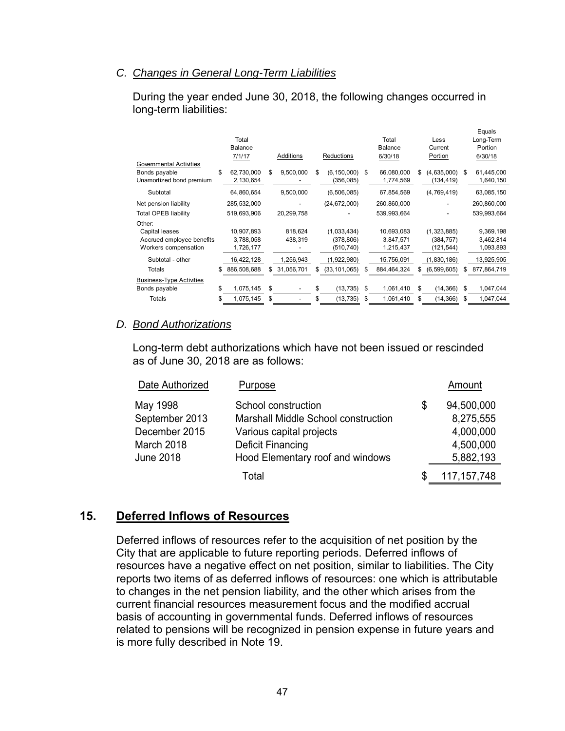### *C. Changes in General Long-Term Liabilities*

During the year ended June 30, 2018, the following changes occurred in long-term liabilities:

| | Total Balance 7/1/17 | Additions | Reductions | Total Balance 6/30/18 | Less Current Portion | Equals Long-Term Portion 6/30/18 |
|---|---|---|---|---|---|---|
| Governmental Activities | | | | | | |
| Bonds payable | $ 62,730,000 | $ 9,500,000 | $ (6,150,000) | $ 66,080,000 | $ (4,635,000) | $ 61,445,000 |
| Unamortized bond premium | 2,130,654 | - | (356,085) | 1,774,569 | (134,419) | 1,640,150 |
| Subtotal | 64,860,654 | 9,500,000 | (6,506,085) | 67,854,569 | (4,769,419) | 63,085,150 |
| Net pension liability | 285,532,000 | - | (24,672,000) | 260,860,000 | - | 260,860,000 |
| Total OPEB liability | 519,693,906 | 20,299,758 | - | 539,993,664 | - | 539,993,664 |
| Other: | | | | | | |
| Capital leases | 10,907,893 | 818,624 | (1,033,434) | 10,693,083 | (1,323,885) | 9,369,198 |
| Accrued employee benefits | 3,788,058 | 438,319 | (378,806) | 3,847,571 | (384,757) | 3,462,814 |
| Workers compensation | 1,726,177 | - | (510,740) | 1,215,437 | (121,544) | 1,093,893 |
| Subtotal - other | 16,422,128 | 1,256,943 | (1,922,980) | 15,756,091 | (1,830,186) | 13,925,905 |
| Totals | $ 886,508,688 | $ 31,056,701 | $ (33,101,065) | $ 884,464,324 | $ (6,599,605) | $ 877,864,719 |
| Business-Type Activities | | | | | | |
| Bonds payable | $ 1,075,145 | $ - | $ (13,735) | $ 1,061,410 | $ (14,366) | $ 1,047,044 |
| Totals | $ 1,075,145 | $ - | $ (13,735) | $ 1,061,410 | $ (14,366) | $ 1,047,044 |

### *D. Bond Authorizations*

Long-term debt authorizations which have not been issued or rescinded as of June 30, 2018 are as follows:

| Date Authorized | Purpose | Amount |
|---|---|---|
| May 1998 | School construction | $ 94,500,000 |
| September 2013 | Marshall Middle School construction | 8,275,555 |
| December 2015 | Various capital projects | 4,000,000 |
| March 2018 | Deficit Financing | 4,500,000 |
| June 2018 | Hood Elementary roof and windows | 5,882,193 |
| | Total | $ 117,157,748 |

## 15. Deferred Inflows of Resources

Deferred inflows of resources refer to the acquisition of net position by the City that are applicable to future reporting periods. Deferred inflows of resources have a negative effect on net position, similar to liabilities. The City reports two items of as deferred inflows of resources: one which is attributable to changes in the net pension liability, and the other which arises from the current financial resources measurement focus and the modified accrual basis of accounting in governmental funds. Deferred inflows of resources related to pensions will be recognized in pension expense in future years and is more fully described in Note 19.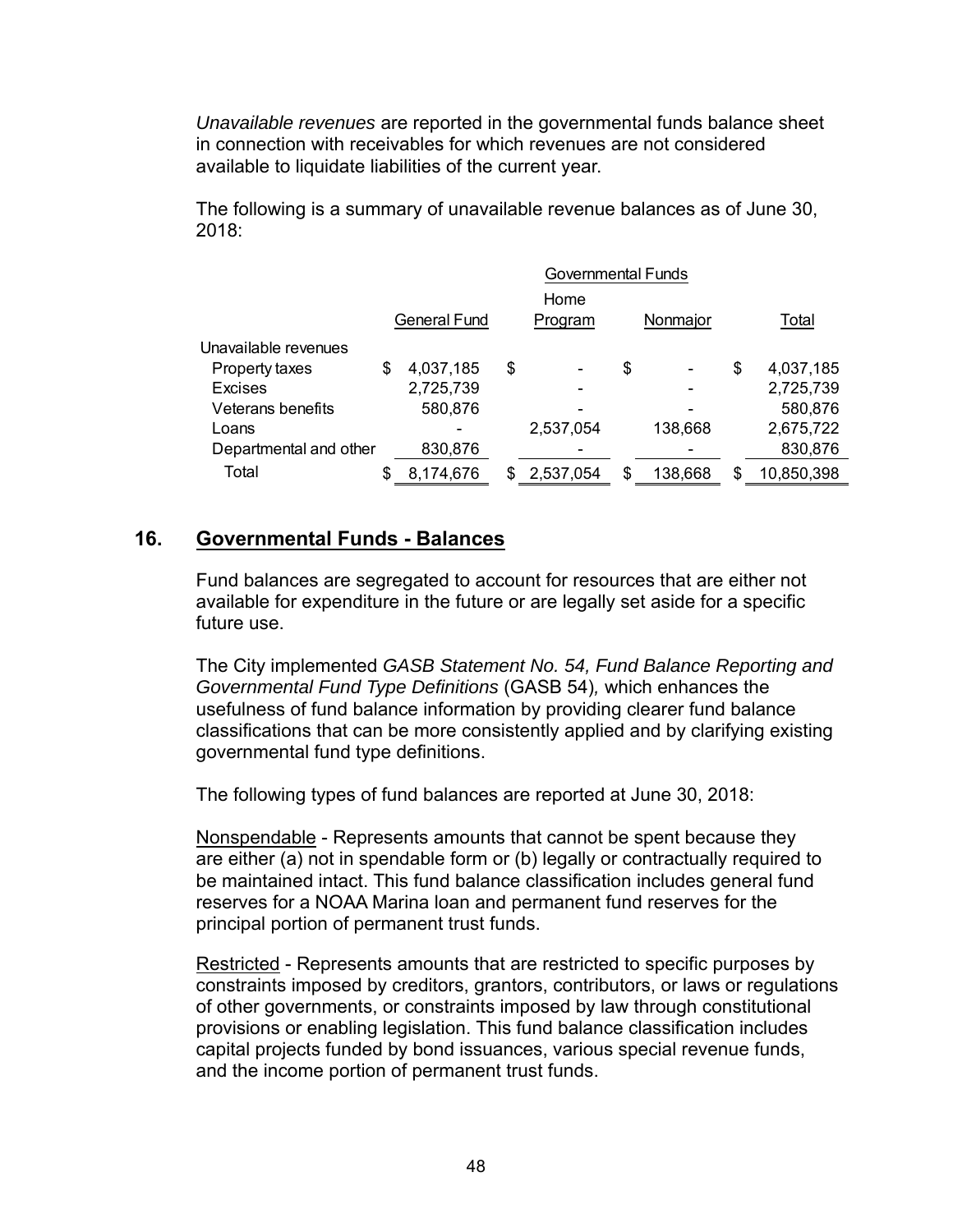*Unavailable revenues* are reported in the governmental funds balance sheet in connection with receivables for which revenues are not considered available to liquidate liabilities of the current year.

The following is a summary of unavailable revenue balances as of June 30, 2018:

| | Governmental Funds | | | |
|---|---|---|---|---|
| | General Fund | Home Program | Nonmajor | Total |
| Unavailable revenues | | | | |
| Property taxes | $ 4,037,185 | $ - | $ - | $ 4,037,185 |
| Excises | 2,725,739 | - | - | 2,725,739 |
| Veterans benefits | 580,876 | - | - | 580,876 |
| Loans | - | 2,537,054 | 138,668 | 2,675,722 |
| Departmental and other | 830,876 | - | - | 830,876 |
| Total | $ 8,174,676 | $ 2,537,054 | $ 138,668 | $ 10,850,398 |

## 16. Governmental Funds - Balances

Fund balances are segregated to account for resources that are either not available for expenditure in the future or are legally set aside for a specific future use.

The City implemented *GASB Statement No. 54, Fund Balance Reporting and Governmental Fund Type Definitions* (GASB 54), which enhances the usefulness of fund balance information by providing clearer fund balance classifications that can be more consistently applied and by clarifying existing governmental fund type definitions.

The following types of fund balances are reported at June 30, 2018:

Nonspendable - Represents amounts that cannot be spent because they are either (a) not in spendable form or (b) legally or contractually required to be maintained intact. This fund balance classification includes general fund reserves for a NOAA Marina loan and permanent fund reserves for the principal portion of permanent trust funds.

Restricted - Represents amounts that are restricted to specific purposes by constraints imposed by creditors, grantors, contributors, or laws or regulations of other governments, or constraints imposed by law through constitutional provisions or enabling legislation. This fund balance classification includes capital projects funded by bond issuances, various special revenue funds, and the income portion of permanent trust funds.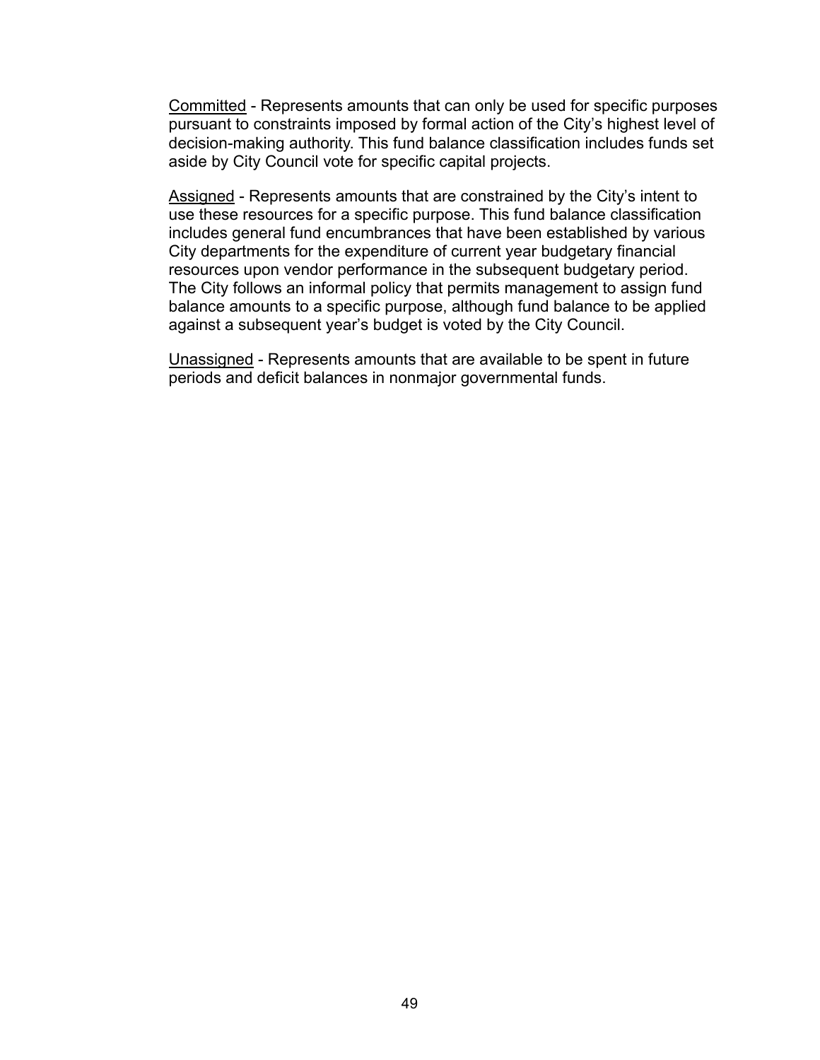<u>Committed</u> - Represents amounts that can only be used for specific purposes pursuant to constraints imposed by formal action of the City's highest level of decision-making authority. This fund balance classification includes funds set aside by City Council vote for specific capital projects.

<u>Assigned</u> - Represents amounts that are constrained by the City's intent to use these resources for a specific purpose. This fund balance classification includes general fund encumbrances that have been established by various City departments for the expenditure of current year budgetary financial resources upon vendor performance in the subsequent budgetary period. The City follows an informal policy that permits management to assign fund balance amounts to a specific purpose, although fund balance to be applied against a subsequent year's budget is voted by the City Council.

<u>Unassigned</u> - Represents amounts that are available to be spent in future periods and deficit balances in nonmajor governmental funds.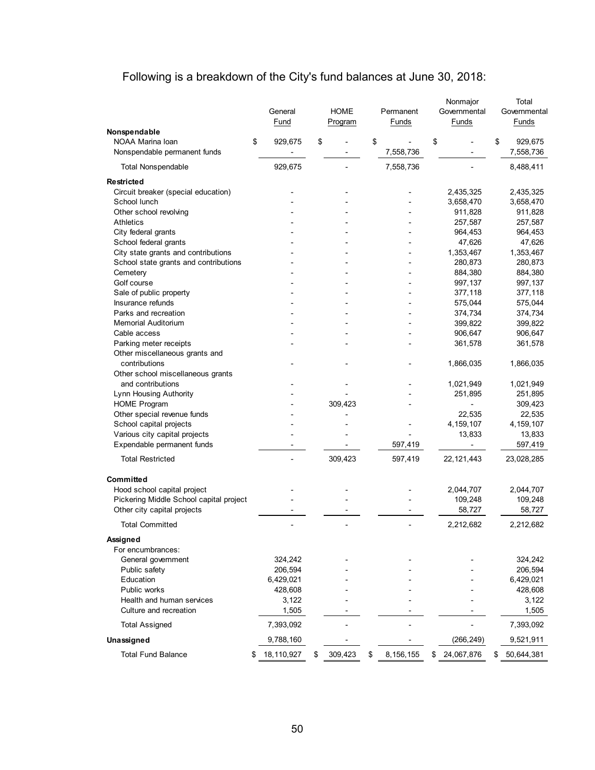Following is a breakdown of the City's fund balances at June 30, 2018:

| | General Fund | HOME Program | Permanent Funds | Nonmajor Governmental Funds | Total Governmental Funds |
|---|---|---|---|---|---|
| **Nonspendable** | | | | | |
| NOAA Marina loan | $ 929,675 | $ - | $ - | $ - | $ 929,675 |
| Nonspendable permanent funds | - | - | 7,558,736 | - | 7,558,736 |
| Total Nonspendable | 929,675 | - | 7,558,736 | - | 8,488,411 |
| **Restricted** | | | | | |
| Circuit breaker (special education) | - | - | - | 2,435,325 | 2,435,325 |
| School lunch | - | - | - | 3,658,470 | 3,658,470 |
| Other school revolving | - | - | - | 911,828 | 911,828 |
| Athletics | - | - | - | 257,587 | 257,587 |
| City federal grants | - | - | - | 964,453 | 964,453 |
| School federal grants | - | - | - | 47,626 | 47,626 |
| City state grants and contributions | - | - | - | 1,353,467 | 1,353,467 |
| School state grants and contributions | - | - | - | 280,873 | 280,873 |
| Cemetery | - | - | - | 884,380 | 884,380 |
| Golf course | - | - | - | 997,137 | 997,137 |
| Sale of public property | - | - | - | 377,118 | 377,118 |
| Insurance refunds | - | - | - | 575,044 | 575,044 |
| Parks and recreation | - | - | - | 374,734 | 374,734 |
| Memorial Auditorium | - | - | - | 399,822 | 399,822 |
| Cable access | - | - | - | 906,647 | 906,647 |
| Parking meter receipts | - | - | - | 361,578 | 361,578 |
| Other miscellaneous grants and contributions | - | - | - | 1,866,035 | 1,866,035 |
| Other school miscellaneous grants and contributions | - | - | - | 1,021,949 | 1,021,949 |
| Lynn Housing Authority | - | - | - | 251,895 | 251,895 |
| HOME Program | - | 309,423 | - | - | 309,423 |
| Other special revenue funds | - | - | | 22,535 | 22,535 |
| School capital projects | - | - | - | 4,159,107 | 4,159,107 |
| Various city capital projects | - | - | - | 13,833 | 13,833 |
| Expendable permanent funds | - | - | 597,419 | - | 597,419 |
| Total Restricted | - | 309,423 | 597,419 | 22,121,443 | 23,028,285 |
| **Committed** | | | | | |
| Hood school capital project | - | - | - | 2,044,707 | 2,044,707 |
| Pickering Middle School capital project | - | - | - | 109,248 | 109,248 |
| Other city capital projects | - | - | - | 58,727 | 58,727 |
| Total Committed | - | - | - | 2,212,682 | 2,212,682 |
| **Assigned** | | | | | |
| For encumbrances: | | | | | |
| General government | 324,242 | - | - | - | 324,242 |
| Public safety | 206,594 | - | - | - | 206,594 |
| Education | 6,429,021 | - | - | - | 6,429,021 |
| Public works | 428,608 | - | - | - | 428,608 |
| Health and human services | 3,122 | - | - | - | 3,122 |
| Culture and recreation | 1,505 | - | - | - | 1,505 |
| Total Assigned | 7,393,092 | - | - | - | 7,393,092 |
| **Unassigned** | 9,788,160 | - | - | (266,249) | 9,521,911 |
| Total Fund Balance | $ 18,110,927 | $ 309,423 | $ 8,156,155 | $ 24,067,876 | $ 50,644,381 |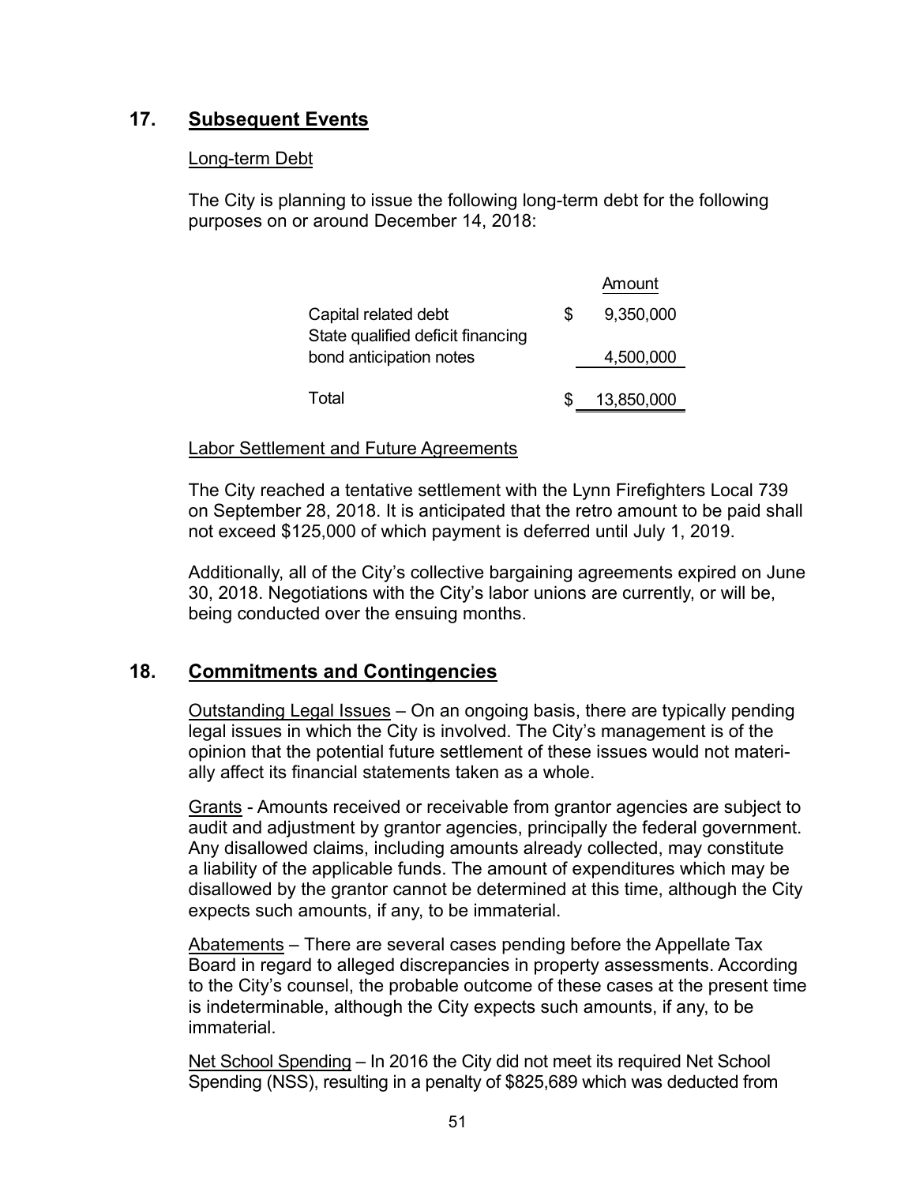## 17. Subsequent Events

Long-term Debt

The City is planning to issue the following long-term debt for the following purposes on or around December 14, 2018:

| | Amount |
|---|---|
| Capital related debt | $ 9,350,000 |
| State qualified deficit financing bond anticipation notes | 4,500,000 |
| Total | $ 13,850,000 |

Labor Settlement and Future Agreements

The City reached a tentative settlement with the Lynn Firefighters Local 739 on September 28, 2018. It is anticipated that the retro amount to be paid shall not exceed $125,000 of which payment is deferred until July 1, 2019.

Additionally, all of the City's collective bargaining agreements expired on June 30, 2018. Negotiations with the City's labor unions are currently, or will be, being conducted over the ensuing months.

## 18. Commitments and Contingencies

Outstanding Legal Issues – On an ongoing basis, there are typically pending legal issues in which the City is involved. The City's management is of the opinion that the potential future settlement of these issues would not materially affect its financial statements taken as a whole.

Grants - Amounts received or receivable from grantor agencies are subject to audit and adjustment by grantor agencies, principally the federal government. Any disallowed claims, including amounts already collected, may constitute a liability of the applicable funds. The amount of expenditures which may be disallowed by the grantor cannot be determined at this time, although the City expects such amounts, if any, to be immaterial.

Abatements – There are several cases pending before the Appellate Tax Board in regard to alleged discrepancies in property assessments. According to the City's counsel, the probable outcome of these cases at the present time is indeterminable, although the City expects such amounts, if any, to be immaterial.

Net School Spending – In 2016 the City did not meet its required Net School Spending (NSS), resulting in a penalty of $825,689 which was deducted from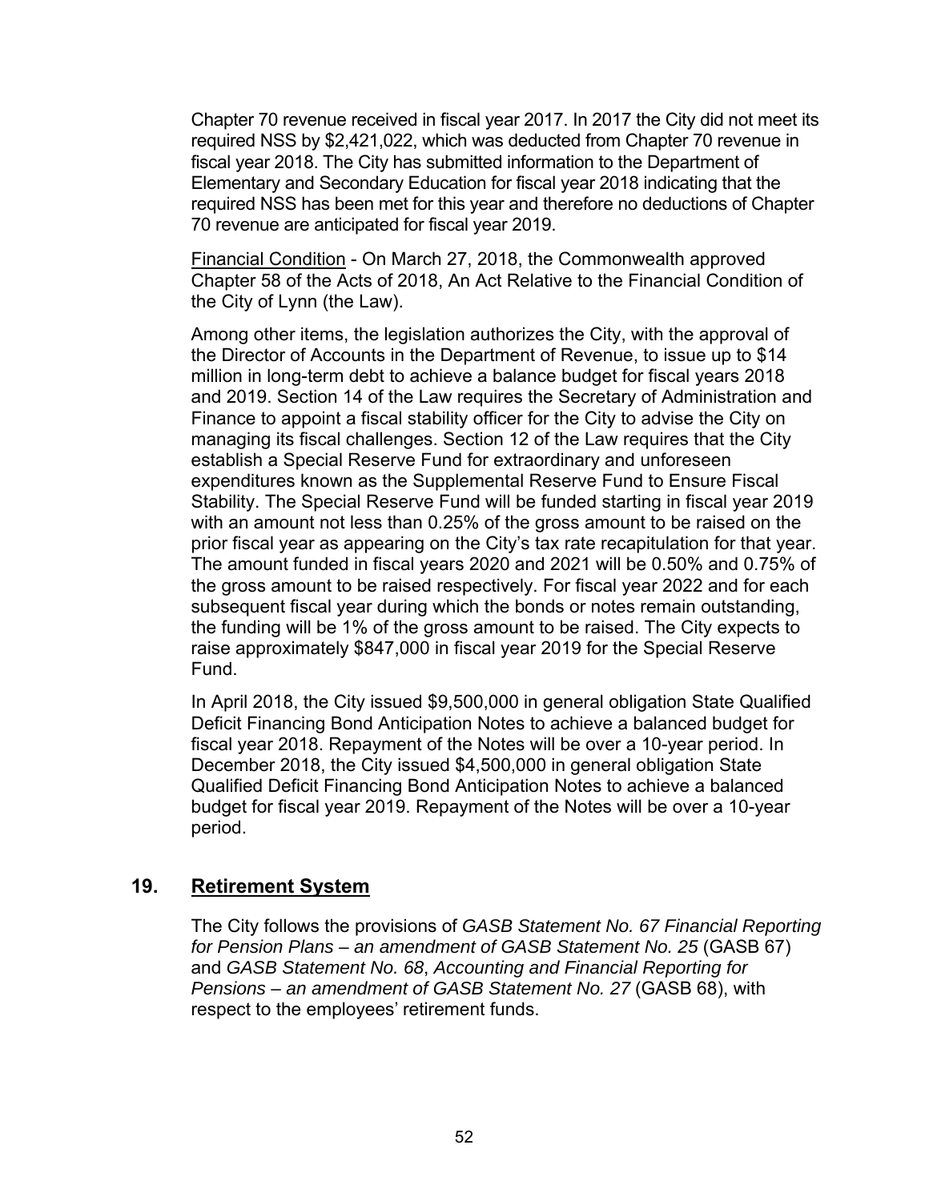Chapter 70 revenue received in fiscal year 2017. In 2017 the City did not meet its required NSS by $2,421,022, which was deducted from Chapter 70 revenue in fiscal year 2018. The City has submitted information to the Department of Elementary and Secondary Education for fiscal year 2018 indicating that the required NSS has been met for this year and therefore no deductions of Chapter 70 revenue are anticipated for fiscal year 2019.

<u>Financial Condition</u> - On March 27, 2018, the Commonwealth approved Chapter 58 of the Acts of 2018, An Act Relative to the Financial Condition of the City of Lynn (the Law).

Among other items, the legislation authorizes the City, with the approval of the Director of Accounts in the Department of Revenue, to issue up to $14 million in long-term debt to achieve a balance budget for fiscal years 2018 and 2019. Section 14 of the Law requires the Secretary of Administration and Finance to appoint a fiscal stability officer for the City to advise the City on managing its fiscal challenges. Section 12 of the Law requires that the City establish a Special Reserve Fund for extraordinary and unforeseen expenditures known as the Supplemental Reserve Fund to Ensure Fiscal Stability. The Special Reserve Fund will be funded starting in fiscal year 2019 with an amount not less than 0.25% of the gross amount to be raised on the prior fiscal year as appearing on the City's tax rate recapitulation for that year. The amount funded in fiscal years 2020 and 2021 will be 0.50% and 0.75% of the gross amount to be raised respectively. For fiscal year 2022 and for each subsequent fiscal year during which the bonds or notes remain outstanding, the funding will be 1% of the gross amount to be raised. The City expects to raise approximately $847,000 in fiscal year 2019 for the Special Reserve Fund.

In April 2018, the City issued $9,500,000 in general obligation State Qualified Deficit Financing Bond Anticipation Notes to achieve a balanced budget for fiscal year 2018. Repayment of the Notes will be over a 10-year period. In December 2018, the City issued $4,500,000 in general obligation State Qualified Deficit Financing Bond Anticipation Notes to achieve a balanced budget for fiscal year 2019. Repayment of the Notes will be over a 10-year period.

## 19. Retirement System

The City follows the provisions of *GASB Statement No. 67 Financial Reporting for Pension Plans – an amendment of GASB Statement No. 25* (GASB 67) and *GASB Statement No. 68, Accounting and Financial Reporting for Pensions – an amendment of GASB Statement No. 27* (GASB 68), with respect to the employees' retirement funds.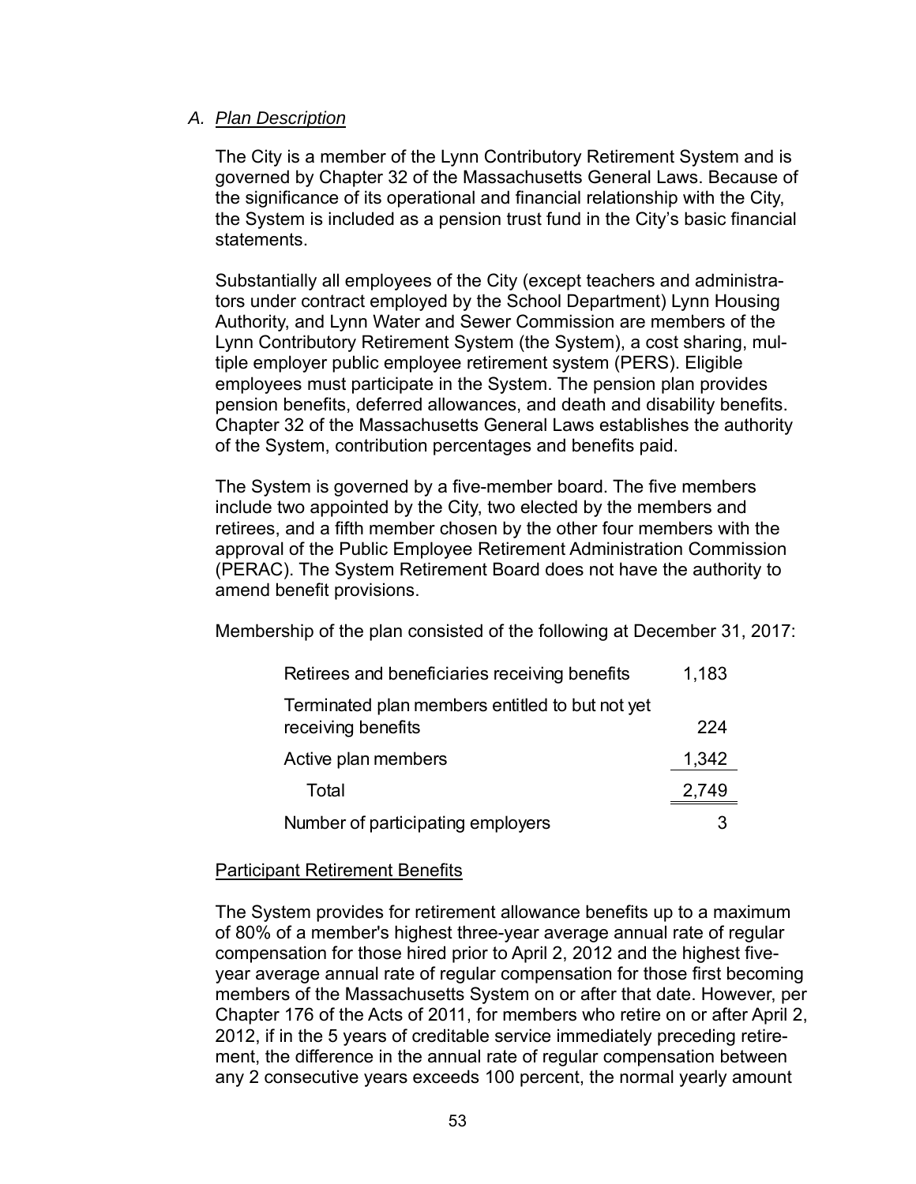### A. *Plan Description*

The City is a member of the Lynn Contributory Retirement System and is governed by Chapter 32 of the Massachusetts General Laws. Because of the significance of its operational and financial relationship with the City, the System is included as a pension trust fund in the City's basic financial statements.

Substantially all employees of the City (except teachers and administrators under contract employed by the School Department) Lynn Housing Authority, and Lynn Water and Sewer Commission are members of the Lynn Contributory Retirement System (the System), a cost sharing, multiple employer public employee retirement system (PERS). Eligible employees must participate in the System. The pension plan provides pension benefits, deferred allowances, and death and disability benefits. Chapter 32 of the Massachusetts General Laws establishes the authority of the System, contribution percentages and benefits paid.

The System is governed by a five-member board. The five members include two appointed by the City, two elected by the members and retirees, and a fifth member chosen by the other four members with the approval of the Public Employee Retirement Administration Commission (PERAC). The System Retirement Board does not have the authority to amend benefit provisions.

Membership of the plan consisted of the following at December 31, 2017:

| | |
|---|---|
| Retirees and beneficiaries receiving benefits | 1,183 |
| Terminated plan members entitled to but not yet receiving benefits | 224 |
| Active plan members | 1,342 |
| Total | 2,749 |
| Number of participating employers | 3 |

Participant Retirement Benefits

The System provides for retirement allowance benefits up to a maximum of 80% of a member's highest three-year average annual rate of regular compensation for those hired prior to April 2, 2012 and the highest five-year average annual rate of regular compensation for those first becoming members of the Massachusetts System on or after that date. However, per Chapter 176 of the Acts of 2011, for members who retire on or after April 2, 2012, if in the 5 years of creditable service immediately preceding retirement, the difference in the annual rate of regular compensation between any 2 consecutive years exceeds 100 percent, the normal yearly amount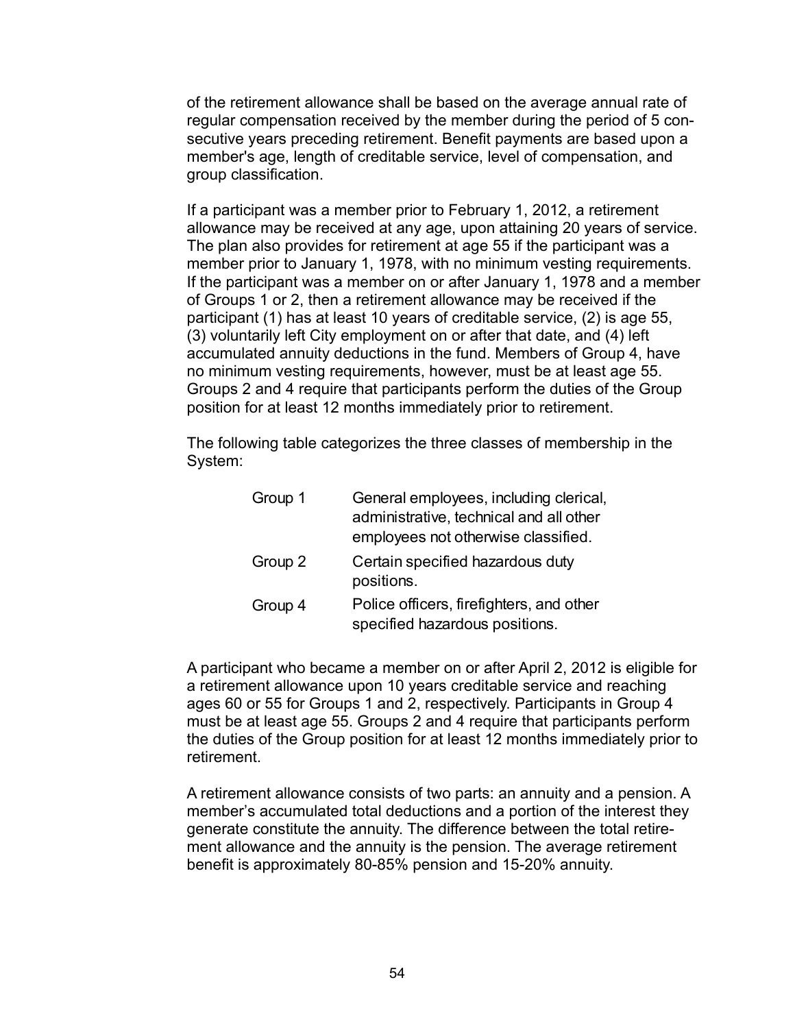of the retirement allowance shall be based on the average annual rate of regular compensation received by the member during the period of 5 consecutive years preceding retirement. Benefit payments are based upon a member's age, length of creditable service, level of compensation, and group classification.

If a participant was a member prior to February 1, 2012, a retirement allowance may be received at any age, upon attaining 20 years of service. The plan also provides for retirement at age 55 if the participant was a member prior to January 1, 1978, with no minimum vesting requirements. If the participant was a member on or after January 1, 1978 and a member of Groups 1 or 2, then a retirement allowance may be received if the participant (1) has at least 10 years of creditable service, (2) is age 55, (3) voluntarily left City employment on or after that date, and (4) left accumulated annuity deductions in the fund. Members of Group 4, have no minimum vesting requirements, however, must be at least age 55. Groups 2 and 4 require that participants perform the duties of the Group position for at least 12 months immediately prior to retirement.

The following table categorizes the three classes of membership in the System:

| | |
|---|---|
| Group 1 | General employees, including clerical, administrative, technical and all other employees not otherwise classified. |
| Group 2 | Certain specified hazardous duty positions. |
| Group 4 | Police officers, firefighters, and other specified hazardous positions. |

A participant who became a member on or after April 2, 2012 is eligible for a retirement allowance upon 10 years creditable service and reaching ages 60 or 55 for Groups 1 and 2, respectively. Participants in Group 4 must be at least age 55. Groups 2 and 4 require that participants perform the duties of the Group position for at least 12 months immediately prior to retirement.

A retirement allowance consists of two parts: an annuity and a pension. A member's accumulated total deductions and a portion of the interest they generate constitute the annuity. The difference between the total retirement allowance and the annuity is the pension. The average retirement benefit is approximately 80-85% pension and 15-20% annuity.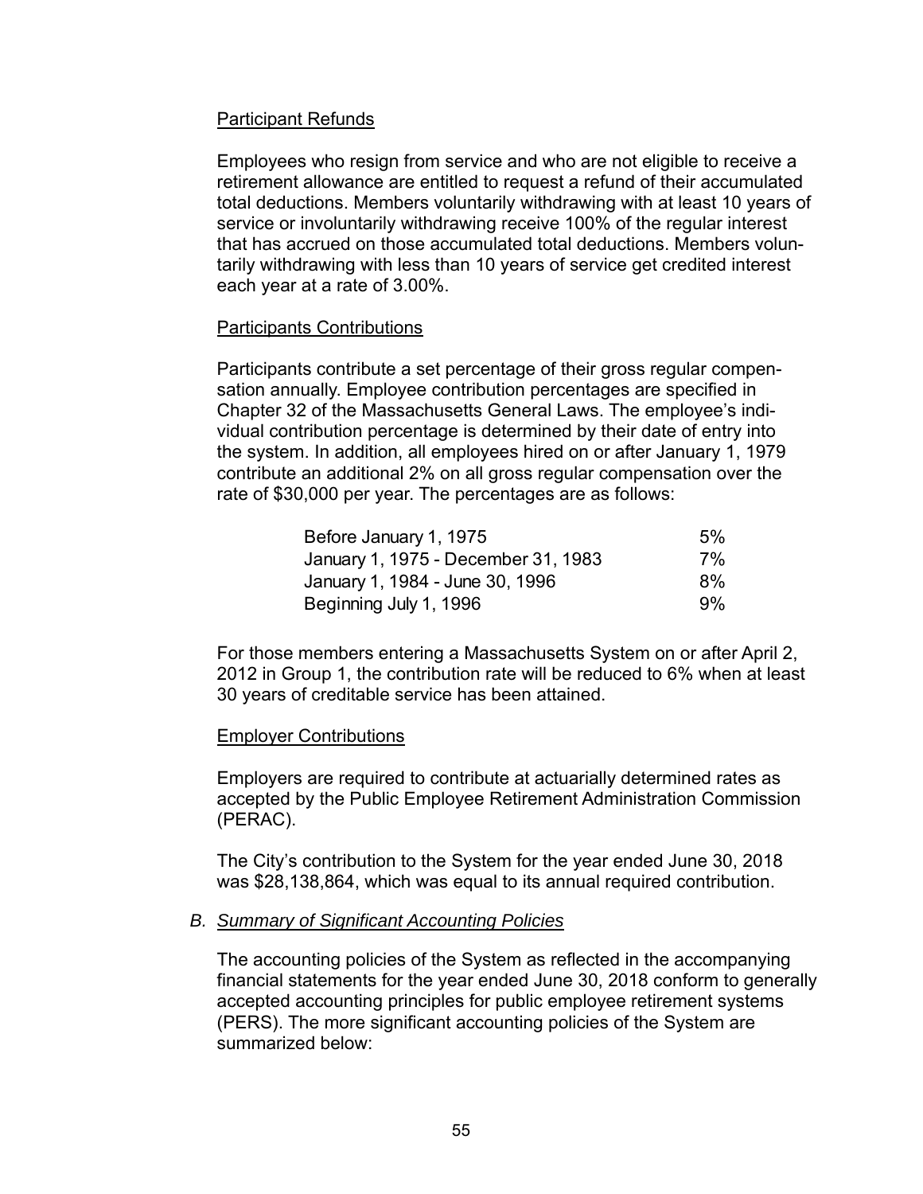Participant Refunds

Employees who resign from service and who are not eligible to receive a retirement allowance are entitled to request a refund of their accumulated total deductions. Members voluntarily withdrawing with at least 10 years of service or involuntarily withdrawing receive 100% of the regular interest that has accrued on those accumulated total deductions. Members voluntarily withdrawing with less than 10 years of service get credited interest each year at a rate of 3.00%.

Participants Contributions

Participants contribute a set percentage of their gross regular compensation annually. Employee contribution percentages are specified in Chapter 32 of the Massachusetts General Laws. The employee's individual contribution percentage is determined by their date of entry into the system. In addition, all employees hired on or after January 1, 1979 contribute an additional 2% on all gross regular compensation over the rate of $30,000 per year. The percentages are as follows:

| | |
|---|---|
| Before January 1, 1975 | 5% |
| January 1, 1975 - December 31, 1983 | 7% |
| January 1, 1984 - June 30, 1996 | 8% |
| Beginning July 1, 1996 | 9% |

For those members entering a Massachusetts System on or after April 2, 2012 in Group 1, the contribution rate will be reduced to 6% when at least 30 years of creditable service has been attained.

Employer Contributions

Employers are required to contribute at actuarially determined rates as accepted by the Public Employee Retirement Administration Commission (PERAC).

The City's contribution to the System for the year ended June 30, 2018 was $28,138,864, which was equal to its annual required contribution.

*B. Summary of Significant Accounting Policies*

The accounting policies of the System as reflected in the accompanying financial statements for the year ended June 30, 2018 conform to generally accepted accounting principles for public employee retirement systems (PERS). The more significant accounting policies of the System are summarized below: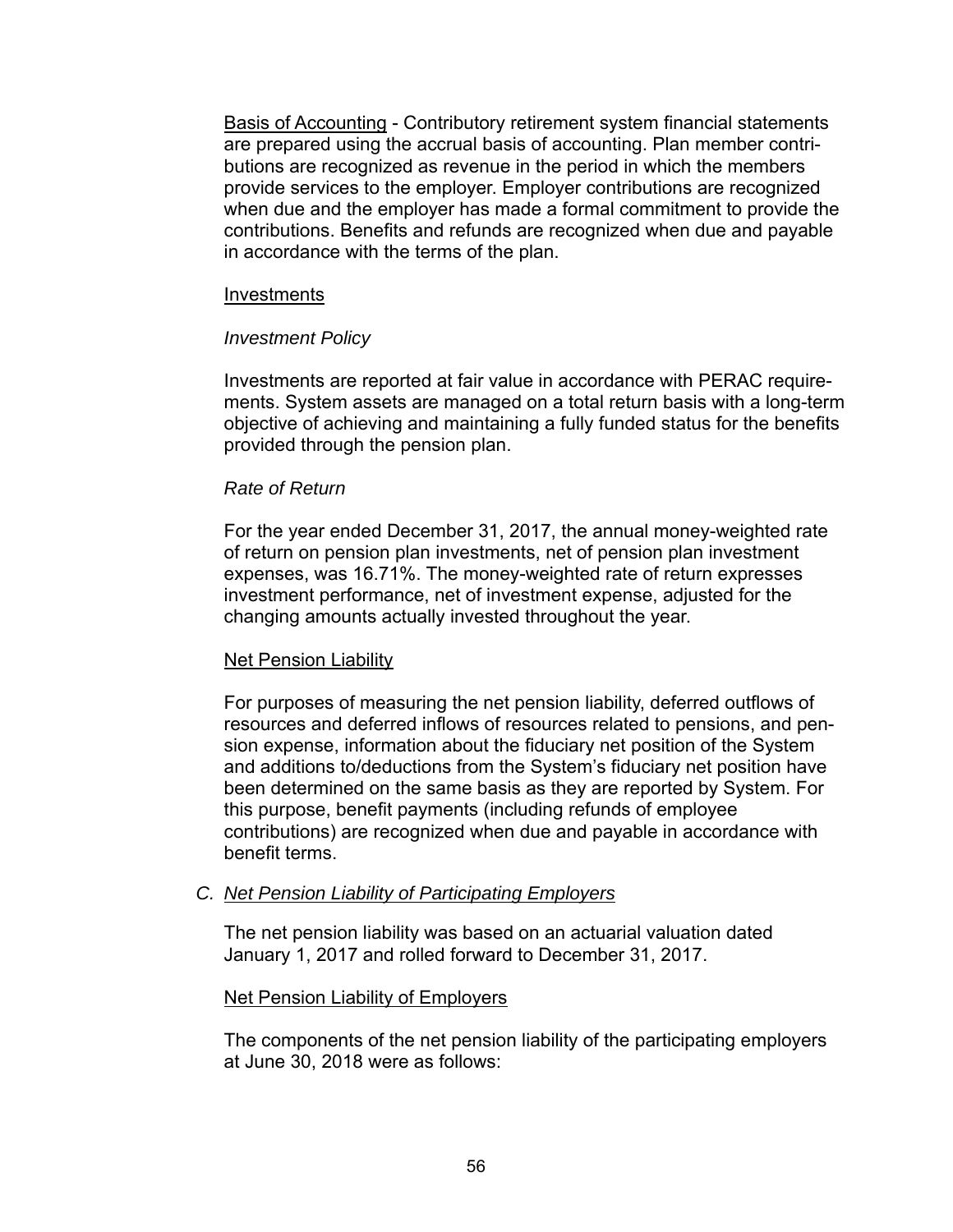<u>Basis of Accounting</u> - Contributory retirement system financial statements are prepared using the accrual basis of accounting. Plan member contributions are recognized as revenue in the period in which the members provide services to the employer. Employer contributions are recognized when due and the employer has made a formal commitment to provide the contributions. Benefits and refunds are recognized when due and payable in accordance with the terms of the plan.

<u>Investments</u>

*Investment Policy*

Investments are reported at fair value in accordance with PERAC requirements. System assets are managed on a total return basis with a long-term objective of achieving and maintaining a fully funded status for the benefits provided through the pension plan.

*Rate of Return*

For the year ended December 31, 2017, the annual money-weighted rate of return on pension plan investments, net of pension plan investment expenses, was 16.71%. The money-weighted rate of return expresses investment performance, net of investment expense, adjusted for the changing amounts actually invested throughout the year.

<u>Net Pension Liability</u>

For purposes of measuring the net pension liability, deferred outflows of resources and deferred inflows of resources related to pensions, and pension expense, information about the fiduciary net position of the System and additions to/deductions from the System's fiduciary net position have been determined on the same basis as they are reported by System. For this purpose, benefit payments (including refunds of employee contributions) are recognized when due and payable in accordance with benefit terms.

C. *<u>Net Pension Liability of Participating Employers</u>*

The net pension liability was based on an actuarial valuation dated January 1, 2017 and rolled forward to December 31, 2017.

<u>Net Pension Liability of Employers</u>

The components of the net pension liability of the participating employers at June 30, 2018 were as follows: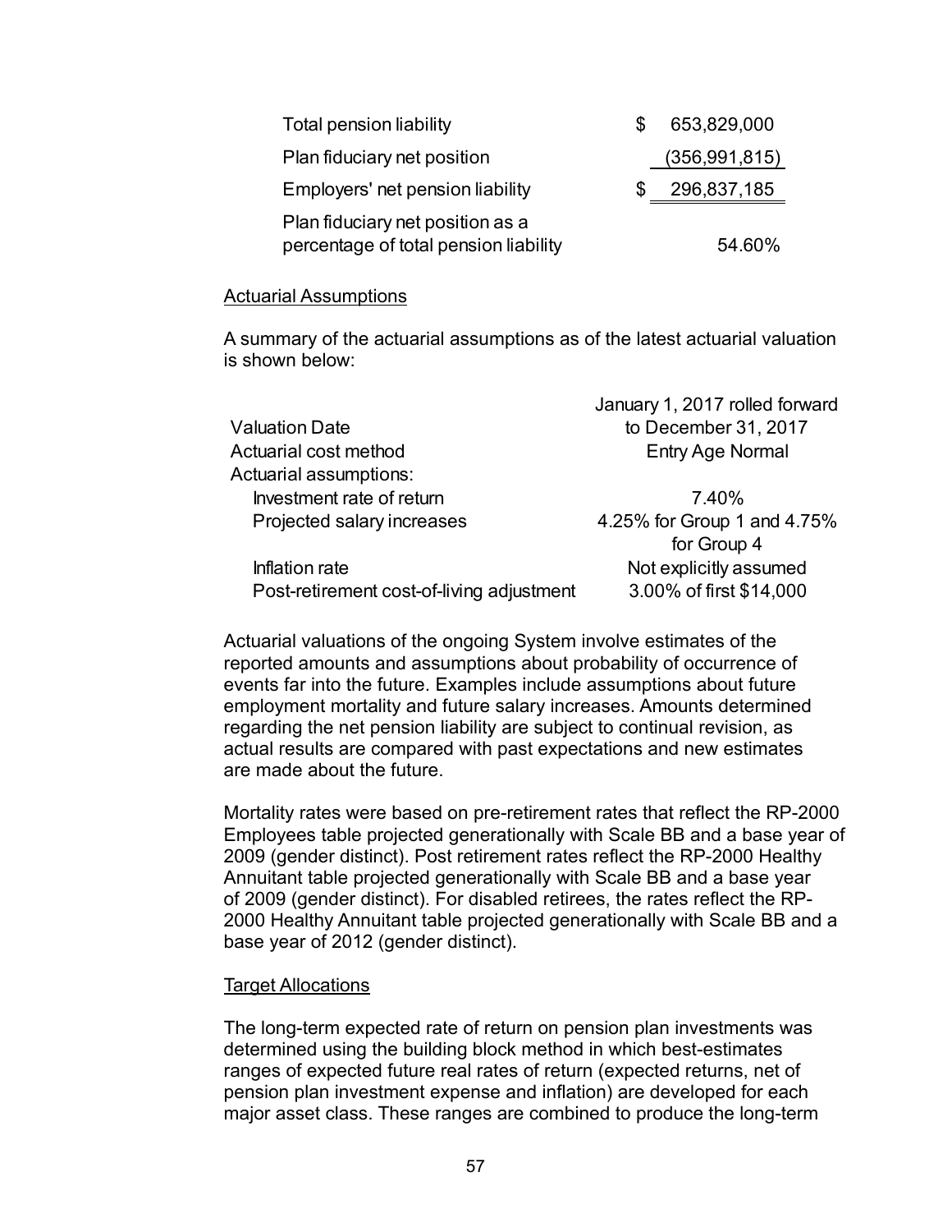| | |
|---|---|
| Total pension liability | $ 653,829,000 |
| Plan fiduciary net position | (356,991,815) |
| Employers' net pension liability | $ 296,837,185 |
| Plan fiduciary net position as a percentage of total pension liability | 54.60% |

Actuarial Assumptions

A summary of the actuarial assumptions as of the latest actuarial valuation is shown below:

| | |
|---|---|
| Valuation Date | January 1, 2017 rolled forward to December 31, 2017 |
| Actuarial cost method | Entry Age Normal |
| Actuarial assumptions: | |
| Investment rate of return | 7.40% |
| Projected salary increases | 4.25% for Group 1 and 4.75% for Group 4 |
| Inflation rate | Not explicitly assumed |
| Post-retirement cost-of-living adjustment | 3.00% of first $14,000 |

Actuarial valuations of the ongoing System involve estimates of the reported amounts and assumptions about probability of occurrence of events far into the future. Examples include assumptions about future employment mortality and future salary increases. Amounts determined regarding the net pension liability are subject to continual revision, as actual results are compared with past expectations and new estimates are made about the future.

Mortality rates were based on pre-retirement rates that reflect the RP-2000 Employees table projected generationally with Scale BB and a base year of 2009 (gender distinct). Post retirement rates reflect the RP-2000 Healthy Annuitant table projected generationally with Scale BB and a base year of 2009 (gender distinct). For disabled retirees, the rates reflect the RP-2000 Healthy Annuitant table projected generationally with Scale BB and a base year of 2012 (gender distinct).

Target Allocations

The long-term expected rate of return on pension plan investments was determined using the building block method in which best-estimates ranges of expected future real rates of return (expected returns, net of pension plan investment expense and inflation) are developed for each major asset class. These ranges are combined to produce the long-term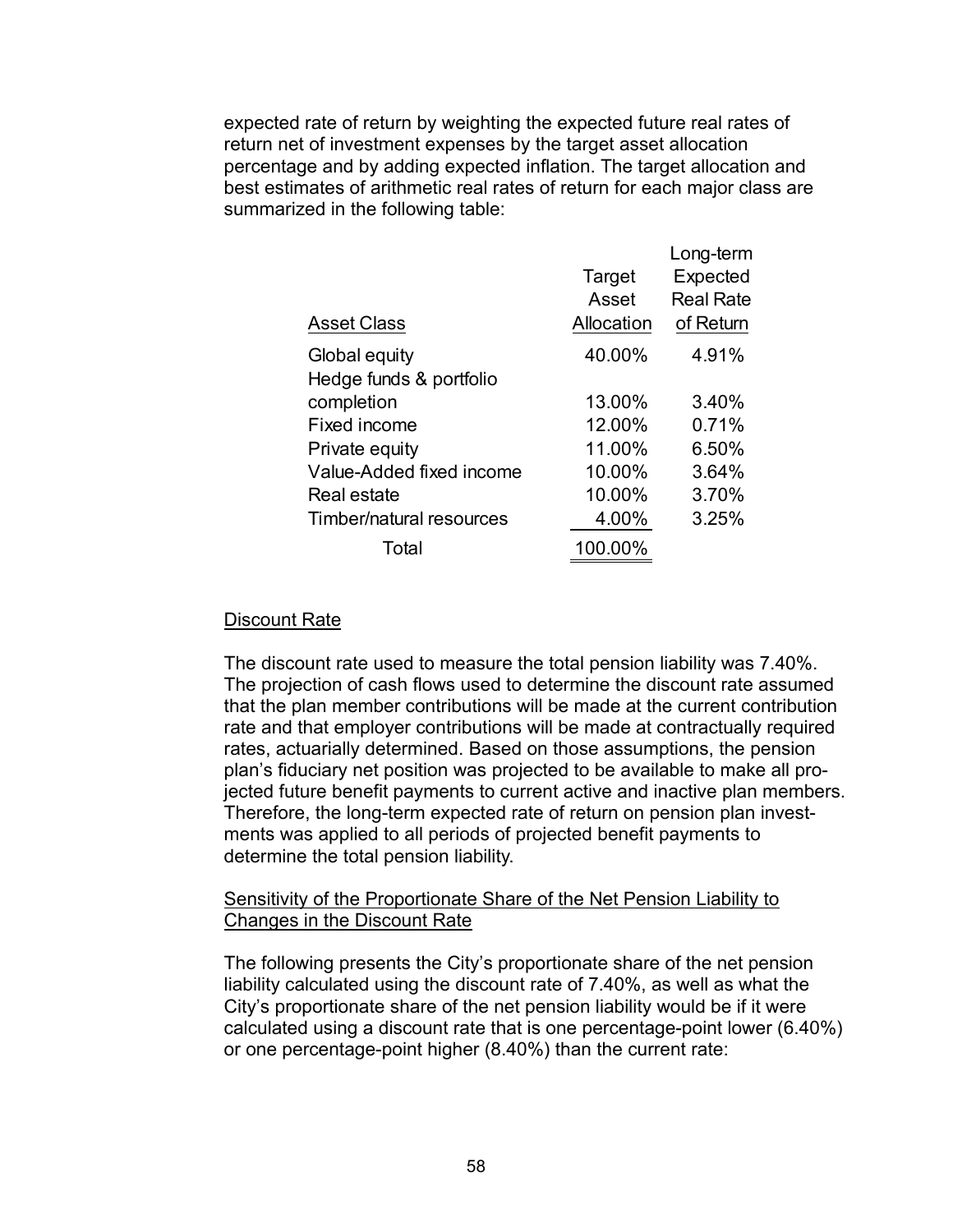expected rate of return by weighting the expected future real rates of return net of investment expenses by the target asset allocation percentage and by adding expected inflation. The target allocation and best estimates of arithmetic real rates of return for each major class are summarized in the following table:

| Asset Class | Target Asset Allocation | Long-term Expected Real Rate of Return |
|---|---|---|
| Global equity | 40.00% | 4.91% |
| Hedge funds & portfolio completion | 13.00% | 3.40% |
| Fixed income | 12.00% | 0.71% |
| Private equity | 11.00% | 6.50% |
| Value-Added fixed income | 10.00% | 3.64% |
| Real estate | 10.00% | 3.70% |
| Timber/natural resources | 4.00% | 3.25% |
| Total | 100.00% | |

Discount Rate

The discount rate used to measure the total pension liability was 7.40%. The projection of cash flows used to determine the discount rate assumed that the plan member contributions will be made at the current contribution rate and that employer contributions will be made at contractually required rates, actuarially determined. Based on those assumptions, the pension plan's fiduciary net position was projected to be available to make all projected future benefit payments to current active and inactive plan members. Therefore, the long-term expected rate of return on pension plan investments was applied to all periods of projected benefit payments to determine the total pension liability.

Sensitivity of the Proportionate Share of the Net Pension Liability to Changes in the Discount Rate

The following presents the City's proportionate share of the net pension liability calculated using the discount rate of 7.40%, as well as what the City's proportionate share of the net pension liability would be if it were calculated using a discount rate that is one percentage-point lower (6.40%) or one percentage-point higher (8.40%) than the current rate: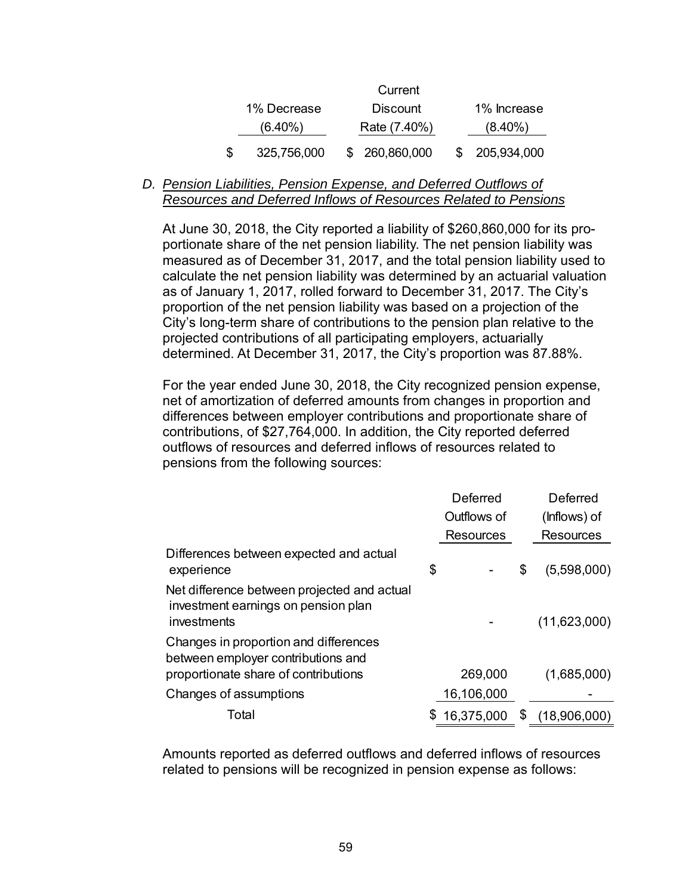| 1% Decrease (6.40%) | Current Discount Rate (7.40%) | 1% Increase (8.40%) |
|---|---|---|
| $ 325,756,000 | $ 260,860,000 | $ 205,934,000 |

### D. *Pension Liabilities, Pension Expense, and Deferred Outflows of Resources and Deferred Inflows of Resources Related to Pensions*

At June 30, 2018, the City reported a liability of $260,860,000 for its proportionate share of the net pension liability. The net pension liability was measured as of December 31, 2017, and the total pension liability used to calculate the net pension liability was determined by an actuarial valuation as of January 1, 2017, rolled forward to December 31, 2017. The City's proportion of the net pension liability was based on a projection of the City's long-term share of contributions to the pension plan relative to the projected contributions of all participating employers, actuarially determined. At December 31, 2017, the City's proportion was 87.88%.

For the year ended June 30, 2018, the City recognized pension expense, net of amortization of deferred amounts from changes in proportion and differences between employer contributions and proportionate share of contributions, of $27,764,000. In addition, the City reported deferred outflows of resources and deferred inflows of resources related to pensions from the following sources:

| | Deferred Outflows of Resources | Deferred (Inflows) of Resources |
|---|---|---|
| Differences between expected and actual experience | $ - | $ (5,598,000) |
| Net difference between projected and actual investment earnings on pension plan investments | - | (11,623,000) |
| Changes in proportion and differences between employer contributions and proportionate share of contributions | 269,000 | (1,685,000) |
| Changes of assumptions | 16,106,000 | - |
| Total | $ 16,375,000 | $ (18,906,000) |

Amounts reported as deferred outflows and deferred inflows of resources related to pensions will be recognized in pension expense as follows: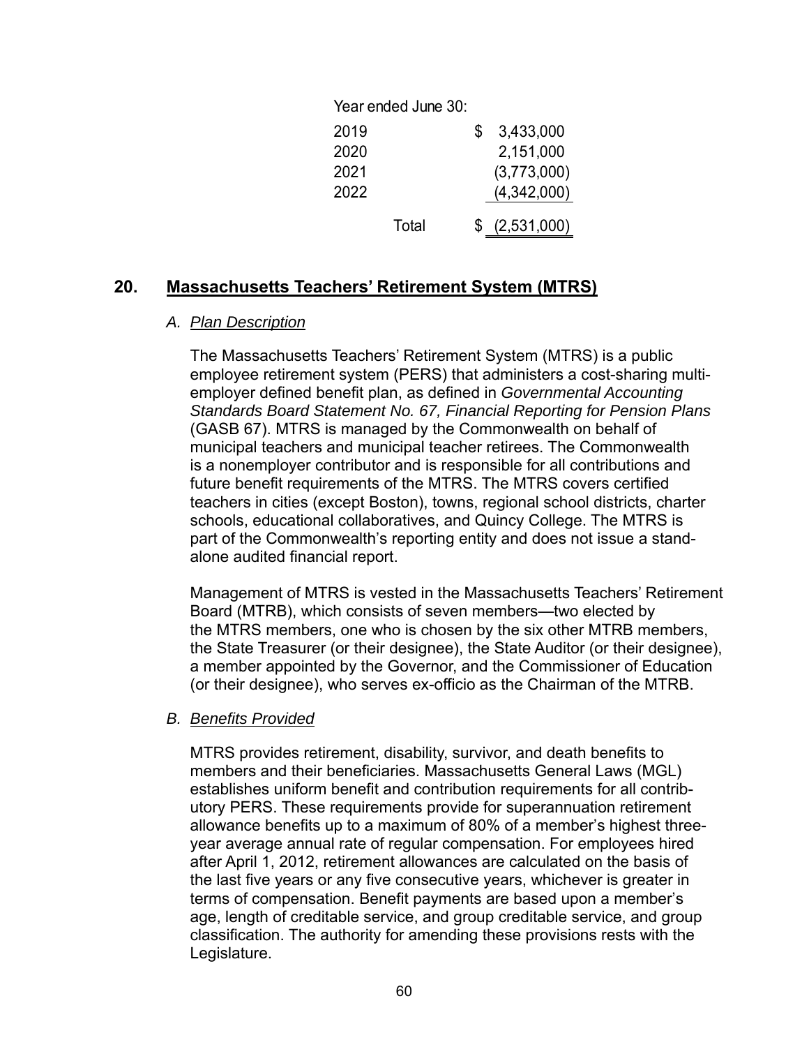| Year ended June 30: | |
|---|---|
| 2019 | $ 3,433,000 |
| 2020 | 2,151,000 |
| 2021 | (3,773,000) |
| 2022 | (4,342,000) |
| Total | $ (2,531,000) |

## 20. Massachusetts Teachers' Retirement System (MTRS)

### A. *Plan Description*

The Massachusetts Teachers' Retirement System (MTRS) is a public employee retirement system (PERS) that administers a cost-sharing multi-employer defined benefit plan, as defined in *Governmental Accounting Standards Board Statement No. 67, Financial Reporting for Pension Plans* (GASB 67). MTRS is managed by the Commonwealth on behalf of municipal teachers and municipal teacher retirees. The Commonwealth is a nonemployer contributor and is responsible for all contributions and future benefit requirements of the MTRS. The MTRS covers certified teachers in cities (except Boston), towns, regional school districts, charter schools, educational collaboratives, and Quincy College. The MTRS is part of the Commonwealth's reporting entity and does not issue a stand-alone audited financial report.

Management of MTRS is vested in the Massachusetts Teachers' Retirement Board (MTRB), which consists of seven members—two elected by the MTRS members, one who is chosen by the six other MTRB members, the State Treasurer (or their designee), the State Auditor (or their designee), a member appointed by the Governor, and the Commissioner of Education (or their designee), who serves ex-officio as the Chairman of the MTRB.

### B. *Benefits Provided*

MTRS provides retirement, disability, survivor, and death benefits to members and their beneficiaries. Massachusetts General Laws (MGL) establishes uniform benefit and contribution requirements for all contributory PERS. These requirements provide for superannuation retirement allowance benefits up to a maximum of 80% of a member's highest three-year average annual rate of regular compensation. For employees hired after April 1, 2012, retirement allowances are calculated on the basis of the last five years or any five consecutive years, whichever is greater in terms of compensation. Benefit payments are based upon a member's age, length of creditable service, and group creditable service, and group classification. The authority for amending these provisions rests with the Legislature.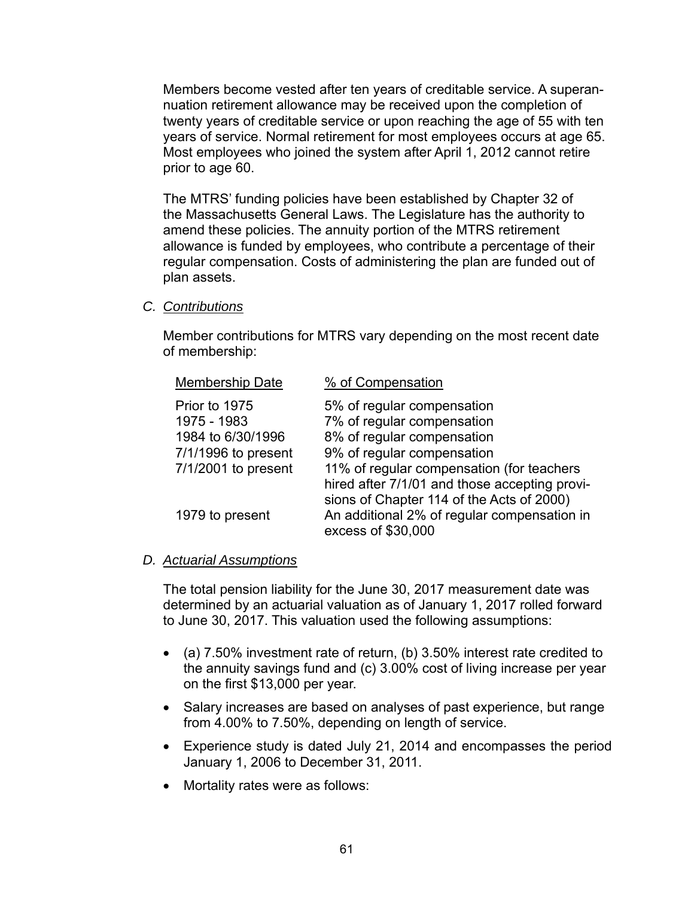Members become vested after ten years of creditable service. A superannuation retirement allowance may be received upon the completion of twenty years of creditable service or upon reaching the age of 55 with ten years of service. Normal retirement for most employees occurs at age 65. Most employees who joined the system after April 1, 2012 cannot retire prior to age 60.

The MTRS' funding policies have been established by Chapter 32 of the Massachusetts General Laws. The Legislature has the authority to amend these policies. The annuity portion of the MTRS retirement allowance is funded by employees, who contribute a percentage of their regular compensation. Costs of administering the plan are funded out of plan assets.

### C. *Contributions*

Member contributions for MTRS vary depending on the most recent date of membership:

| Membership Date | % of Compensation |
|---|---|
| Prior to 1975 | 5% of regular compensation |
| 1975 - 1983 | 7% of regular compensation |
| 1984 to 6/30/1996 | 8% of regular compensation |
| 7/1/1996 to present | 9% of regular compensation |
| 7/1/2001 to present | 11% of regular compensation (for teachers hired after 7/1/01 and those accepting provisions of Chapter 114 of the Acts of 2000) |
| 1979 to present | An additional 2% of regular compensation in excess of $30,000 |

### D. *Actuarial Assumptions*

The total pension liability for the June 30, 2017 measurement date was determined by an actuarial valuation as of January 1, 2017 rolled forward to June 30, 2017. This valuation used the following assumptions:

- (a) 7.50% investment rate of return, (b) 3.50% interest rate credited to the annuity savings fund and (c) 3.00% cost of living increase per year on the first $13,000 per year.
- Salary increases are based on analyses of past experience, but range from 4.00% to 7.50%, depending on length of service.
- Experience study is dated July 21, 2014 and encompasses the period January 1, 2006 to December 31, 2011.
- Mortality rates were as follows: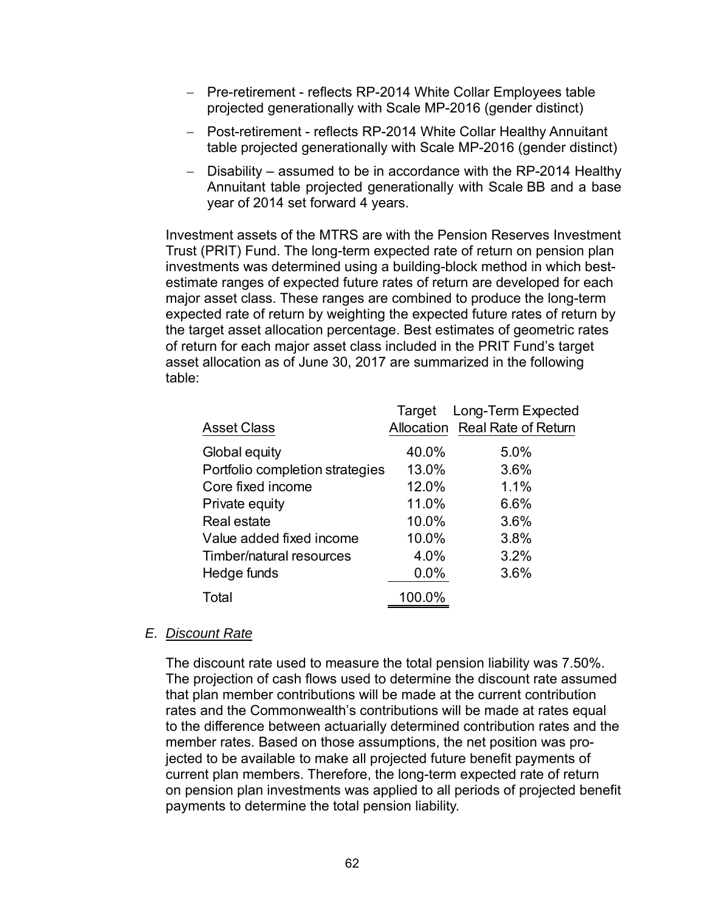- Pre-retirement - reflects RP-2014 White Collar Employees table projected generationally with Scale MP-2016 (gender distinct)
- Post-retirement - reflects RP-2014 White Collar Healthy Annuitant table projected generationally with Scale MP-2016 (gender distinct)
- Disability – assumed to be in accordance with the RP-2014 Healthy Annuitant table projected generationally with Scale BB and a base year of 2014 set forward 4 years.

Investment assets of the MTRS are with the Pension Reserves Investment Trust (PRIT) Fund. The long-term expected rate of return on pension plan investments was determined using a building-block method in which best-estimate ranges of expected future rates of return are developed for each major asset class. These ranges are combined to produce the long-term expected rate of return by weighting the expected future rates of return by the target asset allocation percentage. Best estimates of geometric rates of return for each major asset class included in the PRIT Fund's target asset allocation as of June 30, 2017 are summarized in the following table:

| Asset Class | Target Allocation | Long-Term Expected Real Rate of Return |
|---|---|---|
| Global equity | 40.0% | 5.0% |
| Portfolio completion strategies | 13.0% | 3.6% |
| Core fixed income | 12.0% | 1.1% |
| Private equity | 11.0% | 6.6% |
| Real estate | 10.0% | 3.6% |
| Value added fixed income | 10.0% | 3.8% |
| Timber/natural resources | 4.0% | 3.2% |
| Hedge funds | 0.0% | 3.6% |
| Total | 100.0% | |

## E. *Discount Rate*

The discount rate used to measure the total pension liability was 7.50%. The projection of cash flows used to determine the discount rate assumed that plan member contributions will be made at the current contribution rates and the Commonwealth's contributions will be made at rates equal to the difference between actuarially determined contribution rates and the member rates. Based on those assumptions, the net position was projected to be available to make all projected future benefit payments of current plan members. Therefore, the long-term expected rate of return on pension plan investments was applied to all periods of projected benefit payments to determine the total pension liability.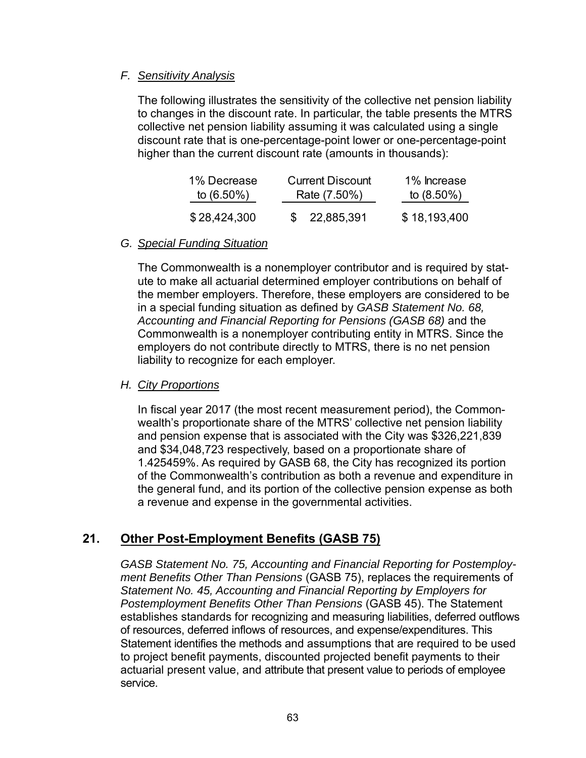### F. *Sensitivity Analysis*

The following illustrates the sensitivity of the collective net pension liability to changes in the discount rate. In particular, the table presents the MTRS collective net pension liability assuming it was calculated using a single discount rate that is one-percentage-point lower or one-percentage-point higher than the current discount rate (amounts in thousands):

| 1% Decrease to (6.50%) | Current Discount Rate (7.50%) | 1% Increase to (8.50%) |
|---|---|---|
| $ 28,424,300 | $ 22,885,391 | $ 18,193,400 |

### G. *Special Funding Situation*

The Commonwealth is a nonemployer contributor and is required by statute to make all actuarial determined employer contributions on behalf of the member employers. Therefore, these employers are considered to be in a special funding situation as defined by *GASB Statement No. 68, Accounting and Financial Reporting for Pensions (GASB 68)* and the Commonwealth is a nonemployer contributing entity in MTRS. Since the employers do not contribute directly to MTRS, there is no net pension liability to recognize for each employer.

### H. *City Proportions*

In fiscal year 2017 (the most recent measurement period), the Commonwealth's proportionate share of the MTRS' collective net pension liability and pension expense that is associated with the City was $326,221,839 and $34,048,723 respectively, based on a proportionate share of 1.425459%. As required by GASB 68, the City has recognized its portion of the Commonwealth's contribution as both a revenue and expenditure in the general fund, and its portion of the collective pension expense as both a revenue and expense in the governmental activities.

## 21. Other Post-Employment Benefits (GASB 75)

*GASB Statement No. 75, Accounting and Financial Reporting for Postemployment Benefits Other Than Pensions* (GASB 75), replaces the requirements of *Statement No. 45, Accounting and Financial Reporting by Employers for Postemployment Benefits Other Than Pensions* (GASB 45). The Statement establishes standards for recognizing and measuring liabilities, deferred outflows of resources, deferred inflows of resources, and expense/expenditures. This Statement identifies the methods and assumptions that are required to be used to project benefit payments, discounted projected benefit payments to their actuarial present value, and attribute that present value to periods of employee service.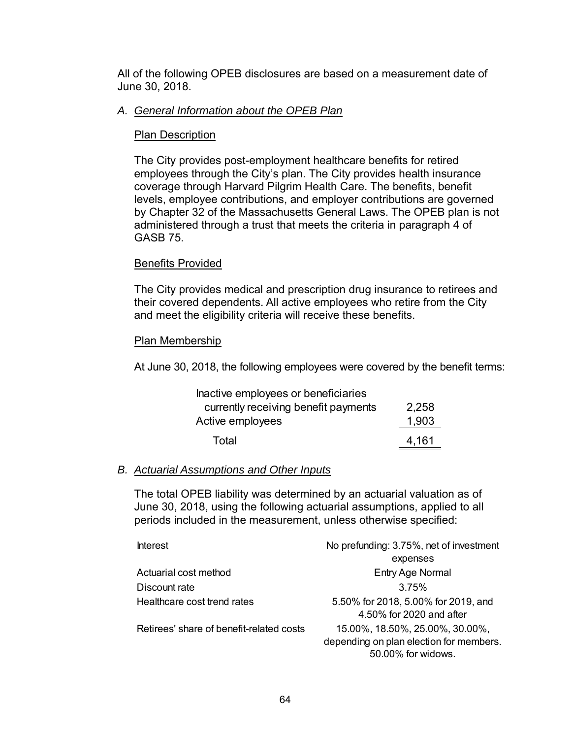All of the following OPEB disclosures are based on a measurement date of June 30, 2018.

### A. *General Information about the OPEB Plan*

#### Plan Description

The City provides post-employment healthcare benefits for retired employees through the City's plan. The City provides health insurance coverage through Harvard Pilgrim Health Care. The benefits, benefit levels, employee contributions, and employer contributions are governed by Chapter 32 of the Massachusetts General Laws. The OPEB plan is not administered through a trust that meets the criteria in paragraph 4 of GASB 75.

#### Benefits Provided

The City provides medical and prescription drug insurance to retirees and their covered dependents. All active employees who retire from the City and meet the eligibility criteria will receive these benefits.

#### Plan Membership

At June 30, 2018, the following employees were covered by the benefit terms:

| | |
|---|---|
| Inactive employees or beneficiaries currently receiving benefit payments | 2,258 |
| Active employees | 1,903 |
| Total | 4,161 |

### B. *Actuarial Assumptions and Other Inputs*

The total OPEB liability was determined by an actuarial valuation as of June 30, 2018, using the following actuarial assumptions, applied to all periods included in the measurement, unless otherwise specified:

| | |
|---|---|
| Interest | No prefunding: 3.75%, net of investment expenses |
| Actuarial cost method | Entry Age Normal |
| Discount rate | 3.75% |
| Healthcare cost trend rates | 5.50% for 2018, 5.00% for 2019, and 4.50% for 2020 and after |
| Retirees' share of benefit-related costs | 15.00%, 18.50%, 25.00%, 30.00%, depending on plan election for members. 50.00% for widows. |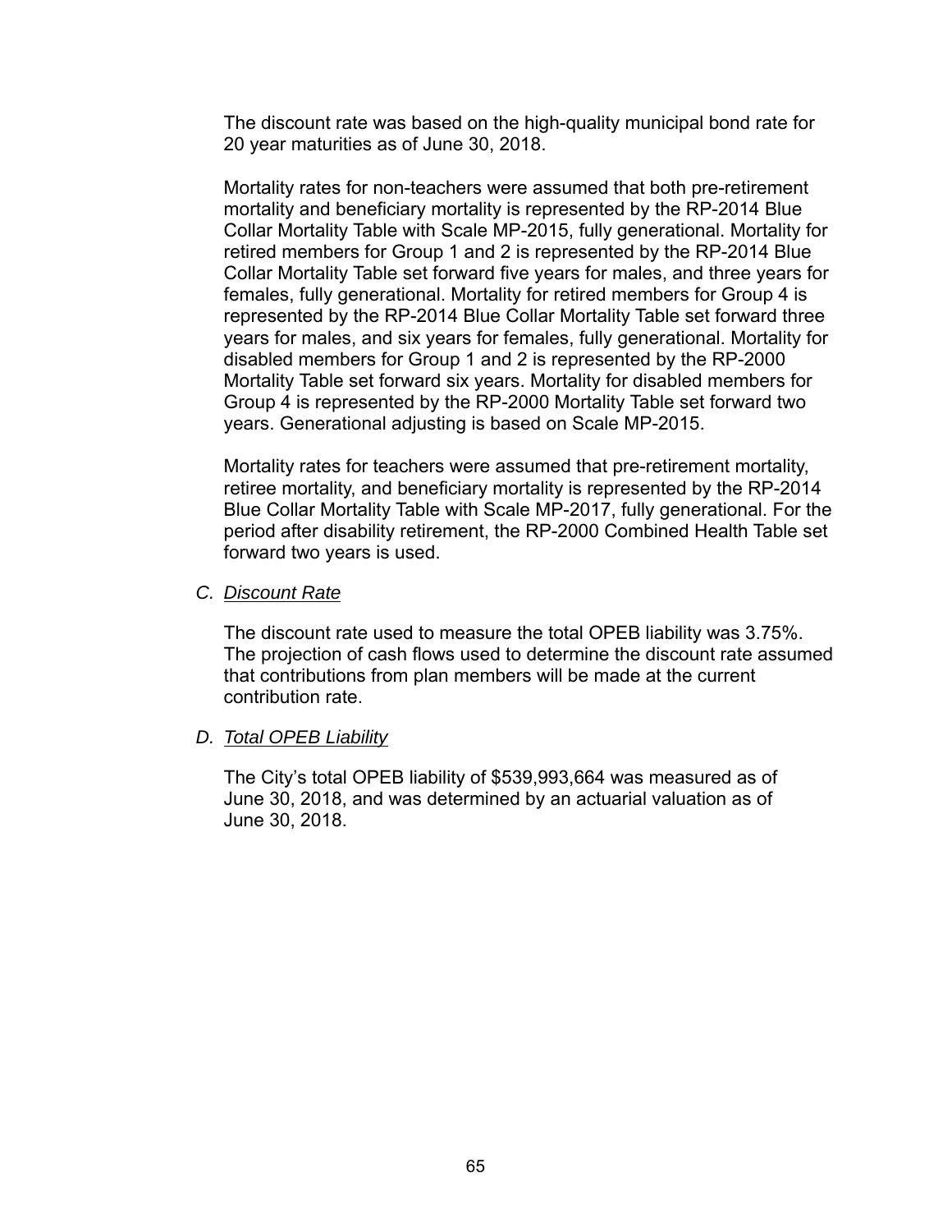The discount rate was based on the high-quality municipal bond rate for 20 year maturities as of June 30, 2018.

Mortality rates for non-teachers were assumed that both pre-retirement mortality and beneficiary mortality is represented by the RP-2014 Blue Collar Mortality Table with Scale MP-2015, fully generational. Mortality for retired members for Group 1 and 2 is represented by the RP-2014 Blue Collar Mortality Table set forward five years for males, and three years for females, fully generational. Mortality for retired members for Group 4 is represented by the RP-2014 Blue Collar Mortality Table set forward three years for males, and six years for females, fully generational. Mortality for disabled members for Group 1 and 2 is represented by the RP-2000 Mortality Table set forward six years. Mortality for disabled members for Group 4 is represented by the RP-2000 Mortality Table set forward two years. Generational adjusting is based on Scale MP-2015.

Mortality rates for teachers were assumed that pre-retirement mortality, retiree mortality, and beneficiary mortality is represented by the RP-2014 Blue Collar Mortality Table with Scale MP-2017, fully generational. For the period after disability retirement, the RP-2000 Combined Health Table set forward two years is used.

### C. *Discount Rate*

The discount rate used to measure the total OPEB liability was 3.75%. The projection of cash flows used to determine the discount rate assumed that contributions from plan members will be made at the current contribution rate.

### D. *Total OPEB Liability*

The City's total OPEB liability of $539,993,664 was measured as of June 30, 2018, and was determined by an actuarial valuation as of June 30, 2018.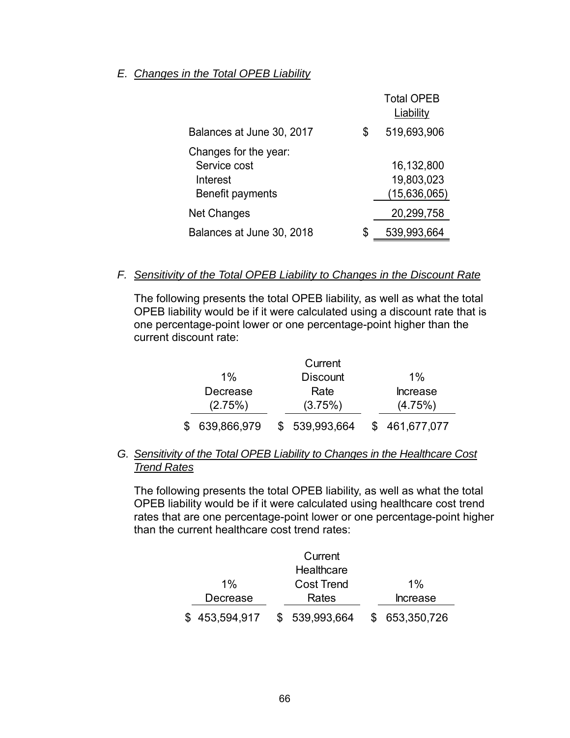*E. Changes in the Total OPEB Liability*

| | Total OPEB Liability |
|---|---|
| Balances at June 30, 2017 | $ 519,693,906 |
| Changes for the year: | |
| Service cost | 16,132,800 |
| Interest | 19,803,023 |
| Benefit payments | (15,636,065) |
| Net Changes | 20,299,758 |
| Balances at June 30, 2018 | $ 539,993,664 |

*F. Sensitivity of the Total OPEB Liability to Changes in the Discount Rate*

The following presents the total OPEB liability, as well as what the total OPEB liability would be if it were calculated using a discount rate that is one percentage-point lower or one percentage-point higher than the current discount rate:

| 1% Decrease (2.75%) | Current Discount Rate (3.75%) | 1% Increase (4.75%) |
|---|---|---|
| $ 639,866,979 | $ 539,993,664 | $ 461,677,077 |

*G. Sensitivity of the Total OPEB Liability to Changes in the Healthcare Cost Trend Rates*

The following presents the total OPEB liability, as well as what the total OPEB liability would be if it were calculated using healthcare cost trend rates that are one percentage-point lower or one percentage-point higher than the current healthcare cost trend rates:

| 1% Decrease | Current Healthcare Cost Trend Rates | 1% Increase |
|---|---|---|
| $ 453,594,917 | $ 539,993,664 | $ 653,350,726 |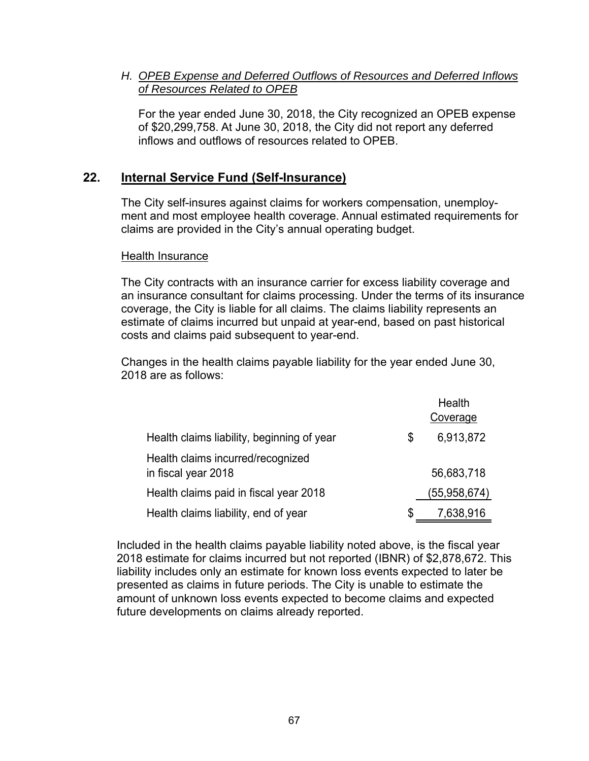### H. *OPEB Expense and Deferred Outflows of Resources and Deferred Inflows of Resources Related to OPEB*

For the year ended June 30, 2018, the City recognized an OPEB expense of $20,299,758. At June 30, 2018, the City did not report any deferred inflows and outflows of resources related to OPEB.

## 22. Internal Service Fund (Self-Insurance)

The City self-insures against claims for workers compensation, unemployment and most employee health coverage. Annual estimated requirements for claims are provided in the City's annual operating budget.

Health Insurance

The City contracts with an insurance carrier for excess liability coverage and an insurance consultant for claims processing. Under the terms of its insurance coverage, the City is liable for all claims. The claims liability represents an estimate of claims incurred but unpaid at year-end, based on past historical costs and claims paid subsequent to year-end.

Changes in the health claims payable liability for the year ended June 30, 2018 are as follows:

| | Health Coverage |
|---|---|
| Health claims liability, beginning of year | $ 6,913,872 |
| Health claims incurred/recognized in fiscal year 2018 | 56,683,718 |
| Health claims paid in fiscal year 2018 | (55,958,674) |
| Health claims liability, end of year | $ 7,638,916 |

Included in the health claims payable liability noted above, is the fiscal year 2018 estimate for claims incurred but not reported (IBNR) of $2,878,672. This liability includes only an estimate for known loss events expected to later be presented as claims in future periods. The City is unable to estimate the amount of unknown loss events expected to become claims and expected future developments on claims already reported.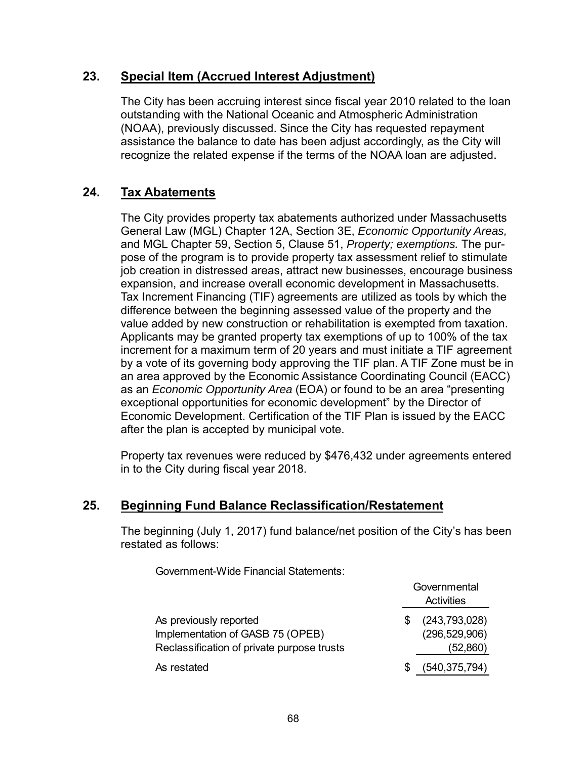## 23. Special Item (Accrued Interest Adjustment)

The City has been accruing interest since fiscal year 2010 related to the loan outstanding with the National Oceanic and Atmospheric Administration (NOAA), previously discussed. Since the City has requested repayment assistance the balance to date has been adjust accordingly, as the City will recognize the related expense if the terms of the NOAA loan are adjusted.

## 24. Tax Abatements

The City provides property tax abatements authorized under Massachusetts General Law (MGL) Chapter 12A, Section 3E, *Economic Opportunity Areas,* and MGL Chapter 59, Section 5, Clause 51, *Property; exemptions.* The purpose of the program is to provide property tax assessment relief to stimulate job creation in distressed areas, attract new businesses, encourage business expansion, and increase overall economic development in Massachusetts. Tax Increment Financing (TIF) agreements are utilized as tools by which the difference between the beginning assessed value of the property and the value added by new construction or rehabilitation is exempted from taxation. Applicants may be granted property tax exemptions of up to 100% of the tax increment for a maximum term of 20 years and must initiate a TIF agreement by a vote of its governing body approving the TIF plan. A TIF Zone must be in an area approved by the Economic Assistance Coordinating Council (EACC) as an *Economic Opportunity Area* (EOA) or found to be an area "presenting exceptional opportunities for economic development" by the Director of Economic Development. Certification of the TIF Plan is issued by the EACC after the plan is accepted by municipal vote.

Property tax revenues were reduced by $476,432 under agreements entered in to the City during fiscal year 2018.

## 25. Beginning Fund Balance Reclassification/Restatement

The beginning (July 1, 2017) fund balance/net position of the City's has been restated as follows:

Government-Wide Financial Statements:

| | Governmental Activities |
|---|---|
| As previously reported | $ (243,793,028) |
| Implementation of GASB 75 (OPEB) | (296,529,906) |
| Reclassification of private purpose trusts | (52,860) |
| As restated | $ (540,375,794) |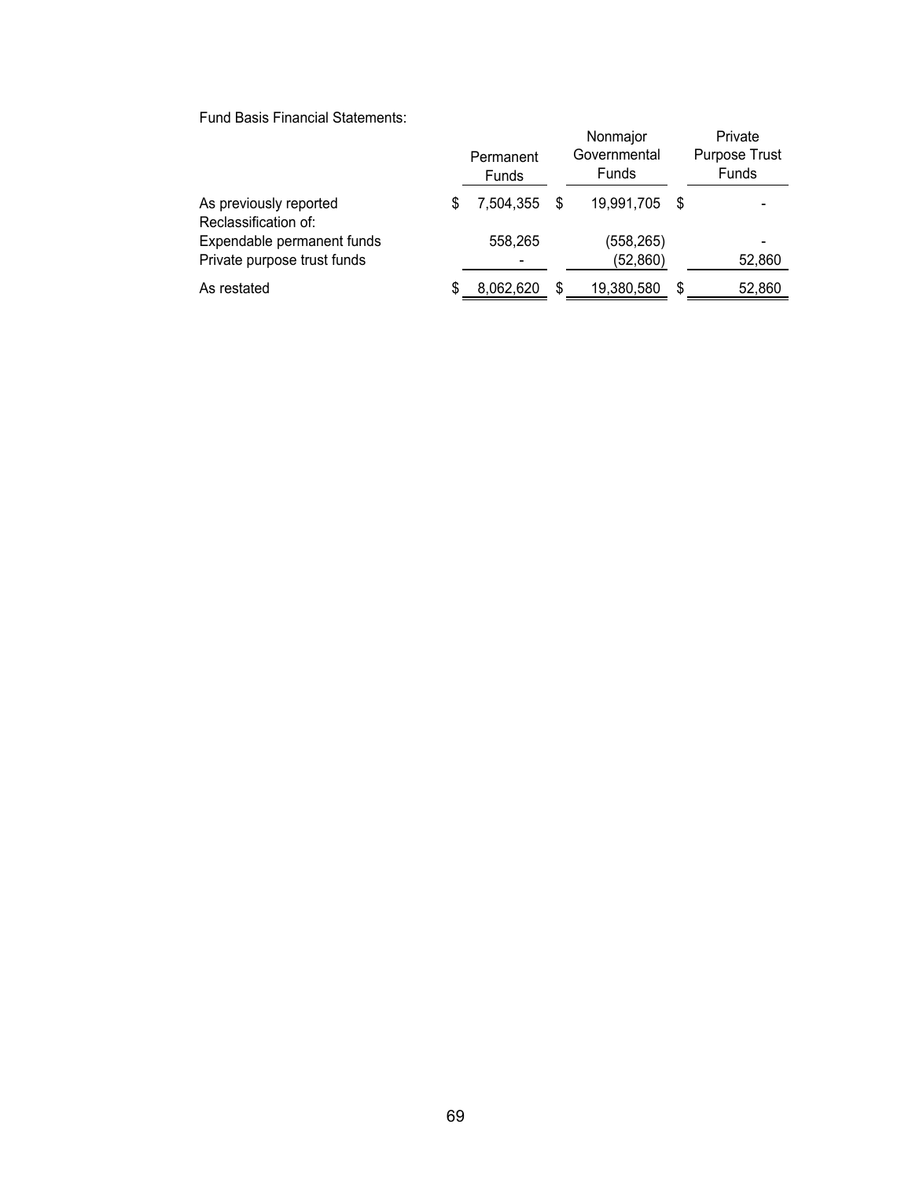Fund Basis Financial Statements:

| | Permanent Funds | Nonmajor Governmental Funds | Private Purpose Trust Funds |
|---|---|---|---|
| As previously reported | $ 7,504,355 | $ 19,991,705 | $ - |
| Reclassification of: | | | |
| Expendable permanent funds | 558,265 | (558,265) | - |
| Private purpose trust funds | - | (52,860) | 52,860 |
| As restated | $ 8,062,620 | $ 19,380,580 | $ 52,860 |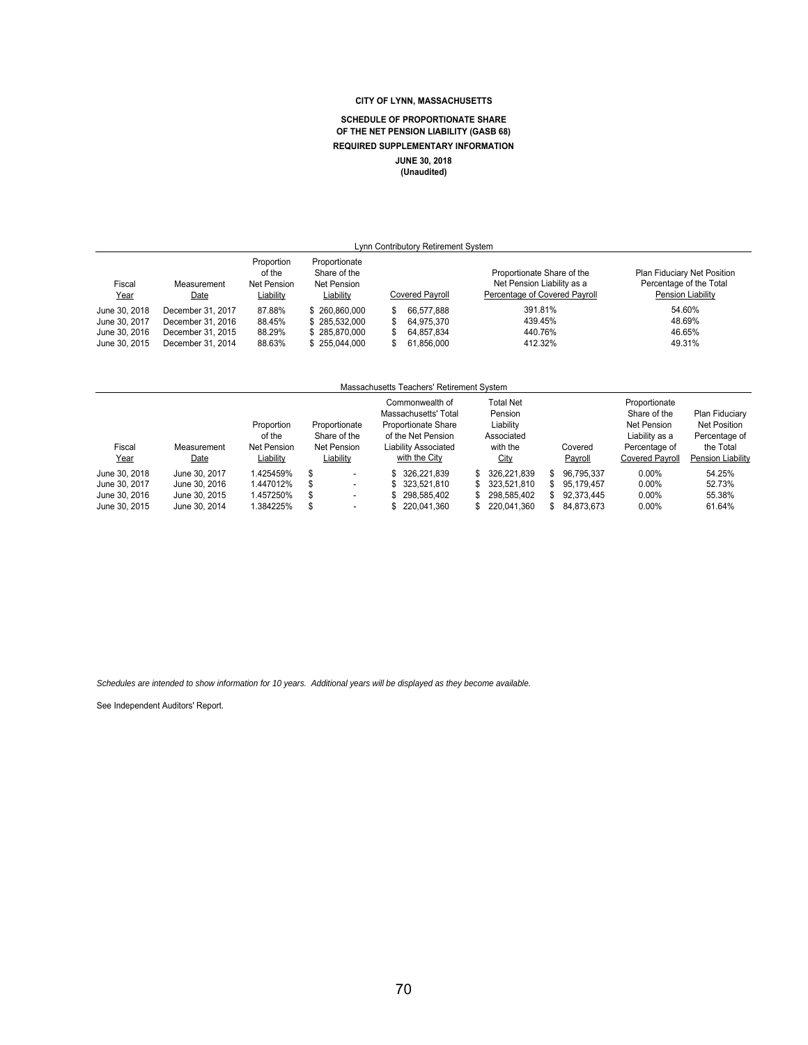**CITY OF LYNN, MASSACHUSETTS**

**SCHEDULE OF PROPORTIONATE SHARE OF THE NET PENSION LIABILITY (GASB 68)**

**REQUIRED SUPPLEMENTARY INFORMATION**

**JUNE 30, 2018**
**(Unaudited)**

Lynn Contributory Retirement System

| Fiscal Year | Measurement Date | Proportion of the Net Pension Liability | Proportionate Share of the Net Pension Liability | Covered Payroll | Proportionate Share of the Net Pension Liability as a Percentage of Covered Payroll | Plan Fiduciary Net Position Percentage of the Total Pension Liability |
|---|---|---|---|---|---|---|
| June 30, 2018 | December 31, 2017 | 87.88% | $ 260,860,000 | $ 66,577,888 | 391.81% | 54.60% |
| June 30, 2017 | December 31, 2016 | 88.45% | $ 285,532,000 | $ 64,975,370 | 439.45% | 48.69% |
| June 30, 2016 | December 31, 2015 | 88.29% | $ 285,870,000 | $ 64,857,834 | 440.76% | 46.65% |
| June 30, 2015 | December 31, 2014 | 88.63% | $ 255,044,000 | $ 61,856,000 | 412.32% | 49.31% |

Massachusetts Teachers' Retirement System

| Fiscal Year | Measurement Date | Proportion of the Net Pension Liability | Proportionate Share of the Net Pension Liability | Commonwealth of Massachusetts' Total Proportionate Share of the Net Pension Liability Associated with the City | Total Net Pension Liability Associated with the City | Covered Payroll | Proportionate Share of the Net Pension Liability as a Percentage of Covered Payroll | Plan Fiduciary Net Position Percentage of the Total Pension Liability |
|---|---|---|---|---|---|---|---|---|
| June 30, 2018 | June 30, 2017 | 1.425459% | $ - | $ 326,221,839 | $ 326,221,839 | $ 96,795,337 | 0.00% | 54.25% |
| June 30, 2017 | June 30, 2016 | 1.447012% | $ - | $ 323,521,810 | $ 323,521,810 | $ 95,179,457 | 0.00% | 52.73% |
| June 30, 2016 | June 30, 2015 | 1.457250% | $ - | $ 298,585,402 | $ 298,585,402 | $ 92,373,445 | 0.00% | 55.38% |
| June 30, 2015 | June 30, 2014 | 1.384225% | $ - | $ 220,041,360 | $ 220,041,360 | $ 84,873,673 | 0.00% | 61.64% |

*Schedules are intended to show information for 10 years. Additional years will be displayed as they become available.*

See Independent Auditors' Report.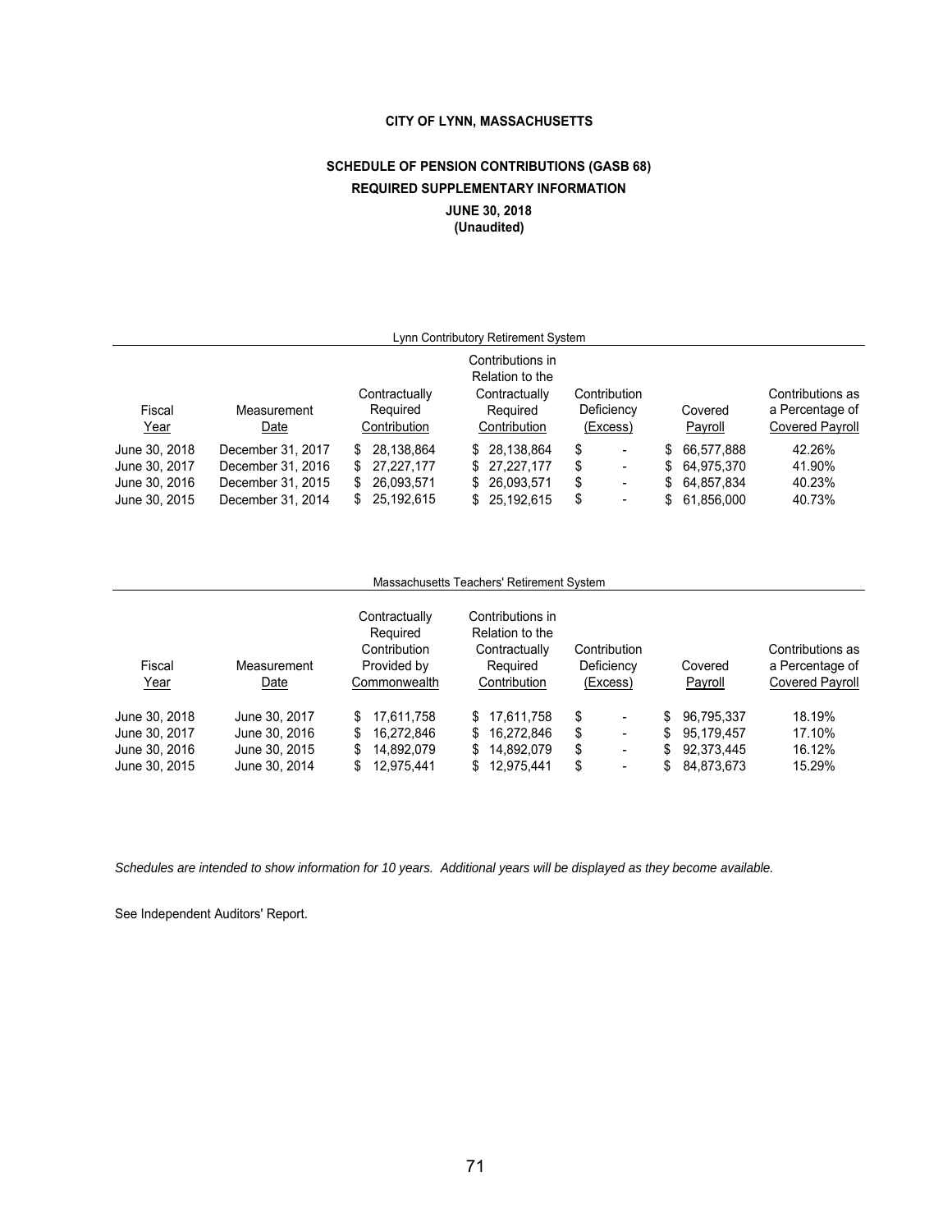# CITY OF LYNN, MASSACHUSETTS

## SCHEDULE OF PENSION CONTRIBUTIONS (GASB 68)
## REQUIRED SUPPLEMENTARY INFORMATION
### JUNE 30, 2018
### (Unaudited)

Lynn Contributory Retirement System

| Fiscal Year | Measurement Date | Contractually Required Contribution | Contributions in Relation to the Contractually Required Contribution | Contribution Deficiency (Excess) | Covered Payroll | Contributions as a Percentage of Covered Payroll |
|---|---|---|---|---|---|---|
| June 30, 2018 | December 31, 2017 | $ 28,138,864 | $ 28,138,864 | $ - | $ 66,577,888 | 42.26% |
| June 30, 2017 | December 31, 2016 | $ 27,227,177 | $ 27,227,177 | $ - | $ 64,975,370 | 41.90% |
| June 30, 2016 | December 31, 2015 | $ 26,093,571 | $ 26,093,571 | $ - | $ 64,857,834 | 40.23% |
| June 30, 2015 | December 31, 2014 | $ 25,192,615 | $ 25,192,615 | $ - | $ 61,856,000 | 40.73% |

Massachusetts Teachers' Retirement System

| Fiscal Year | Measurement Date | Contractually Required Contribution Provided by Commonwealth | Contributions in Relation to the Contractually Required Contribution | Contribution Deficiency (Excess) | Covered Payroll | Contributions as a Percentage of Covered Payroll |
|---|---|---|---|---|---|---|
| June 30, 2018 | June 30, 2017 | $ 17,611,758 | $ 17,611,758 | $ - | $ 96,795,337 | 18.19% |
| June 30, 2017 | June 30, 2016 | $ 16,272,846 | $ 16,272,846 | $ - | $ 95,179,457 | 17.10% |
| June 30, 2016 | June 30, 2015 | $ 14,892,079 | $ 14,892,079 | $ - | $ 92,373,445 | 16.12% |
| June 30, 2015 | June 30, 2014 | $ 12,975,441 | $ 12,975,441 | $ - | $ 84,873,673 | 15.29% |

*Schedules are intended to show information for 10 years. Additional years will be displayed as they become available.*

See Independent Auditors' Report.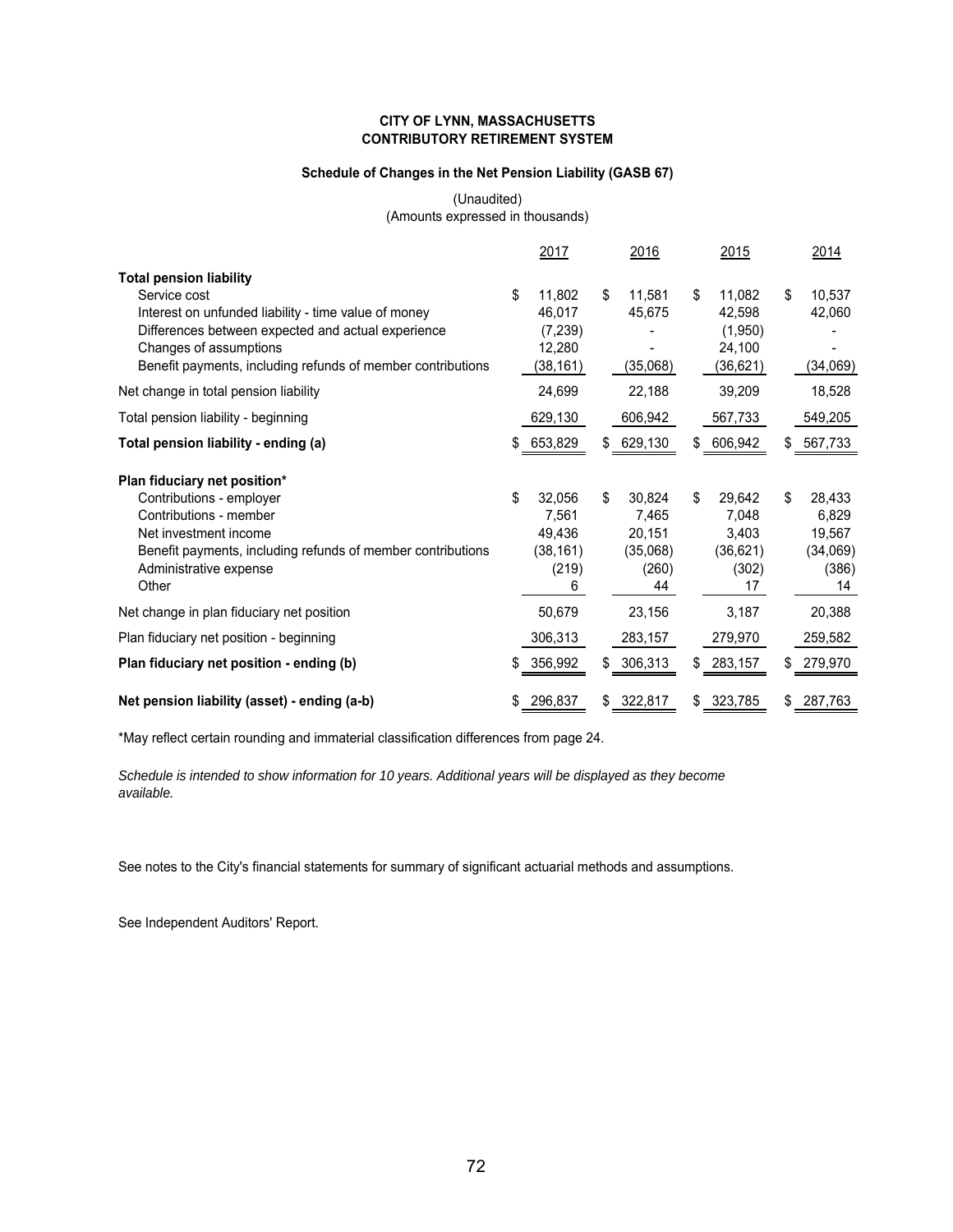**CITY OF LYNN, MASSACHUSETTS**
**CONTRIBUTORY RETIREMENT SYSTEM**

**Schedule of Changes in the Net Pension Liability (GASB 67)**

(Unaudited)
(Amounts expressed in thousands)

| | 2017 | 2016 | 2015 | 2014 |
|---|---|---|---|---|
| **Total pension liability** | | | | |
| Service cost | $ 11,802 | $ 11,581 | $ 11,082 | $ 10,537 |
| Interest on unfunded liability - time value of money | 46,017 | 45,675 | 42,598 | 42,060 |
| Differences between expected and actual experience | (7,239) | - | (1,950) | - |
| Changes of assumptions | 12,280 | - | 24,100 | - |
| Benefit payments, including refunds of member contributions | (38,161) | (35,068) | (36,621) | (34,069) |
| Net change in total pension liability | 24,699 | 22,188 | 39,209 | 18,528 |
| Total pension liability - beginning | 629,130 | 606,942 | 567,733 | 549,205 |
| **Total pension liability - ending (a)** | $ 653,829 | $ 629,130 | $ 606,942 | $ 567,733 |
| **Plan fiduciary net position*** | | | | |
| Contributions - employer | $ 32,056 | $ 30,824 | $ 29,642 | $ 28,433 |
| Contributions - member | 7,561 | 7,465 | 7,048 | 6,829 |
| Net investment income | 49,436 | 20,151 | 3,403 | 19,567 |
| Benefit payments, including refunds of member contributions | (38,161) | (35,068) | (36,621) | (34,069) |
| Administrative expense | (219) | (260) | (302) | (386) |
| Other | 6 | 44 | 17 | 14 |
| Net change in plan fiduciary net position | 50,679 | 23,156 | 3,187 | 20,388 |
| Plan fiduciary net position - beginning | 306,313 | 283,157 | 279,970 | 259,582 |
| **Plan fiduciary net position - ending (b)** | $ 356,992 | $ 306,313 | $ 283,157 | $ 279,970 |
| **Net pension liability (asset) - ending (a-b)** | $ 296,837 | $ 322,817 | $ 323,785 | $ 287,763 |

*May reflect certain rounding and immaterial classification differences from page 24.

*Schedule is intended to show information for 10 years. Additional years will be displayed as they become available.*

See notes to the City's financial statements for summary of significant actuarial methods and assumptions.

See Independent Auditors' Report.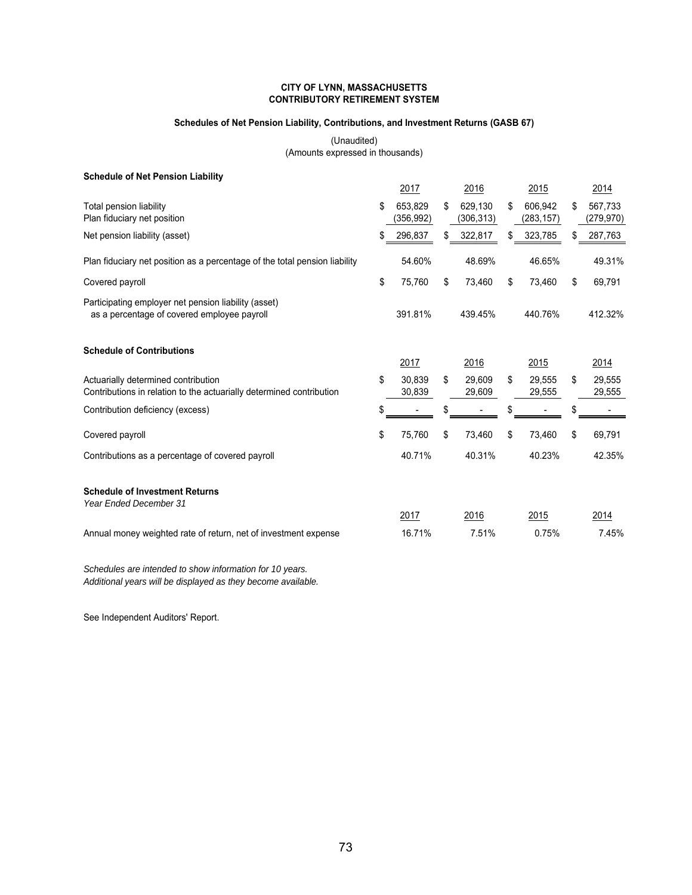**CITY OF LYNN, MASSACHUSETTS**
**CONTRIBUTORY RETIREMENT SYSTEM**

**Schedules of Net Pension Liability, Contributions, and Investment Returns (GASB 67)**

(Unaudited)
(Amounts expressed in thousands)

**Schedule of Net Pension Liability**

| | 2017 | 2016 | 2015 | 2014 |
|---|---|---|---|---|
| Total pension liability | $ 653,829 | $ 629,130 | $ 606,942 | $ 567,733 |
| Plan fiduciary net position | (356,992) | (306,313) | (283,157) | (279,970) |
| Net pension liability (asset) | $ 296,837 | $ 322,817 | $ 323,785 | $ 287,763 |
| Plan fiduciary net position as a percentage of the total pension liability | 54.60% | 48.69% | 46.65% | 49.31% |
| Covered payroll | $ 75,760 | $ 73,460 | $ 73,460 | $ 69,791 |
| Participating employer net pension liability (asset) as a percentage of covered employee payroll | 391.81% | 439.45% | 440.76% | 412.32% |

**Schedule of Contributions**

| | 2017 | 2016 | 2015 | 2014 |
|---|---|---|---|---|
| Actuarially determined contribution | $ 30,839 | $ 29,609 | $ 29,555 | $ 29,555 |
| Contributions in relation to the actuarially determined contribution | 30,839 | 29,609 | 29,555 | 29,555 |
| Contribution deficiency (excess) | $ - | $ - | $ - | $ - |
| Covered payroll | $ 75,760 | $ 73,460 | $ 73,460 | $ 69,791 |
| Contributions as a percentage of covered payroll | 40.71% | 40.31% | 40.23% | 42.35% |

**Schedule of Investment Returns**
*Year Ended December 31*

| | 2017 | 2016 | 2015 | 2014 |
|---|---|---|---|---|
| Annual money weighted rate of return, net of investment expense | 16.71% | 7.51% | 0.75% | 7.45% |

*Schedules are intended to show information for 10 years.*
*Additional years will be displayed as they become available.*

See Independent Auditors' Report.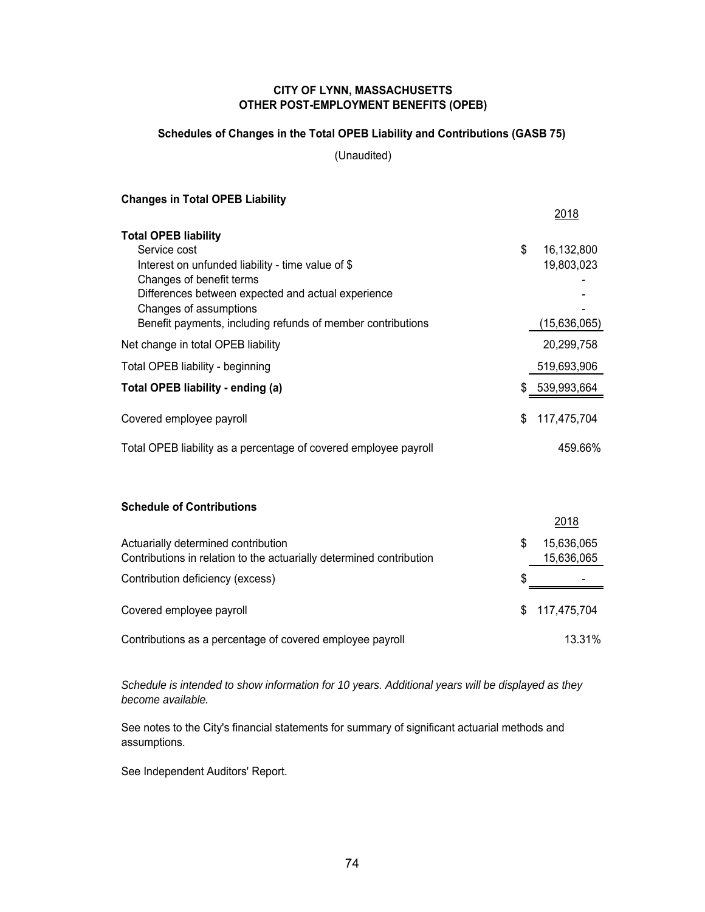# CITY OF LYNN, MASSACHUSETTS
# OTHER POST-EMPLOYMENT BENEFITS (OPEB)

## Schedules of Changes in the Total OPEB Liability and Contributions (GASB 75)

(Unaudited)

### Changes in Total OPEB Liability

| | 2018 |
|---|---|
| **Total OPEB liability** | |
| Service cost | $ 16,132,800 |
| Interest on unfunded liability - time value of $ | 19,803,023 |
| Changes of benefit terms | - |
| Differences between expected and actual experience | - |
| Changes of assumptions | - |
| Benefit payments, including refunds of member contributions | (15,636,065) |
| Net change in total OPEB liability | 20,299,758 |
| Total OPEB liability - beginning | 519,693,906 |
| **Total OPEB liability - ending (a)** | $ 539,993,664 |
| Covered employee payroll | $ 117,475,704 |
| Total OPEB liability as a percentage of covered employee payroll | 459.66% |

### Schedule of Contributions

| | 2018 |
|---|---|
| Actuarially determined contribution | $ 15,636,065 |
| Contributions in relation to the actuarially determined contribution | 15,636,065 |
| Contribution deficiency (excess) | $ - |
| Covered employee payroll | $ 117,475,704 |
| Contributions as a percentage of covered employee payroll | 13.31% |

*Schedule is intended to show information for 10 years. Additional years will be displayed as they become available.*

See notes to the City's financial statements for summary of significant actuarial methods and assumptions.

See Independent Auditors' Report.